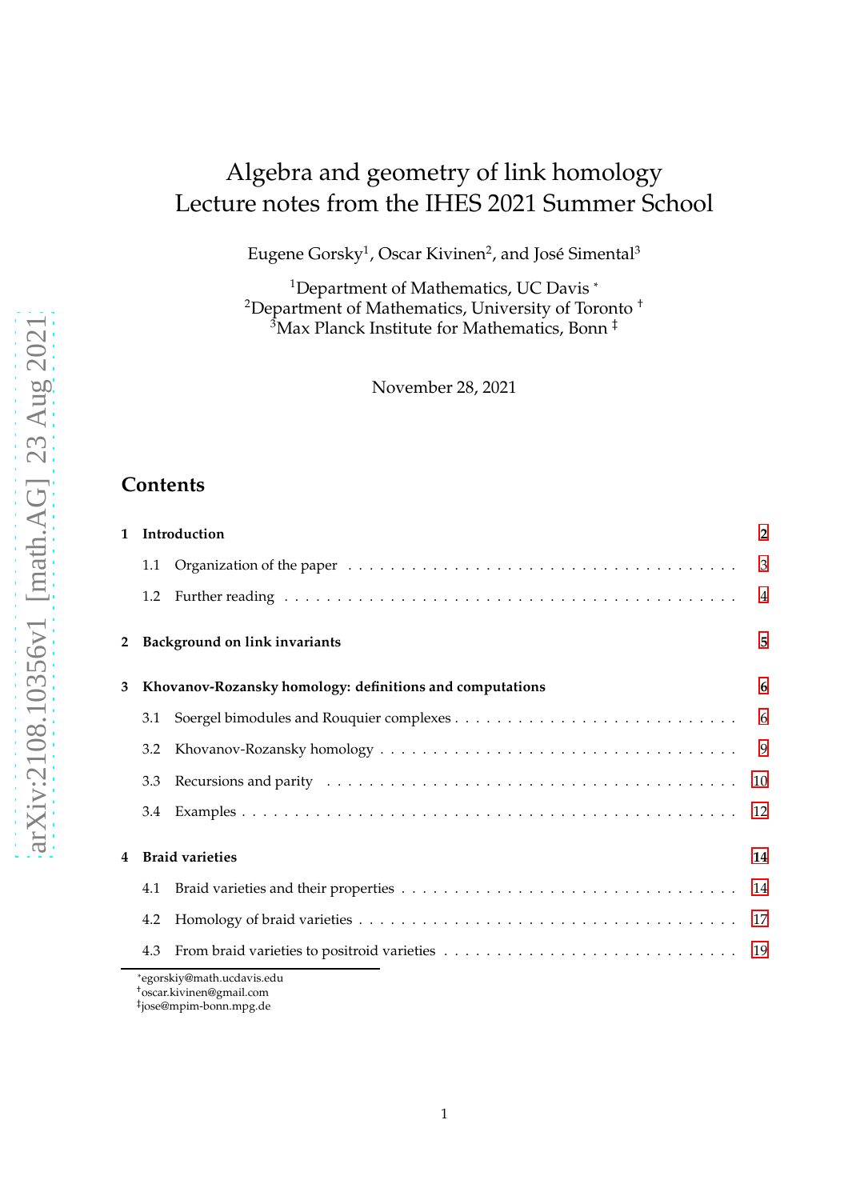# Algebra and geometry of link homology
# Lecture notes from the IHES 2021 Summer School

Eugene Gorsky[1], Oscar Kivinen[2], and José Simental[3]

[1]Department of Mathematics, UC Davis *
[2]Department of Mathematics, University of Toronto †
[3]Max Planck Institute for Mathematics, Bonn ‡

November 28, 2021

## Contents

**1 Introduction** — 2
- 1.1 Organization of the paper — 3
- 1.2 Further reading — 4

**2 Background on link invariants** — 5

**3 Khovanov-Rozansky homology: definitions and computations** — 6
- 3.1 Soergel bimodules and Rouquier complexes — 6
- 3.2 Khovanov-Rozansky homology — 9
- 3.3 Recursions and parity — 10
- 3.4 Examples — 12

**4 Braid varieties** — 14
- 4.1 Braid varieties and their properties — 14
- 4.2 Homology of braid varieties — 17
- 4.3 From braid varieties to positroid varieties — 19

*egorskiy@math.ucdavis.edu
†oscar.kivinen@gmail.com
‡jose@mpim-bonn.mpg.de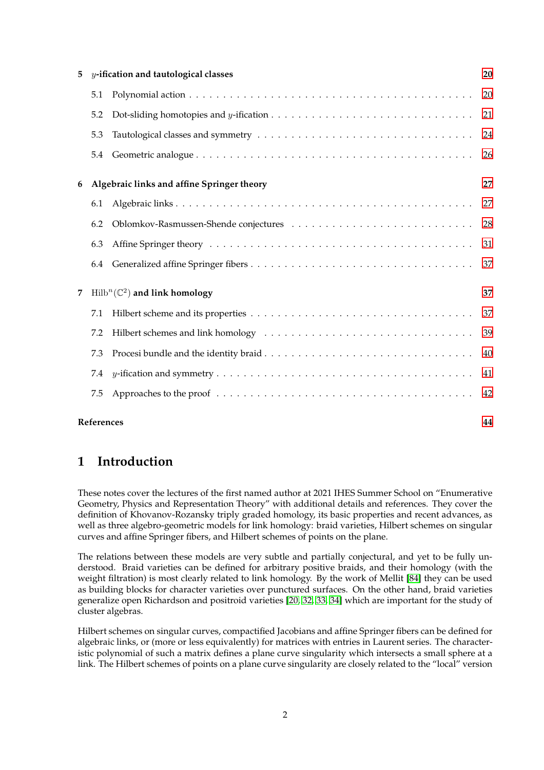**5 $y$-ification and tautological classes** **20**

5.1 Polynomial action . . . . . . . . . . . . . . . . . . . . . . . . . . . . . . . . . . . . . . . 20

5.2 Dot-sliding homotopies and $y$-ification . . . . . . . . . . . . . . . . . . . . . . . . . . . 21

5.3 Tautological classes and symmetry . . . . . . . . . . . . . . . . . . . . . . . . . . . . 24

5.4 Geometric analogue . . . . . . . . . . . . . . . . . . . . . . . . . . . . . . . . . . . . . 26

**6 Algebraic links and affine Springer theory** **27**

6.1 Algebraic links . . . . . . . . . . . . . . . . . . . . . . . . . . . . . . . . . . . . . . . . 27

6.2 Oblomkov-Rasmussen-Shende conjectures . . . . . . . . . . . . . . . . . . . . . . . . 28

6.3 Affine Springer theory . . . . . . . . . . . . . . . . . . . . . . . . . . . . . . . . . . . . 31

6.4 Generalized affine Springer fibers . . . . . . . . . . . . . . . . . . . . . . . . . . . . . 37

**7 $\mathrm{Hilb}^n(\mathbb{C}^2)$ and link homology** **37**

7.1 Hilbert scheme and its properties . . . . . . . . . . . . . . . . . . . . . . . . . . . . . 37

7.2 Hilbert schemes and link homology . . . . . . . . . . . . . . . . . . . . . . . . . . . . 39

7.3 Procesi bundle and the identity braid . . . . . . . . . . . . . . . . . . . . . . . . . . . 40

7.4 $y$-ification and symmetry . . . . . . . . . . . . . . . . . . . . . . . . . . . . . . . . . . 41

7.5 Approaches to the proof . . . . . . . . . . . . . . . . . . . . . . . . . . . . . . . . . . . 42

**References** **44**

# 1 Introduction

These notes cover the lectures of the first named author at 2021 IHES Summer School on "Enumerative Geometry, Physics and Representation Theory" with additional details and references. They cover the definition of Khovanov-Rozansky triply graded homology, its basic properties and recent advances, as well as three algebro-geometric models for link homology: braid varieties, Hilbert schemes on singular curves and affine Springer fibers, and Hilbert schemes of points on the plane.

The relations between these models are very subtle and partially conjectural, and yet to be fully understood. Braid varieties can be defined for arbitrary positive braids, and their homology (with the weight filtration) is most clearly related to link homology. By the work of Mellit [84] they can be used as building blocks for character varieties over punctured surfaces. On the other hand, braid varieties generalize open Richardson and positroid varieties [20, 32, 33, 34] which are important for the study of cluster algebras.

Hilbert schemes on singular curves, compactified Jacobians and affine Springer fibers can be defined for algebraic links, or (more or less equivalently) for matrices with entries in Laurent series. The characteristic polynomial of such a matrix defines a plane curve singularity which intersects a small sphere at a link. The Hilbert schemes of points on a plane curve singularity are closely related to the "local" version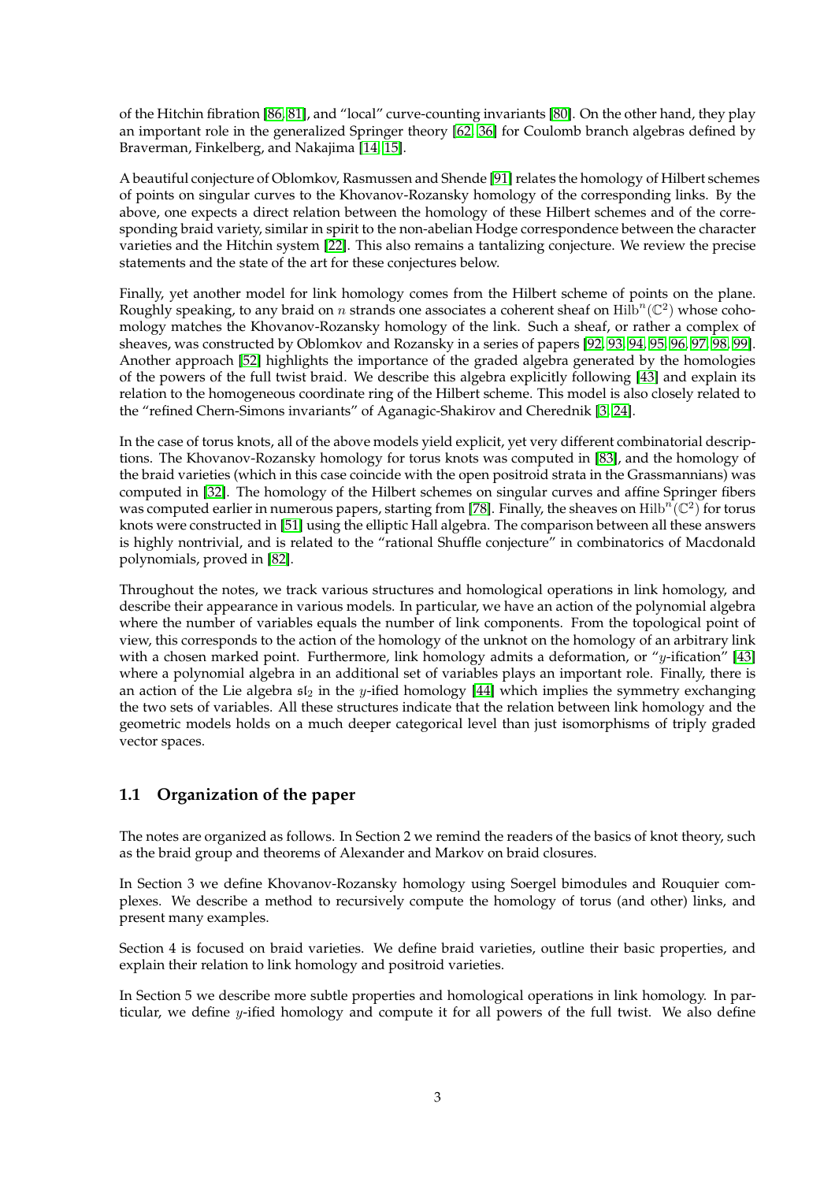of the Hitchin fibration [86, 81], and "local" curve-counting invariants [80]. On the other hand, they play an important role in the generalized Springer theory [62, 36] for Coulomb branch algebras defined by Braverman, Finkelberg, and Nakajima [14, 15].

A beautiful conjecture of Oblomkov, Rasmussen and Shende [91] relates the homology of Hilbert schemes of points on singular curves to the Khovanov-Rozansky homology of the corresponding links. By the above, one expects a direct relation between the homology of these Hilbert schemes and of the corresponding braid variety, similar in spirit to the non-abelian Hodge correspondence between the character varieties and the Hitchin system [22]. This also remains a tantalizing conjecture. We review the precise statements and the state of the art for these conjectures below.

Finally, yet another model for link homology comes from the Hilbert scheme of points on the plane. Roughly speaking, to any braid on $n$ strands one associates a coherent sheaf on $\mathrm{Hilb}^n(\mathbb{C}^2)$ whose cohomology matches the Khovanov-Rozansky homology of the link. Such a sheaf, or rather a complex of sheaves, was constructed by Oblomkov and Rozansky in a series of papers [92, 93, 94, 95, 96, 97, 98, 99]. Another approach [52] highlights the importance of the graded algebra generated by the homologies of the powers of the full twist braid. We describe this algebra explicitly following [43] and explain its relation to the homogeneous coordinate ring of the Hilbert scheme. This model is also closely related to the "refined Chern-Simons invariants" of Aganagic-Shakirov and Cherednik [3, 24].

In the case of torus knots, all of the above models yield explicit, yet very different combinatorial descriptions. The Khovanov-Rozansky homology for torus knots was computed in [83], and the homology of the braid varieties (which in this case coincide with the open positroid strata in the Grassmannians) was computed in [32]. The homology of the Hilbert schemes on singular curves and affine Springer fibers was computed earlier in numerous papers, starting from [78]. Finally, the sheaves on $\mathrm{Hilb}^n(\mathbb{C}^2)$ for torus knots were constructed in [51] using the elliptic Hall algebra. The comparison between all these answers is highly nontrivial, and is related to the "rational Shuffle conjecture" in combinatorics of Macdonald polynomials, proved in [82].

Throughout the notes, we track various structures and homological operations in link homology, and describe their appearance in various models. In particular, we have an action of the polynomial algebra where the number of variables equals the number of link components. From the topological point of view, this corresponds to the action of the homology of the unknot on the homology of an arbitrary link with a chosen marked point. Furthermore, link homology admits a deformation, or "$y$-ification" [43] where a polynomial algebra in an additional set of variables plays an important role. Finally, there is an action of the Lie algebra $\mathfrak{sl}_2$ in the $y$-ified homology [44] which implies the symmetry exchanging the two sets of variables. All these structures indicate that the relation between link homology and the geometric models holds on a much deeper categorical level than just isomorphisms of triply graded vector spaces.

## 1.1 Organization of the paper

The notes are organized as follows. In Section 2 we remind the readers of the basics of knot theory, such as the braid group and theorems of Alexander and Markov on braid closures.

In Section 3 we define Khovanov-Rozansky homology using Soergel bimodules and Rouquier complexes. We describe a method to recursively compute the homology of torus (and other) links, and present many examples.

Section 4 is focused on braid varieties. We define braid varieties, outline their basic properties, and explain their relation to link homology and positroid varieties.

In Section 5 we describe more subtle properties and homological operations in link homology. In particular, we define $y$-ified homology and compute it for all powers of the full twist. We also define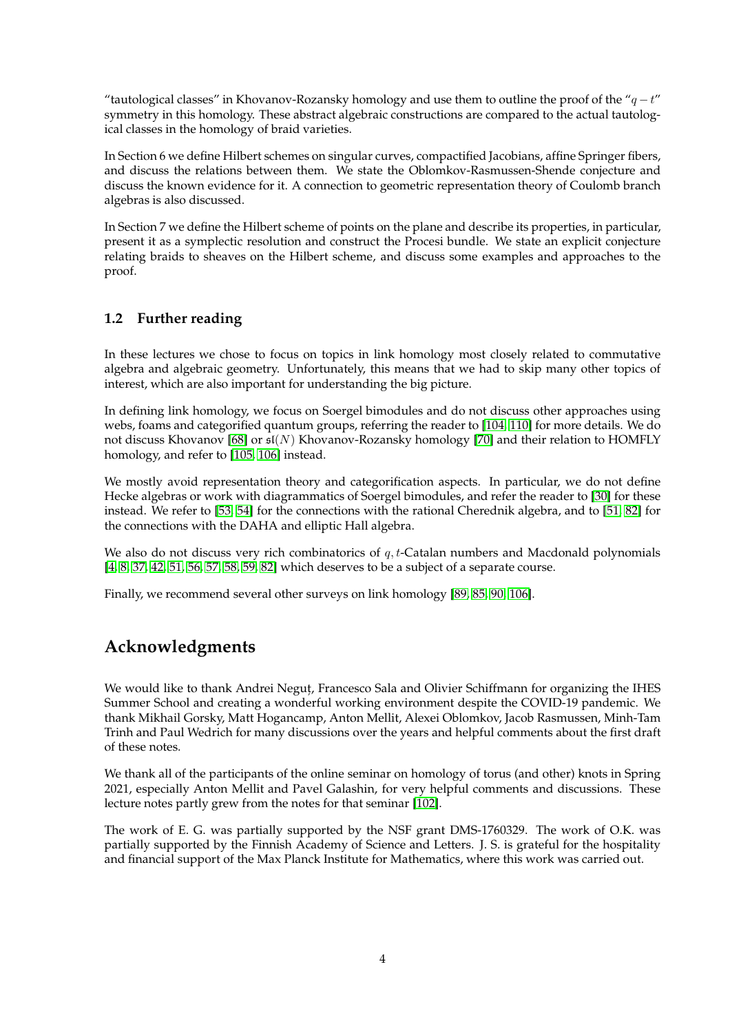"tautological classes" in Khovanov-Rozansky homology and use them to outline the proof of the "$q-t$" symmetry in this homology. These abstract algebraic constructions are compared to the actual tautological classes in the homology of braid varieties.

In Section 6 we define Hilbert schemes on singular curves, compactified Jacobians, affine Springer fibers, and discuss the relations between them. We state the Oblomkov-Rasmussen-Shende conjecture and discuss the known evidence for it. A connection to geometric representation theory of Coulomb branch algebras is also discussed.

In Section 7 we define the Hilbert scheme of points on the plane and describe its properties, in particular, present it as a symplectic resolution and construct the Procesi bundle. We state an explicit conjecture relating braids to sheaves on the Hilbert scheme, and discuss some examples and approaches to the proof.

## 1.2 Further reading

In these lectures we chose to focus on topics in link homology most closely related to commutative algebra and algebraic geometry. Unfortunately, this means that we had to skip many other topics of interest, which are also important for understanding the big picture.

In defining link homology, we focus on Soergel bimodules and do not discuss other approaches using webs, foams and categorified quantum groups, referring the reader to [104, 110] for more details. We do not discuss Khovanov [68] or $\mathfrak{sl}(N)$ Khovanov-Rozansky homology [70] and their relation to HOMFLY homology, and refer to [105, 106] instead.

We mostly avoid representation theory and categorification aspects. In particular, we do not define Hecke algebras or work with diagrammatics of Soergel bimodules, and refer the reader to [30] for these instead. We refer to [53, 54] for the connections with the rational Cherednik algebra, and to [51, 82] for the connections with the DAHA and elliptic Hall algebra.

We also do not discuss very rich combinatorics of $q,t$-Catalan numbers and Macdonald polynomials [4, 8, 37, 42, 51, 56, 57, 58, 59, 82] which deserves to be a subject of a separate course.

Finally, we recommend several other surveys on link homology [89, 85, 90, 106].

# Acknowledgments

We would like to thank Andrei Neguț, Francesco Sala and Olivier Schiffmann for organizing the IHES Summer School and creating a wonderful working environment despite the COVID-19 pandemic. We thank Mikhail Gorsky, Matt Hogancamp, Anton Mellit, Alexei Oblomkov, Jacob Rasmussen, Minh-Tam Trinh and Paul Wedrich for many discussions over the years and helpful comments about the first draft of these notes.

We thank all of the participants of the online seminar on homology of torus (and other) knots in Spring 2021, especially Anton Mellit and Pavel Galashin, for very helpful comments and discussions. These lecture notes partly grew from the notes for that seminar [102].

The work of E. G. was partially supported by the NSF grant DMS-1760329. The work of O.K. was partially supported by the Finnish Academy of Science and Letters. J. S. is grateful for the hospitality and financial support of the Max Planck Institute for Mathematics, where this work was carried out.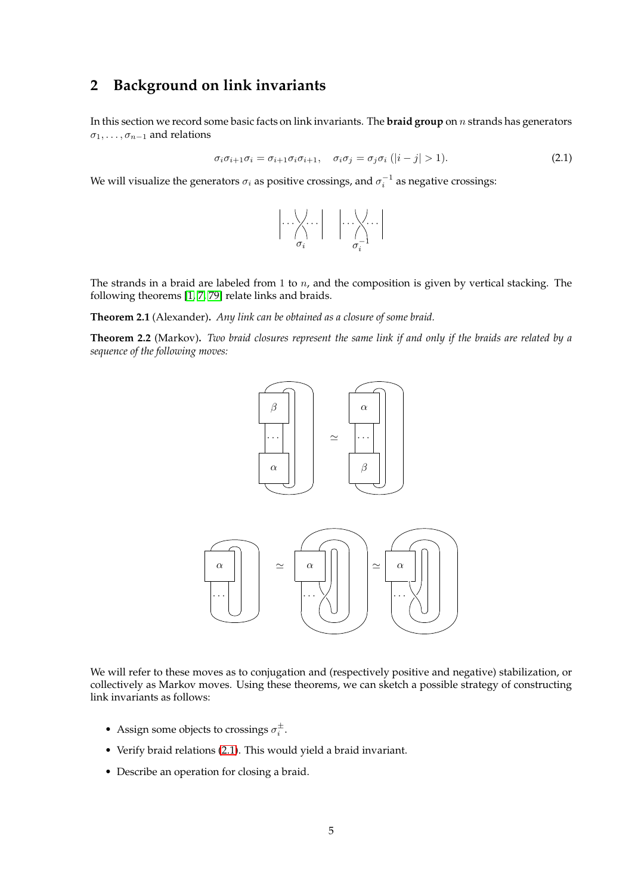## 2 Background on link invariants

In this section we record some basic facts on link invariants. The **braid group** on $n$ strands has generators $\sigma_1, \ldots, \sigma_{n-1}$ and relations

$$\sigma_i \sigma_{i+1} \sigma_i = \sigma_{i+1} \sigma_i \sigma_{i+1}, \quad \sigma_i \sigma_j = \sigma_j \sigma_i \ (|i-j| > 1). \tag{2.1}$$

We will visualize the generators $\sigma_i$ as positive crossings, and $\sigma_i^{-1}$ as negative crossings:

The strands in a braid are labeled from $1$ to $n$, and the composition is given by vertical stacking. The following theorems [1, 7, 79] relate links and braids.

**Theorem 2.1** (Alexander)**.** *Any link can be obtained as a closure of some braid.*

**Theorem 2.2** (Markov)**.** *Two braid closures represent the same link if and only if the braids are related by a sequence of the following moves:*

We will refer to these moves as to conjugation and (respectively positive and negative) stabilization, or collectively as Markov moves. Using these theorems, we can sketch a possible strategy of constructing link invariants as follows:

- Assign some objects to crossings $\sigma_i^{\pm}$.
- Verify braid relations (2.1). This would yield a braid invariant.
- Describe an operation for closing a braid.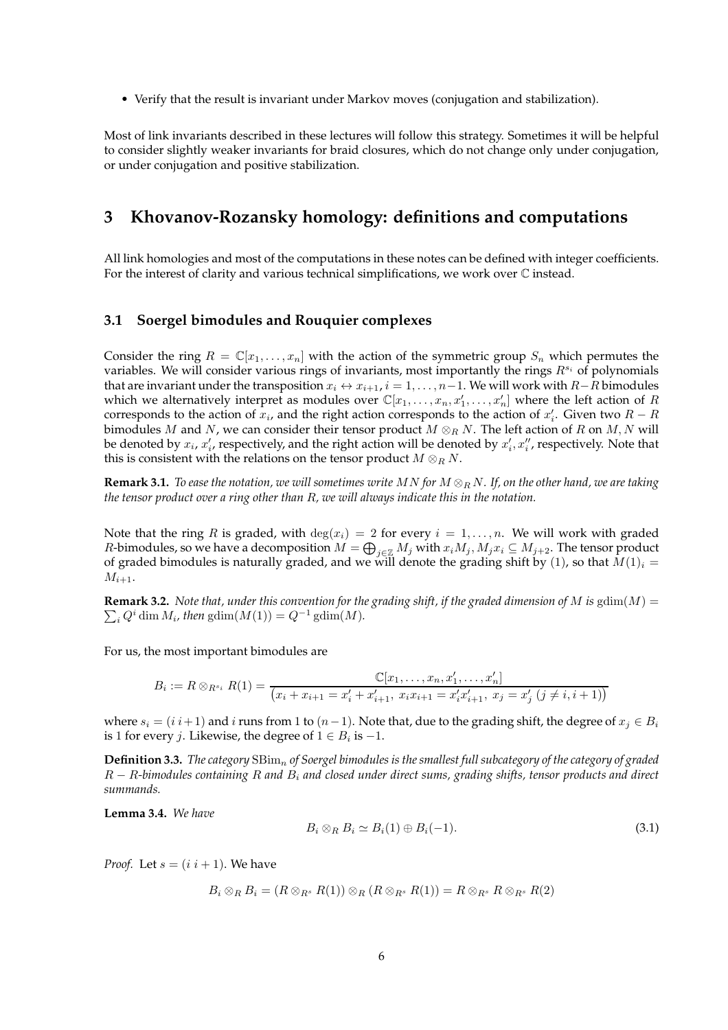- Verify that the result is invariant under Markov moves (conjugation and stabilization).

Most of link invariants described in these lectures will follow this strategy. Sometimes it will be helpful to consider slightly weaker invariants for braid closures, which do not change only under conjugation, or under conjugation and positive stabilization.

## 3 Khovanov-Rozansky homology: definitions and computations

All link homologies and most of the computations in these notes can be defined with integer coefficients. For the interest of clarity and various technical simplifications, we work over $\mathbb{C}$ instead.

### 3.1 Soergel bimodules and Rouquier complexes

Consider the ring $R = \mathbb{C}[x_1, \ldots, x_n]$ with the action of the symmetric group $S_n$ which permutes the variables. We will consider various rings of invariants, most importantly the rings $R^{s_i}$ of polynomials that are invariant under the transposition $x_i \leftrightarrow x_{i+1}$, $i = 1, \ldots, n-1$. We will work with $R-R$ bimodules which we alternatively interpret as modules over $\mathbb{C}[x_1, \ldots, x_n, x'_1, \ldots, x'_n]$ where the left action of $R$ corresponds to the action of $x_i$, and the right action corresponds to the action of $x'_i$. Given two $R-R$ bimodules $M$ and $N$, we can consider their tensor product $M \otimes_R N$. The left action of $R$ on $M, N$ will be denoted by $x_i$, $x'_i$, respectively, and the right action will be denoted by $x'_i, x''_i$, respectively. Note that this is consistent with the relations on the tensor product $M \otimes_R N$.

**Remark 3.1.** *To ease the notation, we will sometimes write $MN$ for $M \otimes_R N$. If, on the other hand, we are taking the tensor product over a ring other than $R$, we will always indicate this in the notation.*

Note that the ring $R$ is graded, with $\deg(x_i) = 2$ for every $i = 1, \ldots, n$. We will work with graded $R$-bimodules, so we have a decomposition $M = \bigoplus_{j \in \mathbb{Z}} M_j$ with $x_i M_j, M_j x_i \subseteq M_{j+2}$. The tensor product of graded bimodules is naturally graded, and we will denote the grading shift by $(1)$, so that $M(1)_i = M_{i+1}$.

**Remark 3.2.** *Note that, under this convention for the grading shift, if the graded dimension of $M$ is $\mathrm{gdim}(M) = \sum_i Q^i \dim M_i$, then $\mathrm{gdim}(M(1)) = Q^{-1}\,\mathrm{gdim}(M)$.*

For us, the most important bimodules are

$$B_i := R \otimes_{R^{s_i}} R(1) = \frac{\mathbb{C}[x_1, \ldots, x_n, x'_1, \ldots, x'_n]}{\left(x_i + x_{i+1} = x'_i + x'_{i+1},\ x_i x_{i+1} = x'_i x'_{i+1},\ x_j = x'_j\ (j \neq i, i+1)\right)}$$

where $s_i = (i\; i+1)$ and $i$ runs from $1$ to $(n-1)$. Note that, due to the grading shift, the degree of $x_j \in B_i$ is $1$ for every $j$. Likewise, the degree of $1 \in B_i$ is $-1$.

**Definition 3.3.** *The category $\mathrm{SBim}_n$ of Soergel bimodules is the smallest full subcategory of the category of graded $R-R$-bimodules containing $R$ and $B_i$ and closed under direct sums, grading shifts, tensor products and direct summands.*

**Lemma 3.4.** *We have*

$$B_i \otimes_R B_i \simeq B_i(1) \oplus B_i(-1). \tag{3.1}$$

*Proof.* Let $s = (i\; i+1)$. We have

$$B_i \otimes_R B_i = (R \otimes_{R^s} R(1)) \otimes_R (R \otimes_{R^s} R(1)) = R \otimes_{R^s} R \otimes_{R^s} R(2)$$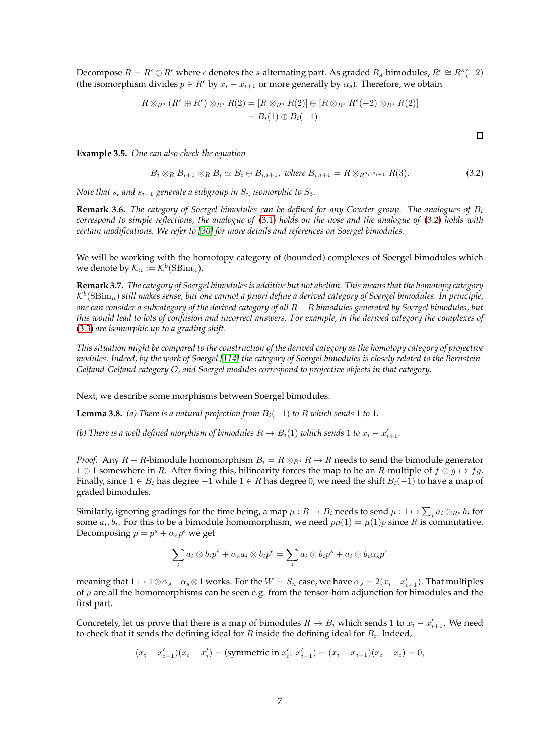Decompose $R = R^s \oplus R^\epsilon$ where $\epsilon$ denotes the $s$-alternating part. As graded $R_s$-bimodules, $R^\epsilon \cong R^s(-2)$ (the isomorphism divides $p \in R^\epsilon$ by $x_i - x_{i+1}$ or more generally by $\alpha_s$). Therefore, we obtain

$$
\begin{aligned}
R \otimes_{R^s} (R^s \oplus R^\epsilon) \otimes_{R^s} R(2) &= [R \otimes_{R^s} R(2)] \oplus [R \otimes_{R^s} R^s(-2) \otimes_{R^s} R(2)] \\
&= B_i(1) \oplus B_i(-1)
\end{aligned}
$$

□

**Example 3.5.** *One can also check the equation*

$$
B_i \otimes_R B_{i+1} \otimes_R B_i \simeq B_i \oplus B_{i,i+1}, \text{ where } B_{i,i+1} = R \otimes_{R^{s_i, s_{i+1}}} R(3). \tag{3.2}
$$

*Note that $s_i$ and $s_{i+1}$ generate a subgroup in $S_n$ isomorphic to $S_3$.*

**Remark 3.6.** *The category of Soergel bimodules can be defined for any Coxeter group. The analogues of $B_i$ correspond to simple reflections, the analogue of (3.1) holds on the nose and the analogue of (3.2) holds with certain modifications. We refer to [30] for more details and references on Soergel bimodules.*

We will be working with the homotopy category of (bounded) complexes of Soergel bimodules which we denote by $\mathcal{K}_n := \mathcal{K}^b(\mathrm{SBim}_n)$.

**Remark 3.7.** *The category of Soergel bimodules is additive but not abelian. This means that the homotopy category $\mathcal{K}^b(\mathrm{SBim}_n)$ still makes sense, but one cannot a priori define a derived category of Soergel bimodules. In principle, one can consider a subcategory of the derived category of all $R-R$ bimodules generated by Soergel bimodules, but this would lead to lots of confusion and incorrect answers. For example, in the derived category the complexes of (3.3) are isomorphic up to a grading shift.*

*This situation might be compared to the construction of the derived category as the homotopy category of projective modules. Indeed, by the work of Soergel [114] the category of Soergel bimodules is closely related to the Bernstein-Gelfand-Gelfand category $\mathcal{O}$, and Soergel modules correspond to projective objects in that category.*

Next, we describe some morphisms between Soergel bimodules.

**Lemma 3.8.** *(a) There is a natural projection from $B_i(-1)$ to $R$ which sends 1 to 1.*

*(b) There is a well defined morphism of bimodules $R \to B_i(1)$ which sends 1 to $x_i - x'_{i+1}$.*

*Proof.* Any $R-R$-bimodule homomorphism $B_i = R \otimes_{R^s} R \to R$ needs to send the bimodule generator $1 \otimes 1$ somewhere in $R$. After fixing this, bilinearity forces the map to be an $R$-multiple of $f \otimes g \mapsto fg$. Finally, since $1 \in B_i$ has degree $-1$ while $1 \in R$ has degree 0, we need the shift $B_i(-1)$ to have a map of graded bimodules.

Similarly, ignoring gradings for the time being, a map $\mu : R \to B_i$ needs to send $\mu : 1 \mapsto \sum_i a_i \otimes_{R^s} b_i$ for some $a_i, b_i$. For this to be a bimodule homomorphism, we need $p\mu(1) = \mu(1)p$ since $R$ is commutative. Decomposing $p = p^s + \alpha_s p^\epsilon$ we get

$$
\sum_i a_i \otimes b_i p^s + \alpha_s a_i \otimes b_i p^\epsilon = \sum_i a_i \otimes b_i p^s + a_i \otimes b_i \alpha_s p^\epsilon
$$

meaning that $1 \mapsto 1 \otimes \alpha_s + \alpha_s \otimes 1$ works. For the $W = S_n$ case, we have $\alpha_s = 2(x_i - x'_{i+1})$. That multiples of $\mu$ are all the homomorphisms can be seen e.g. from the tensor-hom adjunction for bimodules and the first part.

Concretely, let us prove that there is a map of bimodules $R \to B_i$ which sends 1 to $x_i - x'_{i+1}$. We need to check that it sends the defining ideal for $R$ inside the defining ideal for $B_i$. Indeed,

$$
(x_i - x'_{i+1})(x_i - x'_i) = (\text{symmetric in } x'_i,\, x'_{i+1}) = (x_i - x_{i+1})(x_i - x_i) = 0,
$$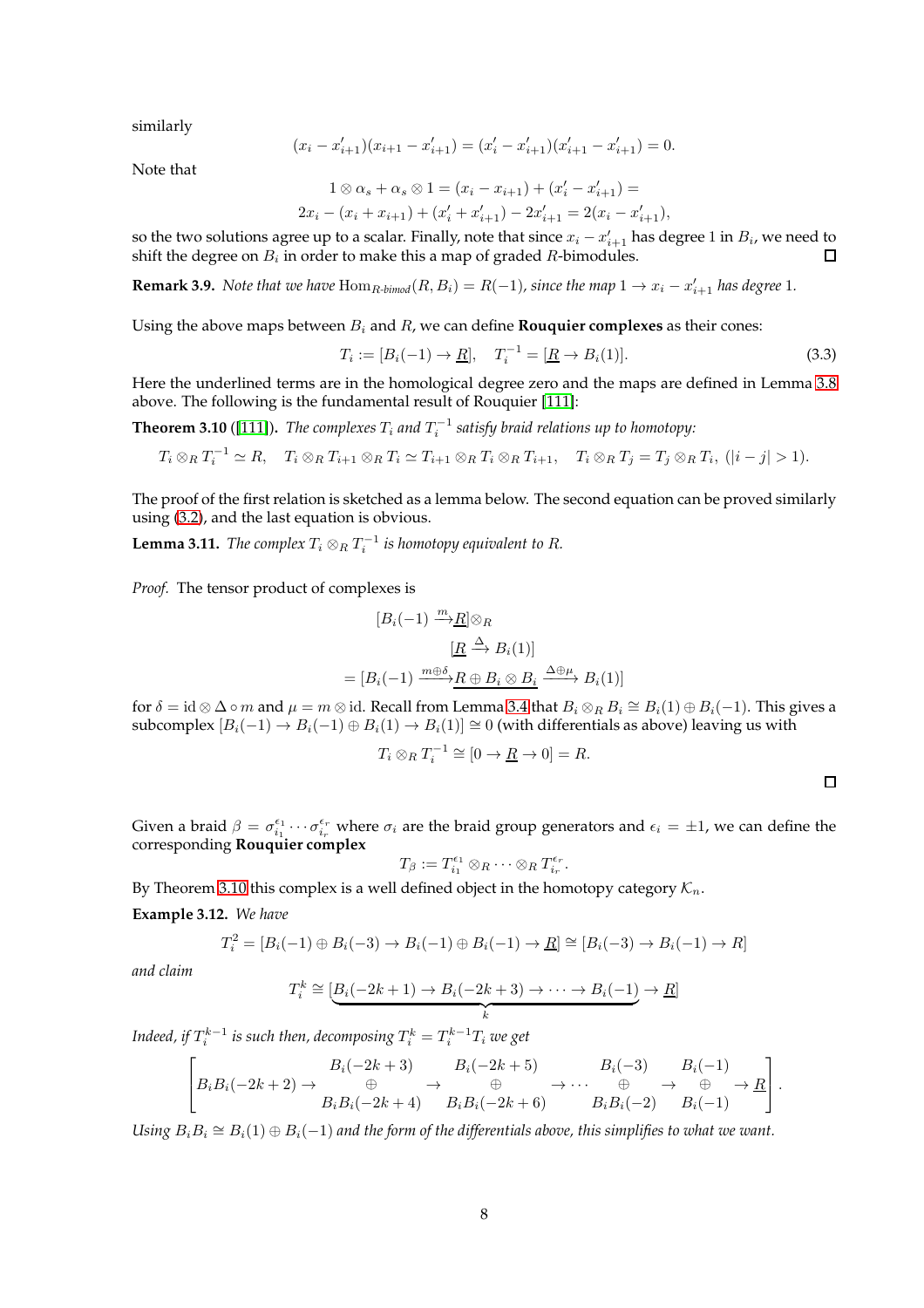similarly

$$(x_i - x'_{i+1})(x_{i+1} - x'_{i+1}) = (x'_i - x'_{i+1})(x'_{i+1} - x'_{i+1}) = 0.$$

Note that

$$1 \otimes \alpha_s + \alpha_s \otimes 1 = (x_i - x_{i+1}) + (x'_i - x'_{i+1}) =$$
$$2x_i - (x_i + x_{i+1}) + (x'_i + x'_{i+1}) - 2x'_{i+1} = 2(x_i - x'_{i+1}),$$

so the two solutions agree up to a scalar. Finally, note that since $x_i - x'_{i+1}$ has degree 1 in $B_i$, we need to shift the degree on $B_i$ in order to make this a map of graded $R$-bimodules. $\square$

**Remark 3.9.** *Note that we have $\mathrm{Hom}_{R\text{-bimod}}(R, B_i) = R(-1)$, since the map $1 \to x_i - x'_{i+1}$ has degree 1.*

Using the above maps between $B_i$ and $R$, we can define **Rouquier complexes** as their cones:

$$T_i := [B_i(-1) \to \underline{R}], \quad T_i^{-1} = [\underline{R} \to B_i(1)]. \tag{3.3}$$

Here the underlined terms are in the homological degree zero and the maps are defined in Lemma 3.8 above. The following is the fundamental result of Rouquier [111]:

**Theorem 3.10** ([111]). *The complexes $T_i$ and $T_i^{-1}$ satisfy braid relations up to homotopy:*

$$T_i \otimes_R T_i^{-1} \simeq R, \quad T_i \otimes_R T_{i+1} \otimes_R T_i \simeq T_{i+1} \otimes_R T_i \otimes_R T_{i+1}, \quad T_i \otimes_R T_j = T_j \otimes_R T_i,\ (|i-j| > 1).$$

The proof of the first relation is sketched as a lemma below. The second equation can be proved similarly using (3.2), and the last equation is obvious.

**Lemma 3.11.** *The complex $T_i \otimes_R T_i^{-1}$ is homotopy equivalent to $R$.*

*Proof.* The tensor product of complexes is

$$[B_i(-1) \xrightarrow{m} \underline{R}] \otimes_R$$
$$[\underline{R} \xrightarrow{\Delta} B_i(1)]$$
$$= [B_i(-1) \xrightarrow{m \oplus \delta} \underline{R \oplus B_i \otimes B_i} \xrightarrow{\Delta \oplus \mu} B_i(1)]$$

for $\delta = \mathrm{id} \otimes \Delta \circ m$ and $\mu = m \otimes \mathrm{id}$. Recall from Lemma 3.4 that $B_i \otimes_R B_i \cong B_i(1) \oplus B_i(-1)$. This gives a subcomplex $[B_i(-1) \to B_i(-1) \oplus B_i(1) \to B_i(1)] \cong 0$ (with differentials as above) leaving us with

$$T_i \otimes_R T_i^{-1} \cong [0 \to \underline{R} \to 0] = R.$$

$\square$

Given a braid $\beta = \sigma_{i_1}^{\epsilon_1} \cdots \sigma_{i_r}^{\epsilon_r}$ where $\sigma_i$ are the braid group generators and $\epsilon_i = \pm 1$, we can define the corresponding **Rouquier complex**

$$T_\beta := T_{i_1}^{\epsilon_1} \otimes_R \cdots \otimes_R T_{i_r}^{\epsilon_r}.$$

By Theorem 3.10 this complex is a well defined object in the homotopy category $\mathcal{K}_n$.

**Example 3.12.** *We have*

$$T_i^2 = [B_i(-1) \oplus B_i(-3) \to B_i(-1) \oplus B_i(-1) \to \underline{R}] \cong [B_i(-3) \to B_i(-1) \to R]$$

*and claim*

$$T_i^k \cong [\underbrace{B_i(-2k+1) \to B_i(-2k+3) \to \cdots \to B_i(-1)}_{k} \to \underline{R}]$$

*Indeed, if $T_i^{k-1}$ is such then, decomposing $T_i^k = T_i^{k-1} T_i$ we get*

$$\left[ B_i B_i(-2k+2) \to \begin{array}{c} B_i(-2k+3) \\ \oplus \\ B_i B_i(-2k+4) \end{array} \to \begin{array}{c} B_i(-2k+5) \\ \oplus \\ B_i B_i(-2k+6) \end{array} \to \cdots \begin{array}{c} B_i(-3) \\ \oplus \\ B_i B_i(-2) \end{array} \to \begin{array}{c} B_i(-1) \\ \oplus \\ B_i(-1) \end{array} \to \underline{R} \right].$$

*Using $B_i B_i \cong B_i(1) \oplus B_i(-1)$ and the form of the differentials above, this simplifies to what we want.*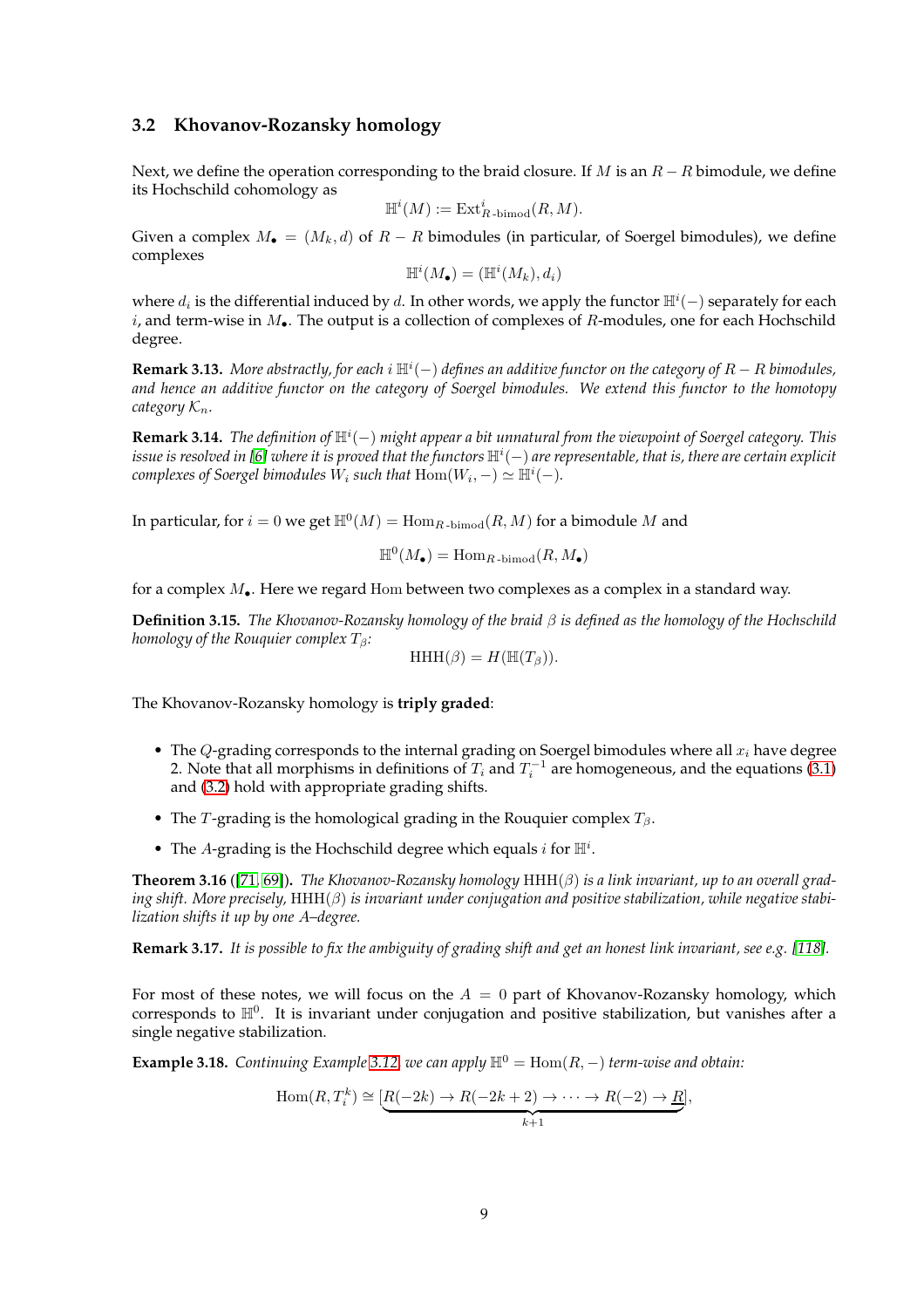### 3.2 Khovanov-Rozansky homology

Next, we define the operation corresponding to the braid closure. If $M$ is an $R-R$ bimodule, we define its Hochschild cohomology as

$$\mathbb{H}^i(M) := \mathrm{Ext}^i_{R\text{-bimod}}(R, M).$$

Given a complex $M_\bullet = (M_k, d)$ of $R-R$ bimodules (in particular, of Soergel bimodules), we define complexes

$$\mathbb{H}^i(M_\bullet) = (\mathbb{H}^i(M_k), d_i)$$

where $d_i$ is the differential induced by $d$. In other words, we apply the functor $\mathbb{H}^i(-)$ separately for each $i$, and term-wise in $M_\bullet$. The output is a collection of complexes of $R$-modules, one for each Hochschild degree.

**Remark 3.13.** *More abstractly, for each $i$ $\mathbb{H}^i(-)$ defines an additive functor on the category of $R-R$ bimodules, and hence an additive functor on the category of Soergel bimodules. We extend this functor to the homotopy category $\mathcal{K}_n$.*

**Remark 3.14.** *The definition of $\mathbb{H}^i(-)$ might appear a bit unnatural from the viewpoint of Soergel category. This issue is resolved in [6] where it is proved that the functors $\mathbb{H}^i(-)$ are representable, that is, there are certain explicit complexes of Soergel bimodules $W_i$ such that $\mathrm{Hom}(W_i, -) \simeq \mathbb{H}^i(-)$.*

In particular, for $i = 0$ we get $\mathbb{H}^0(M) = \mathrm{Hom}_{R\text{-bimod}}(R, M)$ for a bimodule $M$ and

$$\mathbb{H}^0(M_\bullet) = \mathrm{Hom}_{R\text{-bimod}}(R, M_\bullet)$$

for a complex $M_\bullet$. Here we regard $\mathrm{Hom}$ between two complexes as a complex in a standard way.

**Definition 3.15.** *The Khovanov-Rozansky homology of the braid $\beta$ is defined as the homology of the Hochschild homology of the Rouquier complex $T_\beta$:*

$$\mathrm{HHH}(\beta) = H(\mathbb{H}(T_\beta)).$$

The Khovanov-Rozansky homology is **triply graded**:

- The $Q$-grading corresponds to the internal grading on Soergel bimodules where all $x_i$ have degree 2. Note that all morphisms in definitions of $T_i$ and $T_i^{-1}$ are homogeneous, and the equations (3.1) and (3.2) hold with appropriate grading shifts.
- The $T$-grading is the homological grading in the Rouquier complex $T_\beta$.
- The $A$-grading is the Hochschild degree which equals $i$ for $\mathbb{H}^i$.

**Theorem 3.16** ([71, 69]). *The Khovanov-Rozansky homology $\mathrm{HHH}(\beta)$ is a link invariant, up to an overall grading shift. More precisely, $\mathrm{HHH}(\beta)$ is invariant under conjugation and positive stabilization, while negative stabilization shifts it up by one $A$–degree.*

**Remark 3.17.** *It is possible to fix the ambiguity of grading shift and get an honest link invariant, see e.g. [118].*

For most of these notes, we will focus on the $A = 0$ part of Khovanov-Rozansky homology, which corresponds to $\mathbb{H}^0$. It is invariant under conjugation and positive stabilization, but vanishes after a single negative stabilization.

**Example 3.18.** *Continuing Example 3.12, we can apply $\mathbb{H}^0 = \mathrm{Hom}(R, -)$ term-wise and obtain:*

$$\mathrm{Hom}(R, T_i^k) \cong [\underbrace{R(-2k) \to R(-2k+2) \to \cdots \to R(-2) \to \underline{R}}_{k+1}],$$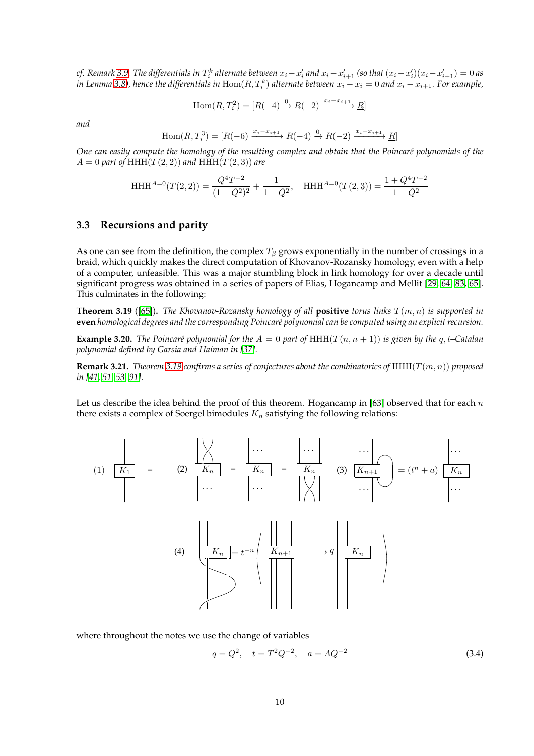*cf.* Remark 3.9. *The differentials in $T_i^k$ alternate between $x_i - x_i'$ and $x_i - x_{i+1}'$ (so that $(x_i - x_i')(x_i - x_{i+1}') = 0$ as in Lemma 3.8), hence the differentials in $\mathrm{Hom}(R, T_i^k)$ alternate between $x_i - x_i = 0$ and $x_i - x_{i+1}$. For example,*

$$\mathrm{Hom}(R, T_i^2) = [R(-4) \xrightarrow{0} R(-2) \xrightarrow{x_i - x_{i+1}} \underline{R}]$$

*and*

$$\mathrm{Hom}(R, T_i^3) = [R(-6) \xrightarrow{x_i - x_{i+1}} R(-4) \xrightarrow{0} R(-2) \xrightarrow{x_i - x_{i+1}} \underline{R}]$$

*One can easily compute the homology of the resulting complex and obtain that the Poincaré polynomials of the $A = 0$ part of $\mathrm{HHH}(T(2,2))$ and $\mathrm{HHH}(T(2,3))$ are*

$$\mathrm{HHH}^{A=0}(T(2,2)) = \frac{Q^4 T^{-2}}{(1-Q^2)^2} + \frac{1}{1-Q^2}, \quad \mathrm{HHH}^{A=0}(T(2,3)) = \frac{1 + Q^4 T^{-2}}{1 - Q^2}$$

### 3.3 Recursions and parity

As one can see from the definition, the complex $T_\beta$ grows exponentially in the number of crossings in a braid, which quickly makes the direct computation of Khovanov-Rozansky homology, even with a help of a computer, unfeasible. This was a major stumbling block in link homology for over a decade until significant progress was obtained in a series of papers of Elias, Hogancamp and Mellit [29, 64, 83, 65]. This culminates in the following:

**Theorem 3.19** ([65]). *The Khovanov-Rozansky homology of all* **positive** *torus links $T(m,n)$ is supported in* **even** *homological degrees and the corresponding Poincaré polynomial can be computed using an explicit recursion.*

**Example 3.20.** *The Poincaré polynomial for the $A = 0$ part of $\mathrm{HHH}(T(n, n+1))$ is given by the $q,t$–Catalan polynomial defined by Garsia and Haiman in [37].*

**Remark 3.21.** *Theorem 3.19 confirms a series of conjectures about the combinatorics of $\mathrm{HHH}(T(m,n))$ proposed in [41, 51, 53, 91].*

Let us describe the idea behind the proof of this theorem. Hogancamp in [63] observed that for each $n$ there exists a complex of Soergel bimodules $K_n$ satisfying the following relations:

(1) $K_1$ = | (2) $K_n$ (crossing on top) = $K_n$ = $K_n$ (crossing on bottom) (3) $K_{n+1}$ closed strand = $(t^n + a)$ $K_n$

(4) $K_n$ with strand wrapped around = $t^{-n}\left( K_{n+1} \longrightarrow q \; K_n \right)$

where throughout the notes we use the change of variables

$$q = Q^2, \quad t = T^2 Q^{-2}, \quad a = AQ^{-2} \tag{3.4}$$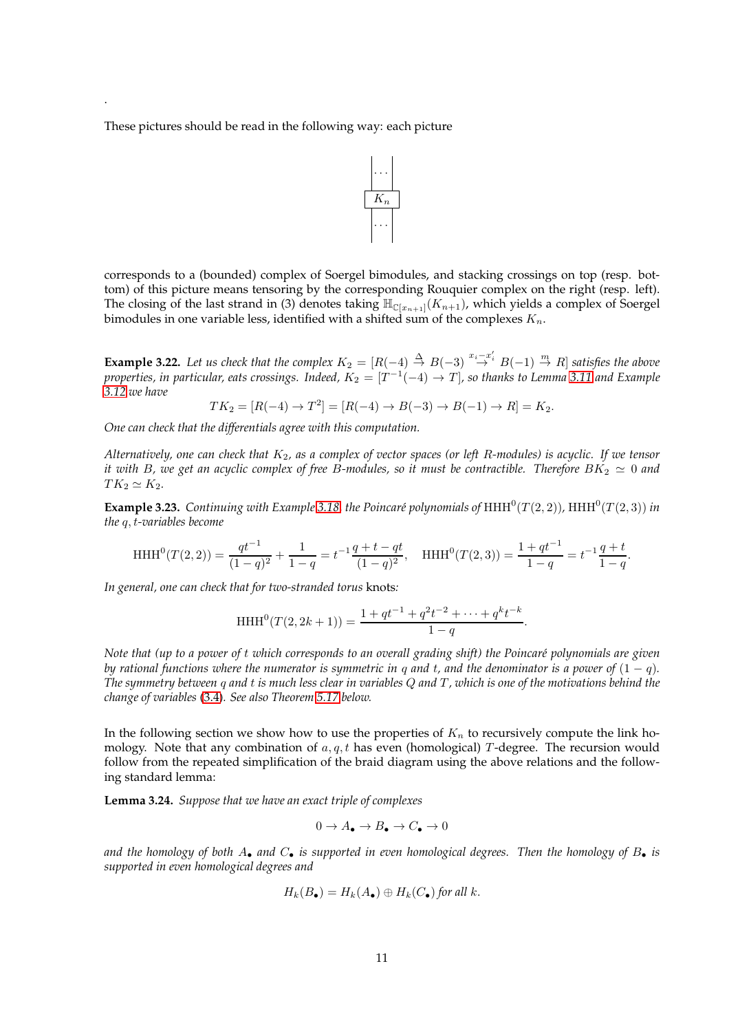.

These pictures should be read in the following way: each picture

$$
\begin{array}{c} | \cdots | \\ \boxed{K_n} \\ | \cdots | \end{array}
$$

corresponds to a (bounded) complex of Soergel bimodules, and stacking crossings on top (resp. bottom) of this picture means tensoring by the corresponding Rouquier complex on the right (resp. left). The closing of the last strand in (3) denotes taking $\mathbb{H}_{\mathbb{C}[x_{n+1}]}(K_{n+1})$, which yields a complex of Soergel bimodules in one variable less, identified with a shifted sum of the complexes $K_n$.

**Example 3.22.** *Let us check that the complex $K_2 = [R(-4) \xrightarrow{\Delta} B(-3) \xrightarrow{x_i - x_i'} B(-1) \xrightarrow{m} R]$ satisfies the above properties, in particular, eats crossings. Indeed, $K_2 = [T^{-1}(-4) \to T]$, so thanks to Lemma 3.11 and Example 3.12 we have*

$$TK_2 = [R(-4) \to T^2] = [R(-4) \to B(-3) \to B(-1) \to R] = K_2.$$

*One can check that the differentials agree with this computation.*

*Alternatively, one can check that $K_2$, as a complex of vector spaces (or left $R$-modules) is acyclic. If we tensor it with $B$, we get an acyclic complex of free $B$-modules, so it must be contractible. Therefore $BK_2 \simeq 0$ and $TK_2 \simeq K_2$.*

**Example 3.23.** *Continuing with Example 3.18, the Poincaré polynomials of $\mathrm{HHH}^0(T(2,2))$, $\mathrm{HHH}^0(T(2,3))$ in the $q,t$-variables become*

$$\mathrm{HHH}^0(T(2,2)) = \frac{qt^{-1}}{(1-q)^2} + \frac{1}{1-q} = t^{-1}\frac{q+t-qt}{(1-q)^2}, \quad \mathrm{HHH}^0(T(2,3)) = \frac{1+qt^{-1}}{1-q} = t^{-1}\frac{q+t}{1-q}.$$

*In general, one can check that for two-stranded torus* knots*:*

$$\mathrm{HHH}^0(T(2,2k+1)) = \frac{1+qt^{-1}+q^2t^{-2}+\cdots+q^kt^{-k}}{1-q}.$$

*Note that (up to a power of $t$ which corresponds to an overall grading shift) the Poincaré polynomials are given by rational functions where the numerator is symmetric in $q$ and $t$, and the denominator is a power of $(1-q)$. The symmetry between $q$ and $t$ is much less clear in variables $Q$ and $T$, which is one of the motivations behind the change of variables (3.4). See also Theorem 5.17 below.*

In the following section we show how to use the properties of $K_n$ to recursively compute the link homology. Note that any combination of $a, q, t$ has even (homological) $T$-degree. The recursion would follow from the repeated simplification of the braid diagram using the above relations and the following standard lemma:

**Lemma 3.24.** *Suppose that we have an exact triple of complexes*

$$0 \to A_\bullet \to B_\bullet \to C_\bullet \to 0$$

*and the homology of both $A_\bullet$ and $C_\bullet$ is supported in even homological degrees. Then the homology of $B_\bullet$ is supported in even homological degrees and*

$$H_k(B_\bullet) = H_k(A_\bullet) \oplus H_k(C_\bullet) \text{ for all } k.$$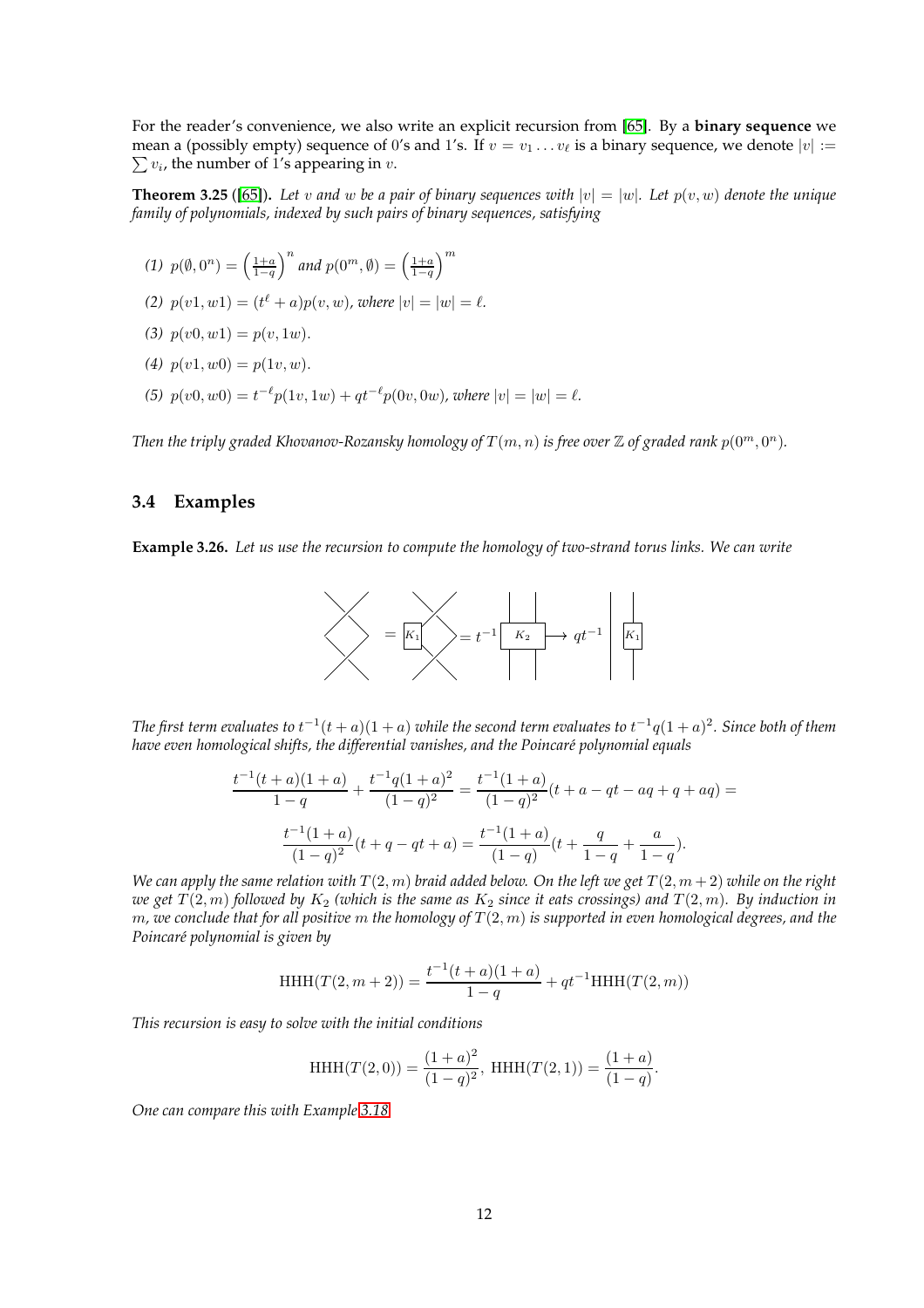For the reader's convenience, we also write an explicit recursion from [65]. By a **binary sequence** we mean a (possibly empty) sequence of 0's and 1's. If $v = v_1 \dots v_\ell$ is a binary sequence, we denote $|v| := \sum v_i$, the number of 1's appearing in $v$.

**Theorem 3.25** ([65]). *Let $v$ and $w$ be a pair of binary sequences with $|v| = |w|$. Let $p(v, w)$ denote the unique family of polynomials, indexed by such pairs of binary sequences, satisfying*

*(1) $p(\emptyset, 0^n) = \left(\frac{1+a}{1-q}\right)^n$ and $p(0^m, \emptyset) = \left(\frac{1+a}{1-q}\right)^m$*

*(2) $p(v1, w1) = (t^\ell + a)p(v, w)$, where $|v| = |w| = \ell$.*

*(3) $p(v0, w1) = p(v, 1w)$.*

*(4) $p(v1, w0) = p(1v, w)$.*

*(5) $p(v0, w0) = t^{-\ell}p(1v, 1w) + qt^{-\ell}p(0v, 0w)$, where $|v| = |w| = \ell$.*

*Then the triply graded Khovanov-Rozansky homology of $T(m, n)$ is free over $\mathbb{Z}$ of graded rank $p(0^m, 0^n)$.*

### 3.4 Examples

**Example 3.26.** *Let us use the recursion to compute the homology of two-strand torus links. We can write*

$$\text{[crossing diagram]} = \boxed{K_1}\text{[crossing]} = t^{-1}\boxed{K_2} \longrightarrow qt^{-1} \,\Big|\, \boxed{K_1}$$

*The first term evaluates to $t^{-1}(t + a)(1 + a)$ while the second term evaluates to $t^{-1}q(1 + a)^2$. Since both of them have even homological shifts, the differential vanishes, and the Poincaré polynomial equals*

$$\frac{t^{-1}(t + a)(1 + a)}{1 - q} + \frac{t^{-1}q(1 + a)^2}{(1 - q)^2} = \frac{t^{-1}(1 + a)}{(1 - q)^2}(t + a - qt - aq + q + aq) =$$

$$\frac{t^{-1}(1 + a)}{(1 - q)^2}(t + q - qt + a) = \frac{t^{-1}(1 + a)}{(1 - q)}(t + \frac{q}{1 - q} + \frac{a}{1 - q}).$$

*We can apply the same relation with $T(2, m)$ braid added below. On the left we get $T(2, m + 2)$ while on the right we get $T(2, m)$ followed by $K_2$ (which is the same as $K_2$ since it eats crossings) and $T(2, m)$. By induction in $m$, we conclude that for all positive $m$ the homology of $T(2, m)$ is supported in even homological degrees, and the Poincaré polynomial is given by*

$$\mathrm{HHH}(T(2, m + 2)) = \frac{t^{-1}(t + a)(1 + a)}{1 - q} + qt^{-1}\mathrm{HHH}(T(2, m))$$

*This recursion is easy to solve with the initial conditions*

$$\mathrm{HHH}(T(2, 0)) = \frac{(1 + a)^2}{(1 - q)^2},\ \mathrm{HHH}(T(2, 1)) = \frac{(1 + a)}{(1 - q)}.$$

*One can compare this with Example 3.18.*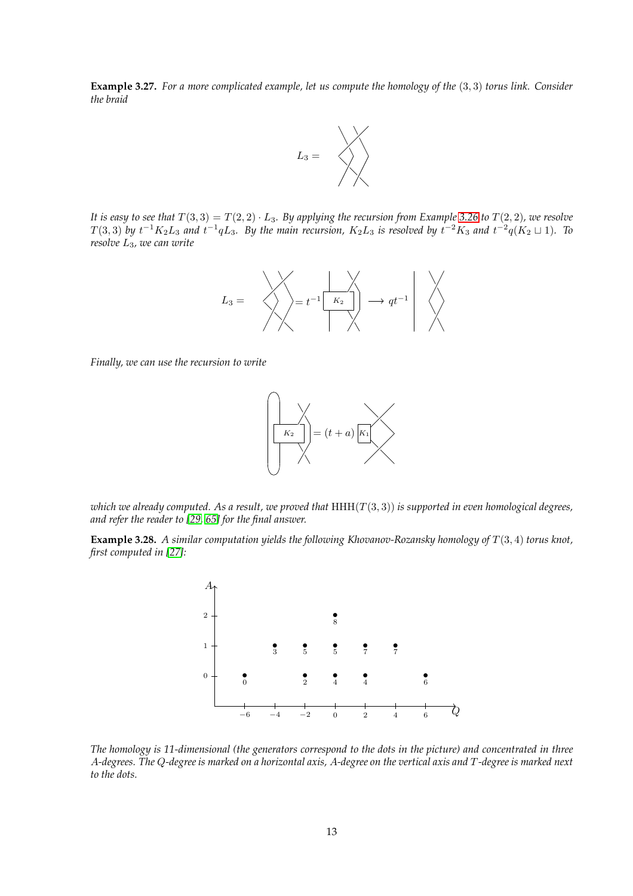**Example 3.27.** *For a more complicated example, let us compute the homology of the* $(3,3)$ *torus link. Consider the braid*

$L_3 =$

*It is easy to see that* $T(3,3) = T(2,2) \cdot L_3$*. By applying the recursion from Example 3.26 to* $T(2,2)$*, we resolve* $T(3,3)$ *by* $t^{-1}K_2L_3$ *and* $t^{-1}qL_3$*. By the main recursion,* $K_2L_3$ *is resolved by* $t^{-2}K_3$ *and* $t^{-2}q(K_2 \sqcup 1)$*. To resolve* $L_3$*, we can write*

$$L_3 = \quad = t^{-1} \boxed{K_2} \longrightarrow qt^{-1}$$

*Finally, we can use the recursion to write*

$$\boxed{K_2} = (t+a) \boxed{K_1}$$

*which we already computed. As a result, we proved that* $\mathrm{HHH}(T(3,3))$ *is supported in even homological degrees, and refer the reader to [29, 65] for the final answer.*

**Example 3.28.** *A similar computation yields the following Khovanov-Rozansky homology of* $T(3,4)$ *torus knot, first computed in [27]:*

| $A$ \ $Q$ | $-6$ | $-4$ | $-2$ | $0$ | $2$ | $4$ | $6$ |
|---|---|---|---|---|---|---|---|
| 2 | | | | 8 | | | |
| 1 | | 3 | 5 | 5 | 7 | 7 | |
| 0 | 0 | | 2 | 4 | 4 | | 6 |

*The homology is 11-dimensional (the generators correspond to the dots in the picture) and concentrated in three* $A$*-degrees. The* $Q$*-degree is marked on a horizontal axis,* $A$*-degree on the vertical axis and* $T$*-degree is marked next to the dots.*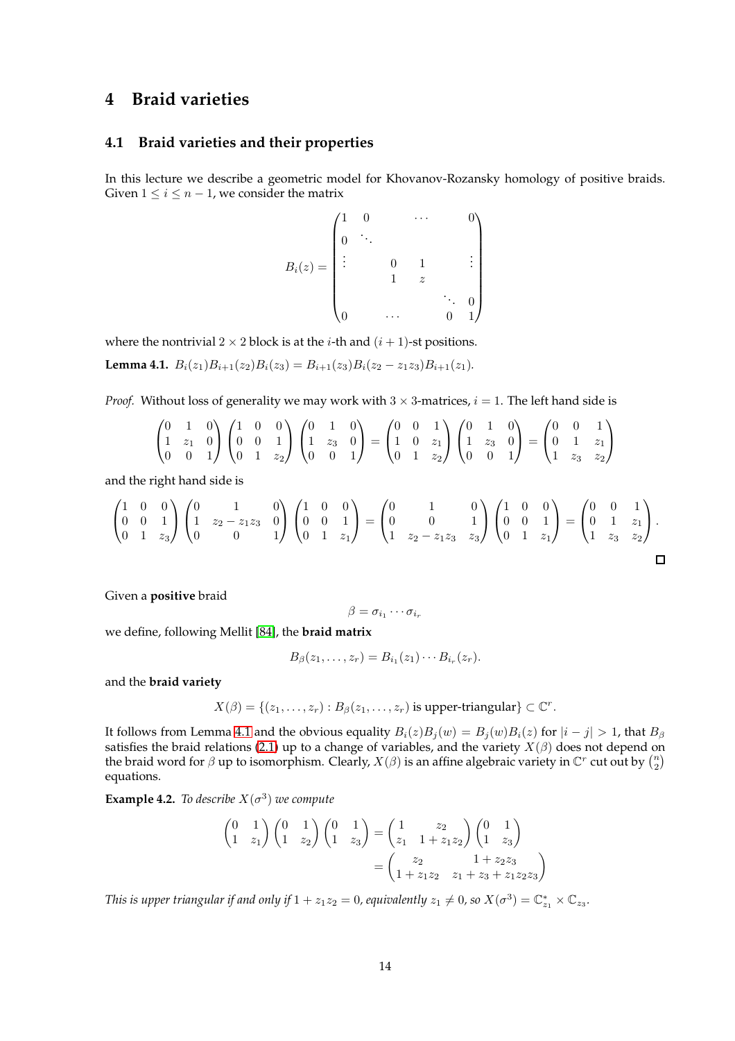# 4 Braid varieties

## 4.1 Braid varieties and their properties

In this lecture we describe a geometric model for Khovanov-Rozansky homology of positive braids. Given $1 \le i \le n-1$, we consider the matrix

$$B_i(z) = \begin{pmatrix} 1 & 0 & & \cdots & & 0 \\ 0 & \ddots & & & & \\ \vdots & & 0 & 1 & & \vdots \\ & & 1 & z & & \\ & & & & \ddots & 0 \\ 0 & & \cdots & & 0 & 1 \end{pmatrix}$$

where the nontrivial $2 \times 2$ block is at the $i$-th and $(i+1)$-st positions.

**Lemma 4.1.** *$B_i(z_1)B_{i+1}(z_2)B_i(z_3) = B_{i+1}(z_3)B_i(z_2 - z_1z_3)B_{i+1}(z_1)$.*

*Proof.* Without loss of generality we may work with $3 \times 3$-matrices, $i = 1$. The left hand side is

$$\begin{pmatrix} 0 & 1 & 0 \\ 1 & z_1 & 0 \\ 0 & 0 & 1 \end{pmatrix} \begin{pmatrix} 1 & 0 & 0 \\ 0 & 0 & 1 \\ 0 & 1 & z_2 \end{pmatrix} \begin{pmatrix} 0 & 1 & 0 \\ 1 & z_3 & 0 \\ 0 & 0 & 1 \end{pmatrix} = \begin{pmatrix} 0 & 0 & 1 \\ 1 & 0 & z_1 \\ 0 & 1 & z_2 \end{pmatrix} \begin{pmatrix} 0 & 1 & 0 \\ 1 & z_3 & 0 \\ 0 & 0 & 1 \end{pmatrix} = \begin{pmatrix} 0 & 0 & 1 \\ 0 & 1 & z_1 \\ 1 & z_3 & z_2 \end{pmatrix}$$

and the right hand side is

$$\begin{pmatrix} 1 & 0 & 0 \\ 0 & 0 & 1 \\ 0 & 1 & z_3 \end{pmatrix} \begin{pmatrix} 0 & 1 & 0 \\ 1 & z_2 - z_1z_3 & 0 \\ 0 & 0 & 1 \end{pmatrix} \begin{pmatrix} 1 & 0 & 0 \\ 0 & 0 & 1 \\ 0 & 1 & z_1 \end{pmatrix} = \begin{pmatrix} 0 & 1 & 0 \\ 0 & 0 & 1 \\ 1 & z_2 - z_1z_3 & z_3 \end{pmatrix} \begin{pmatrix} 1 & 0 & 0 \\ 0 & 0 & 1 \\ 0 & 1 & z_1 \end{pmatrix} = \begin{pmatrix} 0 & 0 & 1 \\ 0 & 1 & z_1 \\ 1 & z_3 & z_2 \end{pmatrix}.$$

□

Given a **positive** braid

$$\beta = \sigma_{i_1} \cdots \sigma_{i_r}$$

we define, following Mellit [84], the **braid matrix**

$$B_\beta(z_1, \ldots, z_r) = B_{i_1}(z_1) \cdots B_{i_r}(z_r).$$

and the **braid variety**

$$X(\beta) = \{(z_1, \ldots, z_r) : B_\beta(z_1, \ldots, z_r) \text{ is upper-triangular}\} \subset \mathbb{C}^r.$$

It follows from Lemma 4.1 and the obvious equality $B_i(z)B_j(w) = B_j(w)B_i(z)$ for $|i - j| > 1$, that $B_\beta$ satisfies the braid relations (2.1) up to a change of variables, and the variety $X(\beta)$ does not depend on the braid word for $\beta$ up to isomorphism. Clearly, $X(\beta)$ is an affine algebraic variety in $\mathbb{C}^r$ cut out by $\binom{n}{2}$ equations.

**Example 4.2.** *To describe $X(\sigma^3)$ we compute*

$$\begin{pmatrix} 0 & 1 \\ 1 & z_1 \end{pmatrix} \begin{pmatrix} 0 & 1 \\ 1 & z_2 \end{pmatrix} \begin{pmatrix} 0 & 1 \\ 1 & z_3 \end{pmatrix} = \begin{pmatrix} 1 & z_2 \\ z_1 & 1 + z_1z_2 \end{pmatrix} \begin{pmatrix} 0 & 1 \\ 1 & z_3 \end{pmatrix}$$
$$= \begin{pmatrix} z_2 & 1 + z_2z_3 \\ 1 + z_1z_2 & z_1 + z_3 + z_1z_2z_3 \end{pmatrix}$$

*This is upper triangular if and only if $1 + z_1z_2 = 0$, equivalently $z_1 \neq 0$, so $X(\sigma^3) = \mathbb{C}^*_{z_1} \times \mathbb{C}_{z_3}$.*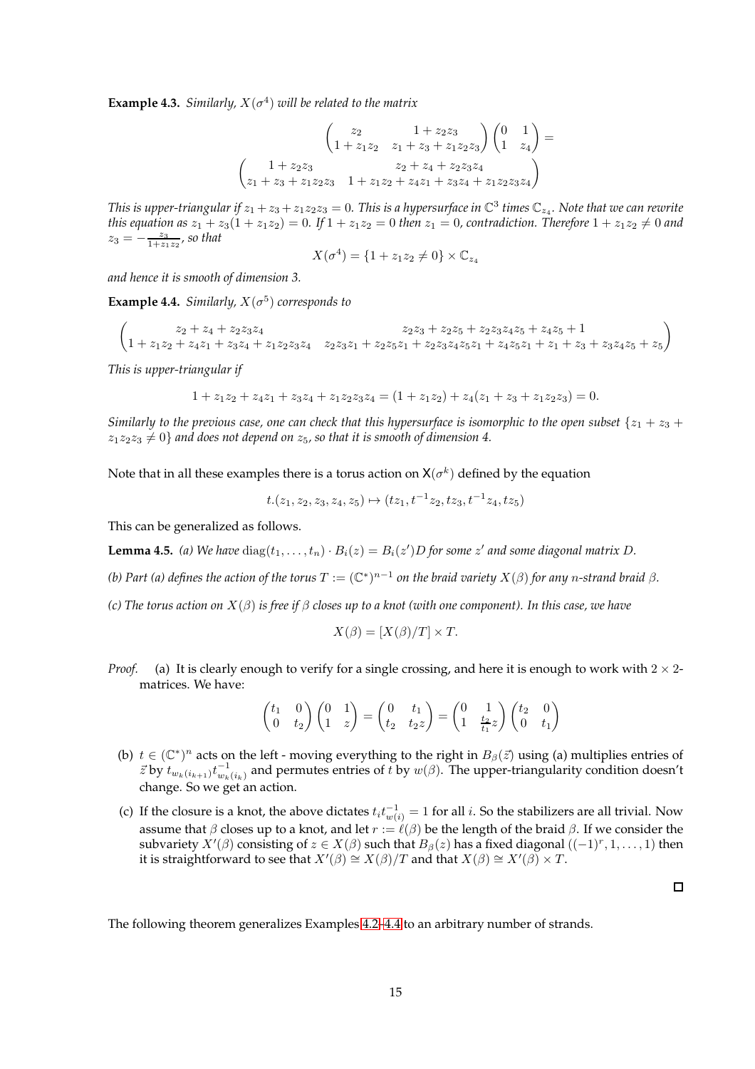**Example 4.3.** *Similarly, $X(\sigma^4)$ will be related to the matrix*

$$\begin{pmatrix} z_2 & 1+z_2z_3 \\ 1+z_1z_2 & z_1+z_3+z_1z_2z_3 \end{pmatrix}\begin{pmatrix} 0 & 1 \\ 1 & z_4 \end{pmatrix} =$$
$$\begin{pmatrix} 1+z_2z_3 & z_2+z_4+z_2z_3z_4 \\ z_1+z_3+z_1z_2z_3 & 1+z_1z_2+z_4z_1+z_3z_4+z_1z_2z_3z_4 \end{pmatrix}$$

*This is upper-triangular if $z_1+z_3+z_1z_2z_3 = 0$. This is a hypersurface in $\mathbb{C}^3$ times $\mathbb{C}_{z_4}$. Note that we can rewrite this equation as $z_1 + z_3(1+z_1z_2) = 0$. If $1+z_1z_2 = 0$ then $z_1 = 0$, contradiction. Therefore $1+z_1z_2 \neq 0$ and $z_3 = -\frac{z_3}{1+z_1z_2}$, so that*

$$X(\sigma^4) = \{1+z_1z_2 \neq 0\} \times \mathbb{C}_{z_4}$$

*and hence it is smooth of dimension 3.*

**Example 4.4.** *Similarly, $X(\sigma^5)$ corresponds to*

$$\begin{pmatrix} z_2+z_4+z_2z_3z_4 & z_2z_3+z_2z_5+z_2z_3z_4z_5+z_4z_5+1 \\ 1+z_1z_2+z_4z_1+z_3z_4+z_1z_2z_3z_4 & z_2z_3z_1+z_2z_5z_1+z_2z_3z_4z_5z_1+z_4z_5z_1+z_1+z_3+z_3z_4z_5+z_5 \end{pmatrix}$$

*This is upper-triangular if*

$$1+z_1z_2+z_4z_1+z_3z_4+z_1z_2z_3z_4 = (1+z_1z_2)+z_4(z_1+z_3+z_1z_2z_3) = 0.$$

*Similarly to the previous case, one can check that this hypersurface is isomorphic to the open subset $\{z_1+z_3+z_1z_2z_3 \neq 0\}$ and does not depend on $z_5$, so that it is smooth of dimension 4.*

Note that in all these examples there is a torus action on $\mathsf{X}(\sigma^k)$ defined by the equation

$$t.(z_1,z_2,z_3,z_4,z_5) \mapsto (tz_1, t^{-1}z_2, tz_3, t^{-1}z_4, tz_5)$$

This can be generalized as follows.

**Lemma 4.5.** *(a) We have $\mathrm{diag}(t_1,\ldots,t_n)\cdot B_i(z) = B_i(z')D$ for some $z'$ and some diagonal matrix $D$.*

*(b) Part (a) defines the action of the torus $T := (\mathbb{C}^*)^{n-1}$ on the braid variety $X(\beta)$ for any $n$-strand braid $\beta$.*

*(c) The torus action on $X(\beta)$ is free if $\beta$ closes up to a knot (with one component). In this case, we have*

$$X(\beta) = [X(\beta)/T] \times T.$$

*Proof.* (a) It is clearly enough to verify for a single crossing, and here it is enough to work with $2\times 2$-matrices. We have:

$$\begin{pmatrix} t_1 & 0 \\ 0 & t_2 \end{pmatrix}\begin{pmatrix} 0 & 1 \\ 1 & z \end{pmatrix} = \begin{pmatrix} 0 & t_1 \\ t_2 & t_2z \end{pmatrix} = \begin{pmatrix} 0 & 1 \\ 1 & \frac{t_2}{t_1}z \end{pmatrix}\begin{pmatrix} t_2 & 0 \\ 0 & t_1 \end{pmatrix}$$

(b) $t \in (\mathbb{C}^*)^n$ acts on the left - moving everything to the right in $B_\beta(\vec{z})$ using (a) multiplies entries of $\vec{z}$ by $t_{w_k(i_{k+1})}t^{-1}_{w_k(i_k)}$ and permutes entries of $t$ by $w(\beta)$. The upper-triangularity condition doesn't change. So we get an action.

(c) If the closure is a knot, the above dictates $t_it^{-1}_{w(i)} = 1$ for all $i$. So the stabilizers are all trivial. Now assume that $\beta$ closes up to a knot, and let $r := \ell(\beta)$ be the length of the braid $\beta$. If we consider the subvariety $X'(\beta)$ consisting of $z \in X(\beta)$ such that $B_\beta(z)$ has a fixed diagonal $((-1)^r, 1, \ldots, 1)$ then it is straightforward to see that $X'(\beta) \cong X(\beta)/T$ and that $X(\beta) \cong X'(\beta)\times T$.

∎

The following theorem generalizes Examples 4.2–4.4 to an arbitrary number of strands.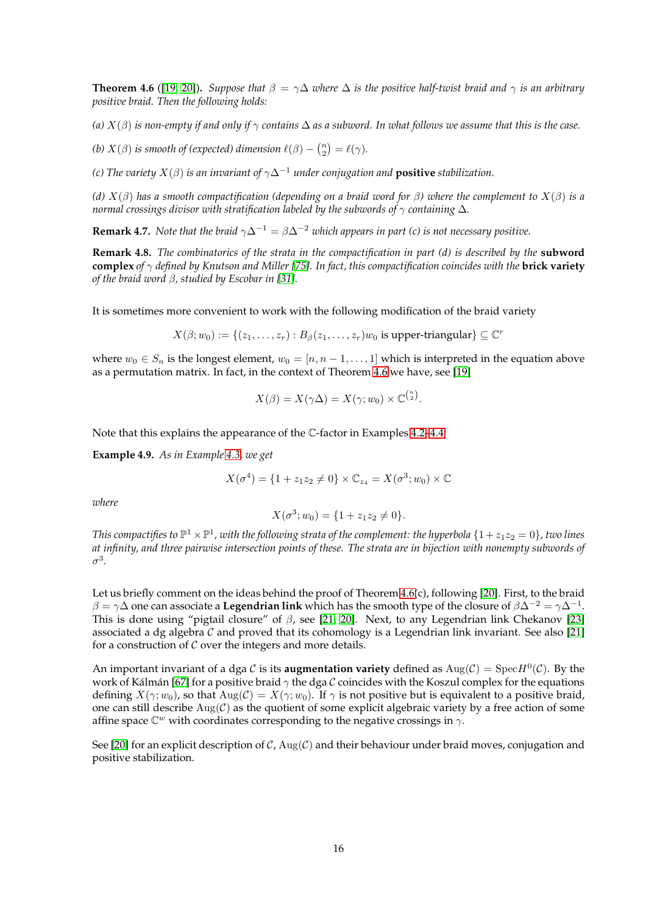**Theorem 4.6** ([19, 20])**.** *Suppose that $\beta = \gamma\Delta$ where $\Delta$ is the positive half-twist braid and $\gamma$ is an arbitrary positive braid. Then the following holds:*

*(a) $X(\beta)$ is non-empty if and only if $\gamma$ contains $\Delta$ as a subword. In what follows we assume that this is the case.*

*(b) $X(\beta)$ is smooth of (expected) dimension $\ell(\beta) - \binom{n}{2} = \ell(\gamma)$.*

*(c) The variety $X(\beta)$ is an invariant of $\gamma\Delta^{-1}$ under conjugation and* **positive** *stabilization.*

*(d) $X(\beta)$ has a smooth compactification (depending on a braid word for $\beta$) where the complement to $X(\beta)$ is a normal crossings divisor with stratification labeled by the subwords of $\gamma$ containing $\Delta$.*

**Remark 4.7.** *Note that the braid $\gamma\Delta^{-1} = \beta\Delta^{-2}$ which appears in part (c) is not necessary positive.*

**Remark 4.8.** *The combinatorics of the strata in the compactification in part (d) is described by the* **subword complex** *of $\gamma$ defined by Knutson and Miller [75]. In fact, this compactification coincides with the* **brick variety** *of the braid word $\beta$, studied by Escobar in [31].*

It is sometimes more convenient to work with the following modification of the braid variety

$$X(\beta; w_0) := \{(z_1, \ldots, z_r) : B_\beta(z_1, \ldots, z_r)w_0 \text{ is upper-triangular}\} \subseteq \mathbb{C}^r$$

where $w_0 \in S_n$ is the longest element, $w_0 = [n, n-1, \ldots, 1]$ which is interpreted in the equation above as a permutation matrix. In fact, in the context of Theorem 4.6 we have, see [19]

$$X(\beta) = X(\gamma\Delta) = X(\gamma; w_0) \times \mathbb{C}^{\binom{n}{2}}.$$

Note that this explains the appearance of the $\mathbb{C}$-factor in Examples 4.2-4.4.

**Example 4.9.** *As in Example 4.3, we get*

$$X(\sigma^4) = \{1 + z_1 z_2 \neq 0\} \times \mathbb{C}_{z_4} = X(\sigma^3; w_0) \times \mathbb{C}$$

*where*

$$X(\sigma^3; w_0) = \{1 + z_1 z_2 \neq 0\}.$$

*This compactifies to $\mathbb{P}^1 \times \mathbb{P}^1$, with the following strata of the complement: the hyperbola $\{1 + z_1 z_2 = 0\}$, two lines at infinity, and three pairwise intersection points of these. The strata are in bijection with nonempty subwords of $\sigma^3$.*

Let us briefly comment on the ideas behind the proof of Theorem 4.6(c), following [20]. First, to the braid $\beta = \gamma\Delta$ one can associate a **Legendrian link** which has the smooth type of the closure of $\beta\Delta^{-2} = \gamma\Delta^{-1}$. This is done using "pigtail closure" of $\beta$, see [21, 20]. Next, to any Legendrian link Chekanov [23] associated a dg algebra $\mathcal{C}$ and proved that its cohomology is a Legendrian link invariant. See also [21] for a construction of $\mathcal{C}$ over the integers and more details.

An important invariant of a dga $\mathcal{C}$ is its **augmentation variety** defined as $\mathrm{Aug}(\mathcal{C}) = \mathrm{Spec}\, H^0(\mathcal{C})$. By the work of Kálmán [67] for a positive braid $\gamma$ the dga $\mathcal{C}$ coincides with the Koszul complex for the equations defining $X(\gamma; w_0)$, so that $\mathrm{Aug}(\mathcal{C}) = X(\gamma; w_0)$. If $\gamma$ is not positive but is equivalent to a positive braid, one can still describe $\mathrm{Aug}(\mathcal{C})$ as the quotient of some explicit algebraic variety by a free action of some affine space $\mathbb{C}^w$ with coordinates corresponding to the negative crossings in $\gamma$.

See [20] for an explicit description of $\mathcal{C}$, $\mathrm{Aug}(\mathcal{C})$ and their behaviour under braid moves, conjugation and positive stabilization.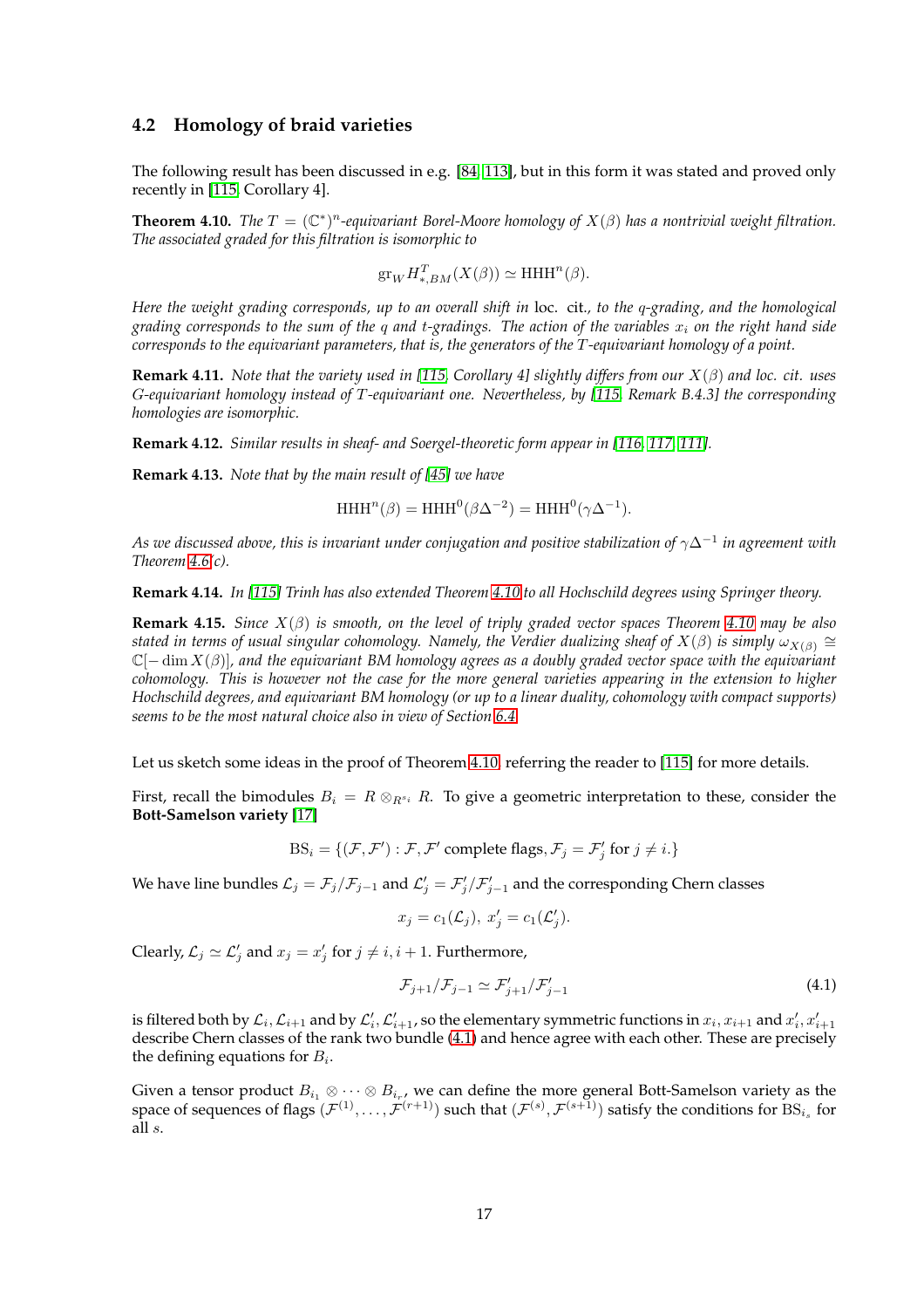### 4.2 Homology of braid varieties

The following result has been discussed in e.g. [84, 113], but in this form it was stated and proved only recently in [115, Corollary 4].

**Theorem 4.10.** *The $T = (\mathbb{C}^*)^n$-equivariant Borel-Moore homology of $X(\beta)$ has a nontrivial weight filtration. The associated graded for this filtration is isomorphic to*

$$\mathrm{gr}_W H^T_{*,BM}(X(\beta)) \simeq \mathrm{HHH}^n(\beta).$$

*Here the weight grading corresponds, up to an overall shift in* loc. cit.*, to the $q$-grading, and the homological grading corresponds to the sum of the $q$ and $t$-gradings. The action of the variables $x_i$ on the right hand side corresponds to the equivariant parameters, that is, the generators of the $T$-equivariant homology of a point.*

**Remark 4.11.** *Note that the variety used in [115, Corollary 4] slightly differs from our $X(\beta)$ and loc. cit. uses $G$-equivariant homology instead of $T$-equivariant one. Nevertheless, by [115, Remark B.4.3] the corresponding homologies are isomorphic.*

**Remark 4.12.** *Similar results in sheaf- and Soergel-theoretic form appear in [116, 117, 111].*

**Remark 4.13.** *Note that by the main result of [45] we have*

$$\mathrm{HHH}^n(\beta) = \mathrm{HHH}^0(\beta\Delta^{-2}) = \mathrm{HHH}^0(\gamma\Delta^{-1}).$$

*As we discussed above, this is invariant under conjugation and positive stabilization of $\gamma\Delta^{-1}$ in agreement with Theorem 4.6(c).*

**Remark 4.14.** *In [115] Trinh has also extended Theorem 4.10 to all Hochschild degrees using Springer theory.*

**Remark 4.15.** *Since $X(\beta)$ is smooth, on the level of triply graded vector spaces Theorem 4.10 may be also stated in terms of usual singular cohomology. Namely, the Verdier dualizing sheaf of $X(\beta)$ is simply $\omega_{X(\beta)} \cong \mathbb{C}[-\dim X(\beta)]$, and the equivariant BM homology agrees as a doubly graded vector space with the equivariant cohomology. This is however not the case for the more general varieties appearing in the extension to higher Hochschild degrees, and equivariant BM homology (or up to a linear duality, cohomology with compact supports) seems to be the most natural choice also in view of Section 6.4.*

Let us sketch some ideas in the proof of Theorem 4.10, referring the reader to [115] for more details.

First, recall the bimodules $B_i = R \otimes_{R^{s_i}} R$. To give a geometric interpretation to these, consider the **Bott-Samelson variety** [17]

$$\mathrm{BS}_i = \{(\mathcal{F}, \mathcal{F}') : \mathcal{F}, \mathcal{F}' \text{ complete flags}, \mathcal{F}_j = \mathcal{F}'_j \text{ for } j \neq i.\}$$

We have line bundles $\mathcal{L}_j = \mathcal{F}_j/\mathcal{F}_{j-1}$ and $\mathcal{L}'_j = \mathcal{F}'_j/\mathcal{F}'_{j-1}$ and the corresponding Chern classes

$$x_j = c_1(\mathcal{L}_j),\ x'_j = c_1(\mathcal{L}'_j).$$

Clearly, $\mathcal{L}_j \simeq \mathcal{L}'_j$ and $x_j = x'_j$ for $j \neq i, i+1$. Furthermore,

$$\mathcal{F}_{j+1}/\mathcal{F}_{j-1} \simeq \mathcal{F}'_{j+1}/\mathcal{F}'_{j-1} \tag{4.1}$$

is filtered both by $\mathcal{L}_i, \mathcal{L}_{i+1}$ and by $\mathcal{L}'_i, \mathcal{L}'_{i+1}$, so the elementary symmetric functions in $x_i, x_{i+1}$ and $x'_i, x'_{i+1}$ describe Chern classes of the rank two bundle (4.1) and hence agree with each other. These are precisely the defining equations for $B_i$.

Given a tensor product $B_{i_1} \otimes \cdots \otimes B_{i_r}$, we can define the more general Bott-Samelson variety as the space of sequences of flags $(\mathcal{F}^{(1)}, \ldots, \mathcal{F}^{(r+1)})$ such that $(\mathcal{F}^{(s)}, \mathcal{F}^{(s+1)})$ satisfy the conditions for $\mathrm{BS}_{i_s}$ for all $s$.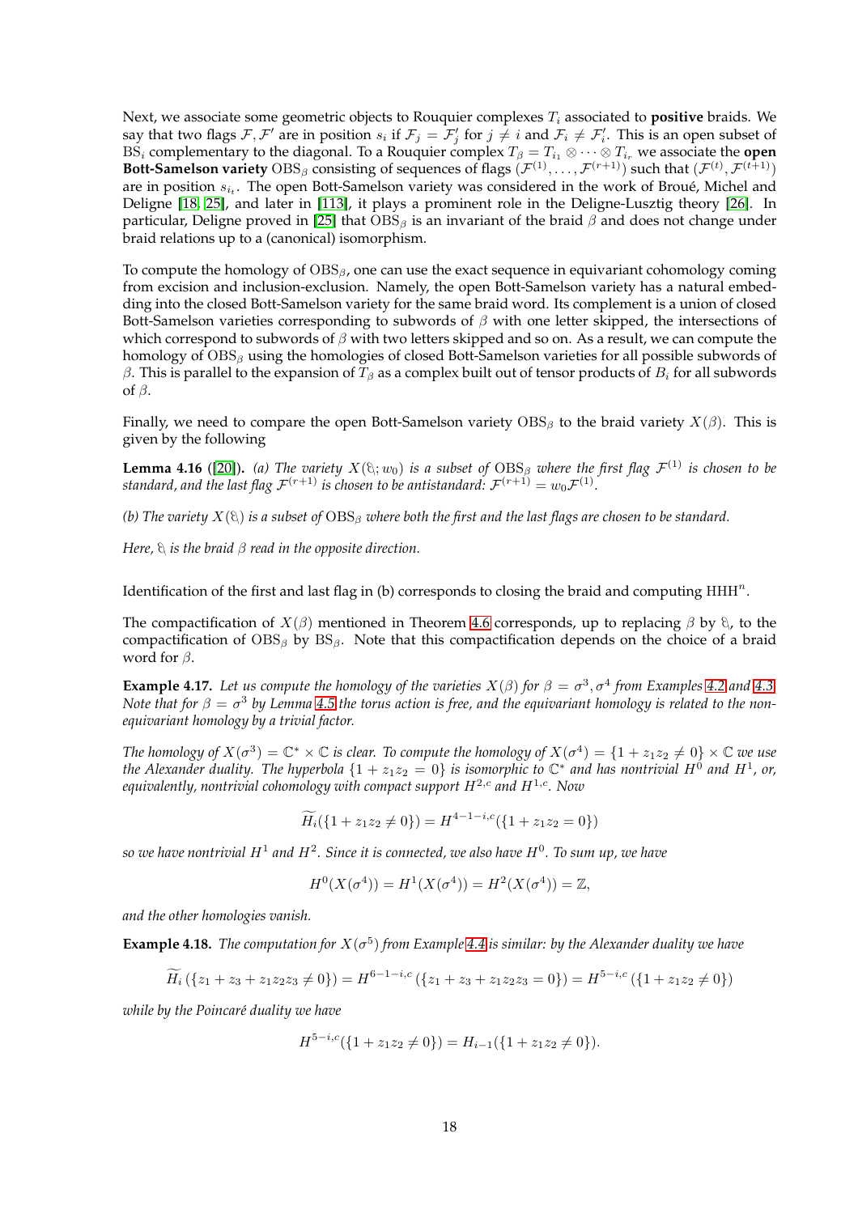Next, we associate some geometric objects to Rouquier complexes $T_i$ associated to **positive** braids. We say that two flags $\mathcal{F}, \mathcal{F}'$ are in position $s_i$ if $\mathcal{F}_j = \mathcal{F}'_j$ for $j \neq i$ and $\mathcal{F}_i \neq \mathcal{F}'_i$. This is an open subset of $\mathrm{BS}_i$ complementary to the diagonal. To a Rouquier complex $T_\beta = T_{i_1} \otimes \cdots \otimes T_{i_r}$ we associate the **open Bott-Samelson variety** $\mathrm{OBS}_\beta$ consisting of sequences of flags $(\mathcal{F}^{(1)}, \ldots, \mathcal{F}^{(r+1)})$ such that $(\mathcal{F}^{(t)}, \mathcal{F}^{(t+1)})$ are in position $s_{i_t}$. The open Bott-Samelson variety was considered in the work of Broué, Michel and Deligne [18, 25], and later in [113], it plays a prominent role in the Deligne-Lusztig theory [26]. In particular, Deligne proved in [25] that $\mathrm{OBS}_\beta$ is an invariant of the braid $\beta$ and does not change under braid relations up to a (canonical) isomorphism.

To compute the homology of $\mathrm{OBS}_\beta$, one can use the exact sequence in equivariant cohomology coming from excision and inclusion-exclusion. Namely, the open Bott-Samelson variety has a natural embedding into the closed Bott-Samelson variety for the same braid word. Its complement is a union of closed Bott-Samelson varieties corresponding to subwords of $\beta$ with one letter skipped, the intersections of which correspond to subwords of $\beta$ with two letters skipped and so on. As a result, we can compute the homology of $\mathrm{OBS}_\beta$ using the homologies of closed Bott-Samelson varieties for all possible subwords of $\beta$. This is parallel to the expansion of $T_\beta$ as a complex built out of tensor products of $B_i$ for all subwords of $\beta$.

Finally, we need to compare the open Bott-Samelson variety $\mathrm{OBS}_\beta$ to the braid variety $X(\beta)$. This is given by the following

**Lemma 4.16** ([20]). *(a) The variety $X(\reflectbox{$\beta$}; w_0)$ is a subset of $\mathrm{OBS}_\beta$ where the first flag $\mathcal{F}^{(1)}$ is chosen to be standard, and the last flag $\mathcal{F}^{(r+1)}$ is chosen to be antistandard: $\mathcal{F}^{(r+1)} = w_0\mathcal{F}^{(1)}$.*

*(b) The variety $X(\reflectbox{$\beta$})$ is a subset of $\mathrm{OBS}_\beta$ where both the first and the last flags are chosen to be standard.*

*Here, $\reflectbox{$\beta$}$ is the braid $\beta$ read in the opposite direction.*

Identification of the first and last flag in (b) corresponds to closing the braid and computing $\mathrm{HHH}^n$.

The compactification of $X(\beta)$ mentioned in Theorem 4.6 corresponds, up to replacing $\beta$ by $\reflectbox{$\beta$}$, to the compactification of $\mathrm{OBS}_\beta$ by $\mathrm{BS}_\beta$. Note that this compactification depends on the choice of a braid word for $\beta$.

**Example 4.17.** *Let us compute the homology of the varieties $X(\beta)$ for $\beta = \sigma^3, \sigma^4$ from Examples 4.2 and 4.3. Note that for $\beta = \sigma^3$ by Lemma 4.5 the torus action is free, and the equivariant homology is related to the non-equivariant homology by a trivial factor.*

*The homology of $X(\sigma^3) = \mathbb{C}^* \times \mathbb{C}$ is clear. To compute the homology of $X(\sigma^4) = \{1 + z_1 z_2 \neq 0\} \times \mathbb{C}$ we use the Alexander duality. The hyperbola $\{1 + z_1 z_2 = 0\}$ is isomorphic to $\mathbb{C}^*$ and has nontrivial $H^0$ and $H^1$, or, equivalently, nontrivial cohomology with compact support $H^{2,c}$ and $H^{1,c}$. Now*

$$\widetilde{H}_i(\{1 + z_1 z_2 \neq 0\}) = H^{4-1-i,c}(\{1 + z_1 z_2 = 0\})$$

*so we have nontrivial $H^1$ and $H^2$. Since it is connected, we also have $H^0$. To sum up, we have*

$$H^0(X(\sigma^4)) = H^1(X(\sigma^4)) = H^2(X(\sigma^4)) = \mathbb{Z},$$

*and the other homologies vanish.*

**Example 4.18.** *The computation for $X(\sigma^5)$ from Example 4.4 is similar: by the Alexander duality we have*

$$\widetilde{H}_i\left(\{z_1 + z_3 + z_1 z_2 z_3 \neq 0\}\right) = H^{6-1-i,c}\left(\{z_1 + z_3 + z_1 z_2 z_3 = 0\}\right) = H^{5-i,c}\left(\{1 + z_1 z_2 \neq 0\}\right)$$

*while by the Poincaré duality we have*

$$H^{5-i,c}(\{1 + z_1 z_2 \neq 0\}) = H_{i-1}(\{1 + z_1 z_2 \neq 0\}).$$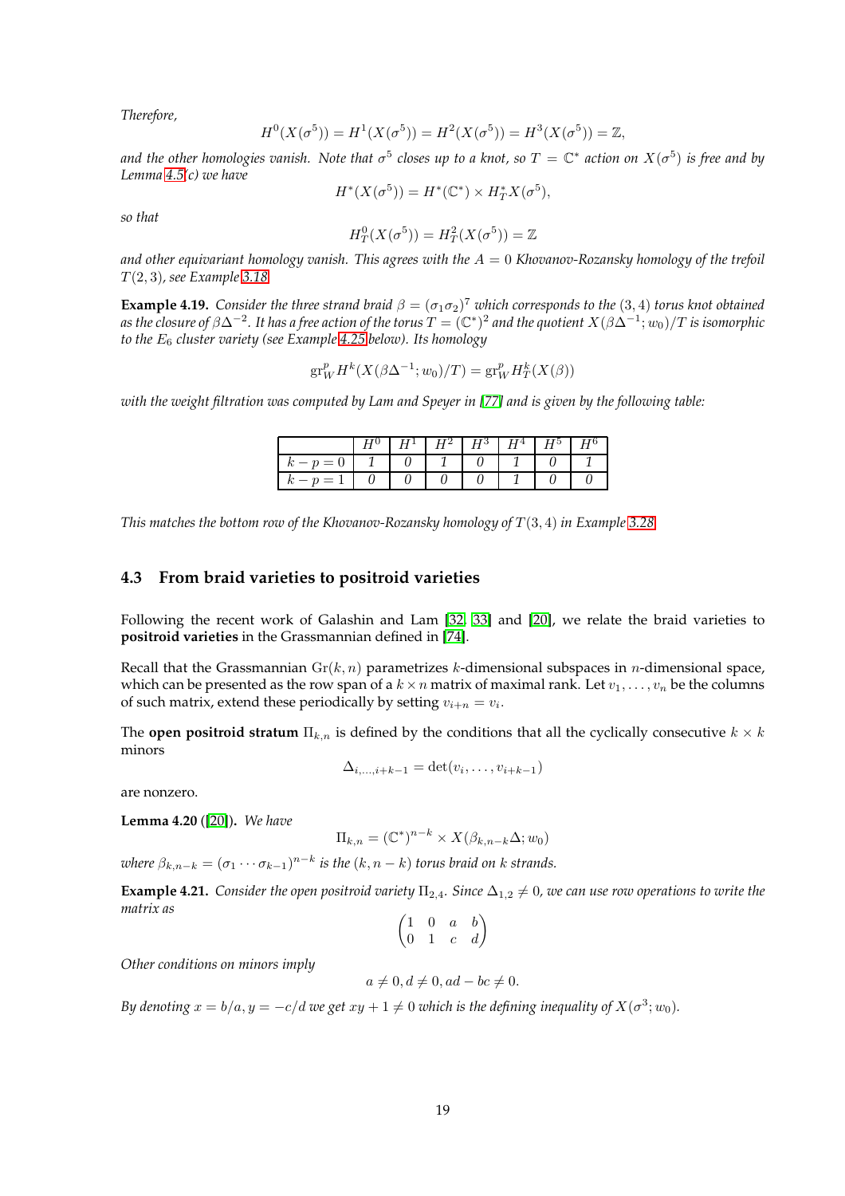*Therefore,*

$$H^0(X(\sigma^5)) = H^1(X(\sigma^5)) = H^2(X(\sigma^5)) = H^3(X(\sigma^5)) = \mathbb{Z},$$

*and the other homologies vanish. Note that $\sigma^5$ closes up to a knot, so $T = \mathbb{C}^*$ action on $X(\sigma^5)$ is free and by Lemma 4.5(c) we have*

$$H^*(X(\sigma^5)) = H^*(\mathbb{C}^*) \times H^*_T X(\sigma^5),$$

*so that*

$$H^0_T(X(\sigma^5)) = H^2_T(X(\sigma^5)) = \mathbb{Z}$$

*and other equivariant homology vanish. This agrees with the $A = 0$ Khovanov-Rozansky homology of the trefoil $T(2,3)$, see Example 3.18.*

**Example 4.19.** *Consider the three strand braid $\beta = (\sigma_1\sigma_2)^7$ which corresponds to the $(3,4)$ torus knot obtained as the closure of $\beta\Delta^{-2}$. It has a free action of the torus $T = (\mathbb{C}^*)^2$ and the quotient $X(\beta\Delta^{-1}; w_0)/T$ is isomorphic to the $E_6$ cluster variety (see Example 4.25 below). Its homology*

$$\mathrm{gr}^p_W H^k(X(\beta\Delta^{-1}; w_0)/T) = \mathrm{gr}^p_W H^k_T(X(\beta))$$

*with the weight filtration was computed by Lam and Speyer in [77] and is given by the following table:*

| | $H^0$ | $H^1$ | $H^2$ | $H^3$ | $H^4$ | $H^5$ | $H^6$ |
|---|---|---|---|---|---|---|---|
| $k-p=0$ | 1 | 0 | 1 | 0 | 1 | 0 | 1 |
| $k-p=1$ | 0 | 0 | 0 | 0 | 1 | 0 | 0 |

*This matches the bottom row of the Khovanov-Rozansky homology of $T(3,4)$ in Example 3.28.*

### 4.3 From braid varieties to positroid varieties

Following the recent work of Galashin and Lam [32, 33] and [20], we relate the braid varieties to **positroid varieties** in the Grassmannian defined in [74].

Recall that the Grassmannian $\mathrm{Gr}(k,n)$ parametrizes $k$-dimensional subspaces in $n$-dimensional space, which can be presented as the row span of a $k \times n$ matrix of maximal rank. Let $v_1, \ldots, v_n$ be the columns of such matrix, extend these periodically by setting $v_{i+n} = v_i$.

The **open positroid stratum** $\Pi_{k,n}$ is defined by the conditions that all the cyclically consecutive $k \times k$ minors

$$\Delta_{i,\ldots,i+k-1} = \det(v_i, \ldots, v_{i+k-1})$$

are nonzero.

**Lemma 4.20** ([20]). *We have*

$$\Pi_{k,n} = (\mathbb{C}^*)^{n-k} \times X(\beta_{k,n-k}\Delta; w_0)$$

*where $\beta_{k,n-k} = (\sigma_1 \cdots \sigma_{k-1})^{n-k}$ is the $(k, n-k)$ torus braid on $k$ strands.*

**Example 4.21.** *Consider the open positroid variety $\Pi_{2,4}$. Since $\Delta_{1,2} \neq 0$, we can use row operations to write the matrix as*

$$\begin{pmatrix} 1 & 0 & a & b \\ 0 & 1 & c & d \end{pmatrix}$$

*Other conditions on minors imply*

$$a \neq 0, d \neq 0, ad - bc \neq 0.$$

*By denoting $x = b/a, y = -c/d$ we get $xy + 1 \neq 0$ which is the defining inequality of $X(\sigma^3; w_0)$.*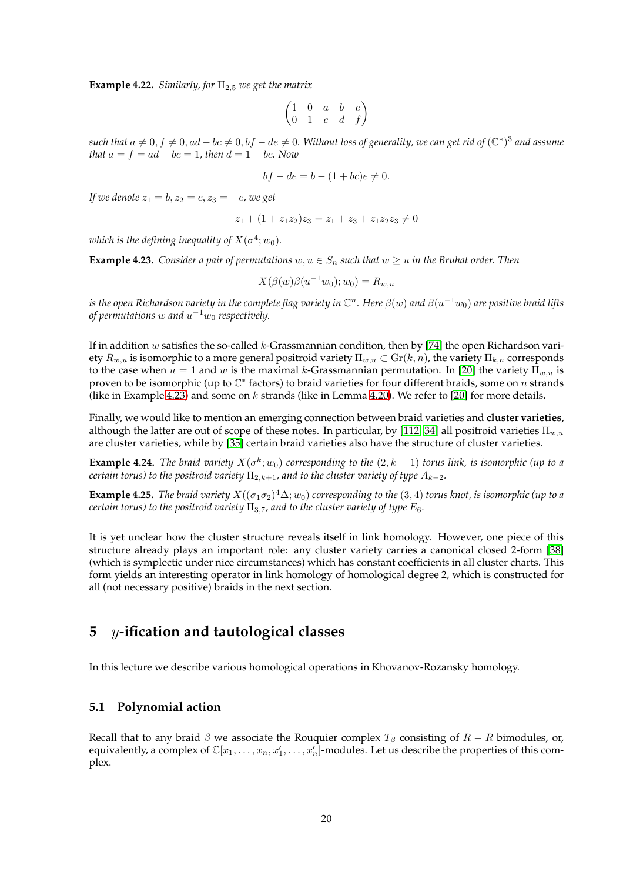**Example 4.22.** *Similarly, for $\Pi_{2,5}$ we get the matrix*

$$\begin{pmatrix} 1 & 0 & a & b & e \\ 0 & 1 & c & d & f \end{pmatrix}$$

*such that $a \neq 0, f \neq 0, ad - bc \neq 0, bf - de \neq 0$. Without loss of generality, we can get rid of $(\mathbb{C}^*)^3$ and assume that $a = f = ad - bc = 1$, then $d = 1 + bc$. Now*

$$bf - de = b - (1 + bc)e \neq 0.$$

*If we denote $z_1 = b, z_2 = c, z_3 = -e$, we get*

$$z_1 + (1 + z_1 z_2) z_3 = z_1 + z_3 + z_1 z_2 z_3 \neq 0$$

*which is the defining inequality of $X(\sigma^4; w_0)$.*

**Example 4.23.** *Consider a pair of permutations $w, u \in S_n$ such that $w \geq u$ in the Bruhat order. Then*

$$X(\beta(w)\beta(u^{-1}w_0); w_0) = R_{w,u}$$

*is the open Richardson variety in the complete flag variety in $\mathbb{C}^n$. Here $\beta(w)$ and $\beta(u^{-1}w_0)$ are positive braid lifts of permutations $w$ and $u^{-1}w_0$ respectively.*

If in addition $w$ satisfies the so-called $k$-Grassmannian condition, then by [74] the open Richardson variety $R_{w,u}$ is isomorphic to a more general positroid variety $\Pi_{w,u} \subset \mathrm{Gr}(k, n)$, the variety $\Pi_{k,n}$ corresponds to the case when $u = 1$ and $w$ is the maximal $k$-Grassmannian permutation. In [20] the variety $\Pi_{w,u}$ is proven to be isomorphic (up to $\mathbb{C}^*$ factors) to braid varieties for four different braids, some on $n$ strands (like in Example 4.23) and some on $k$ strands (like in Lemma 4.20). We refer to [20] for more details.

Finally, we would like to mention an emerging connection between braid varieties and **cluster varieties**, although the latter are out of scope of these notes. In particular, by [112, 34] all positroid varieties $\Pi_{w,u}$ are cluster varieties, while by [35] certain braid varieties also have the structure of cluster varieties.

**Example 4.24.** *The braid variety $X(\sigma^k; w_0)$ corresponding to the $(2, k - 1)$ torus link, is isomorphic (up to a certain torus) to the positroid variety $\Pi_{2,k+1}$, and to the cluster variety of type $A_{k-2}$.*

**Example 4.25.** *The braid variety $X((\sigma_1\sigma_2)^4\Delta; w_0)$ corresponding to the $(3, 4)$ torus knot, is isomorphic (up to a certain torus) to the positroid variety $\Pi_{3,7}$, and to the cluster variety of type $E_6$.*

It is yet unclear how the cluster structure reveals itself in link homology. However, one piece of this structure already plays an important role: any cluster variety carries a canonical closed 2-form [38] (which is symplectic under nice circumstances) which has constant coefficients in all cluster charts. This form yields an interesting operator in link homology of homological degree 2, which is constructed for all (not necessary positive) braids in the next section.

# 5 $y$-ification and tautological classes

In this lecture we describe various homological operations in Khovanov-Rozansky homology.

## 5.1 Polynomial action

Recall that to any braid $\beta$ we associate the Rouquier complex $T_\beta$ consisting of $R - R$ bimodules, or, equivalently, a complex of $\mathbb{C}[x_1, \ldots, x_n, x'_1, \ldots, x'_n]$-modules. Let us describe the properties of this complex.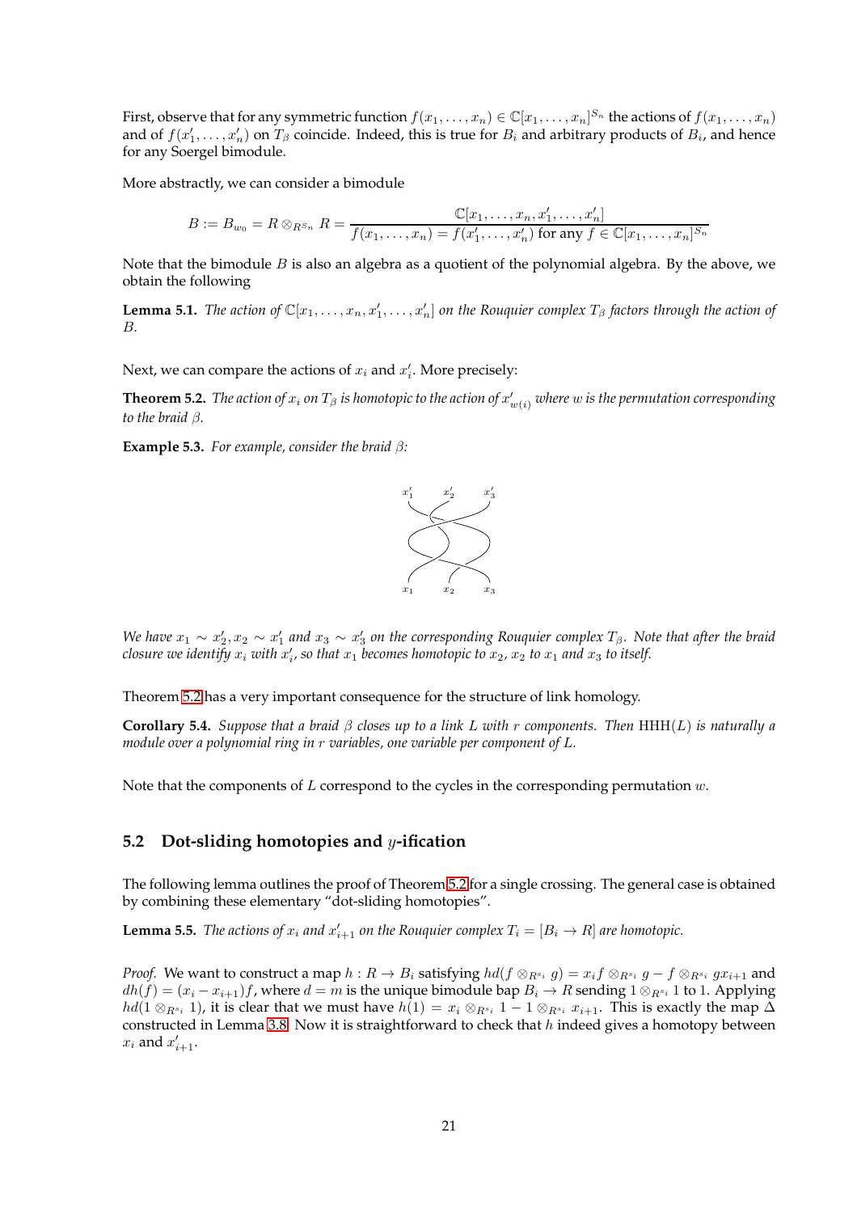First, observe that for any symmetric function $f(x_1,\ldots,x_n) \in \mathbb{C}[x_1,\ldots,x_n]^{S_n}$ the actions of $f(x_1,\ldots,x_n)$ and of $f(x'_1,\ldots,x'_n)$ on $T_\beta$ coincide. Indeed, this is true for $B_i$ and arbitrary products of $B_i$, and hence for any Soergel bimodule.

More abstractly, we can consider a bimodule

$$B := B_{w_0} = R \otimes_{R^{S_n}} R = \frac{\mathbb{C}[x_1,\ldots,x_n,x'_1,\ldots,x'_n]}{f(x_1,\ldots,x_n) = f(x'_1,\ldots,x'_n) \text{ for any } f \in \mathbb{C}[x_1,\ldots,x_n]^{S_n}}$$

Note that the bimodule $B$ is also an algebra as a quotient of the polynomial algebra. By the above, we obtain the following

**Lemma 5.1.** *The action of $\mathbb{C}[x_1,\ldots,x_n,x'_1,\ldots,x'_n]$ on the Rouquier complex $T_\beta$ factors through the action of $B$.*

Next, we can compare the actions of $x_i$ and $x'_i$. More precisely:

**Theorem 5.2.** *The action of $x_i$ on $T_\beta$ is homotopic to the action of $x'_{w(i)}$ where $w$ is the permutation corresponding to the braid $\beta$.*

**Example 5.3.** *For example, consider the braid $\beta$:*

*We have $x_1 \sim x'_2, x_2 \sim x'_1$ and $x_3 \sim x'_3$ on the corresponding Rouquier complex $T_\beta$. Note that after the braid closure we identify $x_i$ with $x'_i$, so that $x_1$ becomes homotopic to $x_2$, $x_2$ to $x_1$ and $x_3$ to itself.*

Theorem 5.2 has a very important consequence for the structure of link homology.

**Corollary 5.4.** *Suppose that a braid $\beta$ closes up to a link $L$ with $r$ components. Then $\mathrm{HHH}(L)$ is naturally a module over a polynomial ring in $r$ variables, one variable per component of $L$.*

Note that the components of $L$ correspond to the cycles in the corresponding permutation $w$.

## 5.2 Dot-sliding homotopies and $y$-ification

The following lemma outlines the proof of Theorem 5.2 for a single crossing. The general case is obtained by combining these elementary "dot-sliding homotopies".

**Lemma 5.5.** *The actions of $x_i$ and $x'_{i+1}$ on the Rouquier complex $T_i = [B_i \to R]$ are homotopic.*

*Proof.* We want to construct a map $h : R \to B_i$ satisfying $hd(f \otimes_{R^{s_i}} g) = x_i f \otimes_{R^{s_i}} g - f \otimes_{R^{s_i}} g x_{i+1}$ and $dh(f) = (x_i - x_{i+1})f$, where $d = m$ is the unique bimodule bap $B_i \to R$ sending $1 \otimes_{R^{s_i}} 1$ to 1. Applying $hd(1 \otimes_{R^{s_i}} 1)$, it is clear that we must have $h(1) = x_i \otimes_{R^{s_i}} 1 - 1 \otimes_{R^{s_i}} x_{i+1}$. This is exactly the map $\Delta$ constructed in Lemma 3.8. Now it is straightforward to check that $h$ indeed gives a homotopy between $x_i$ and $x'_{i+1}$.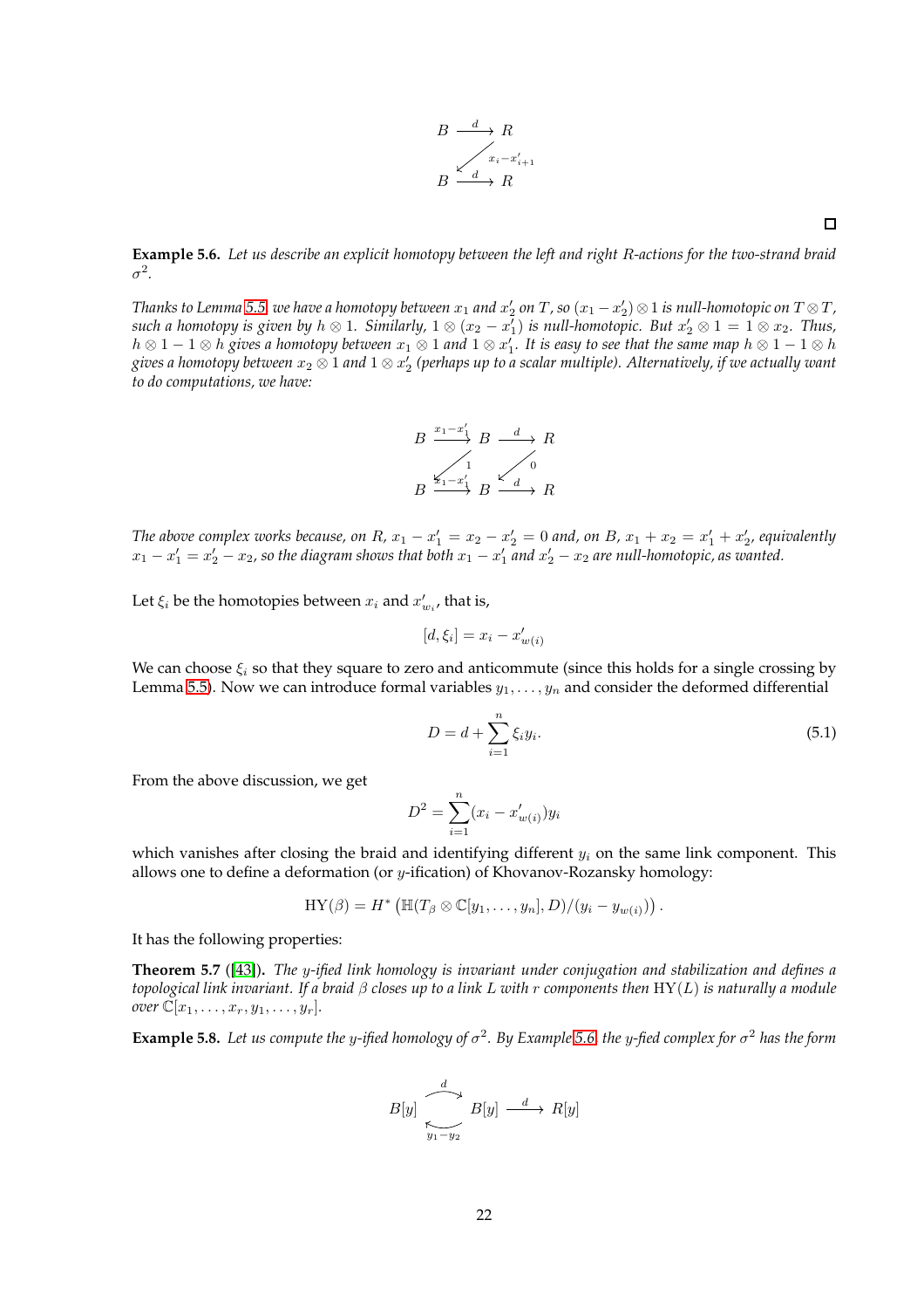$$
\begin{array}{ccc}
B & \xrightarrow{d} & R \\
& \swarrow_{x_i - x'_{i+1}} & \\
B & \xrightarrow{d} & R
\end{array}
$$

□

**Example 5.6.** *Let us describe an explicit homotopy between the left and right $R$-actions for the two-strand braid $\sigma^2$.*

*Thanks to Lemma 5.5, we have a homotopy between $x_1$ and $x'_2$ on $T$, so $(x_1 - x'_2) \otimes 1$ is null-homotopic on $T \otimes T$, such a homotopy is given by $h \otimes 1$. Similarly, $1 \otimes (x_2 - x'_1)$ is null-homotopic. But $x'_2 \otimes 1 = 1 \otimes x_2$. Thus, $h \otimes 1 - 1 \otimes h$ gives a homotopy between $x_1 \otimes 1$ and $1 \otimes x'_1$. It is easy to see that the same map $h \otimes 1 - 1 \otimes h$ gives a homotopy between $x_2 \otimes 1$ and $1 \otimes x'_2$ (perhaps up to a scalar multiple). Alternatively, if we actually want to do computations, we have:*

$$
\begin{array}{ccccc}
B & \xrightarrow{x_1 - x'_1} & B & \xrightarrow{d} & R \\
& \swarrow_{1} & & \swarrow_{0} & \\
B & \xrightarrow{x_1 - x'_1} & B & \xrightarrow{d} & R
\end{array}
$$

*The above complex works because, on $R$, $x_1 - x'_1 = x_2 - x'_2 = 0$ and, on $B$, $x_1 + x_2 = x'_1 + x'_2$, equivalently $x_1 - x'_1 = x'_2 - x_2$, so the diagram shows that both $x_1 - x'_1$ and $x'_2 - x_2$ are null-homotopic, as wanted.*

Let $\xi_i$ be the homotopies between $x_i$ and $x'_{w_i}$, that is,

$$[d, \xi_i] = x_i - x'_{w(i)}$$

We can choose $\xi_i$ so that they square to zero and anticommute (since this holds for a single crossing by Lemma 5.5). Now we can introduce formal variables $y_1, \ldots, y_n$ and consider the deformed differential

$$D = d + \sum_{i=1}^{n} \xi_i y_i. \tag{5.1}$$

From the above discussion, we get

$$D^2 = \sum_{i=1}^{n} (x_i - x'_{w(i)}) y_i$$

which vanishes after closing the braid and identifying different $y_i$ on the same link component. This allows one to define a deformation (or $y$-ification) of Khovanov-Rozansky homology:

$$\mathrm{HY}(\beta) = H^* \left( \mathbb{H}(T_\beta \otimes \mathbb{C}[y_1, \ldots, y_n], D)/(y_i - y_{w(i)}) \right).$$

It has the following properties:

**Theorem 5.7** ([43])**.** *The $y$-ified link homology is invariant under conjugation and stabilization and defines a topological link invariant. If a braid $\beta$ closes up to a link $L$ with $r$ components then $\mathrm{HY}(L)$ is naturally a module over $\mathbb{C}[x_1, \ldots, x_r, y_1, \ldots, y_r]$.*

**Example 5.8.** *Let us compute the $y$-ified homology of $\sigma^2$. By Example 5.6, the $y$-fied complex for $\sigma^2$ has the form*

$$
B[y] \underset{y_1 - y_2}{\overset{d}{\rightleftarrows}} B[y] \xrightarrow{d} R[y]
$$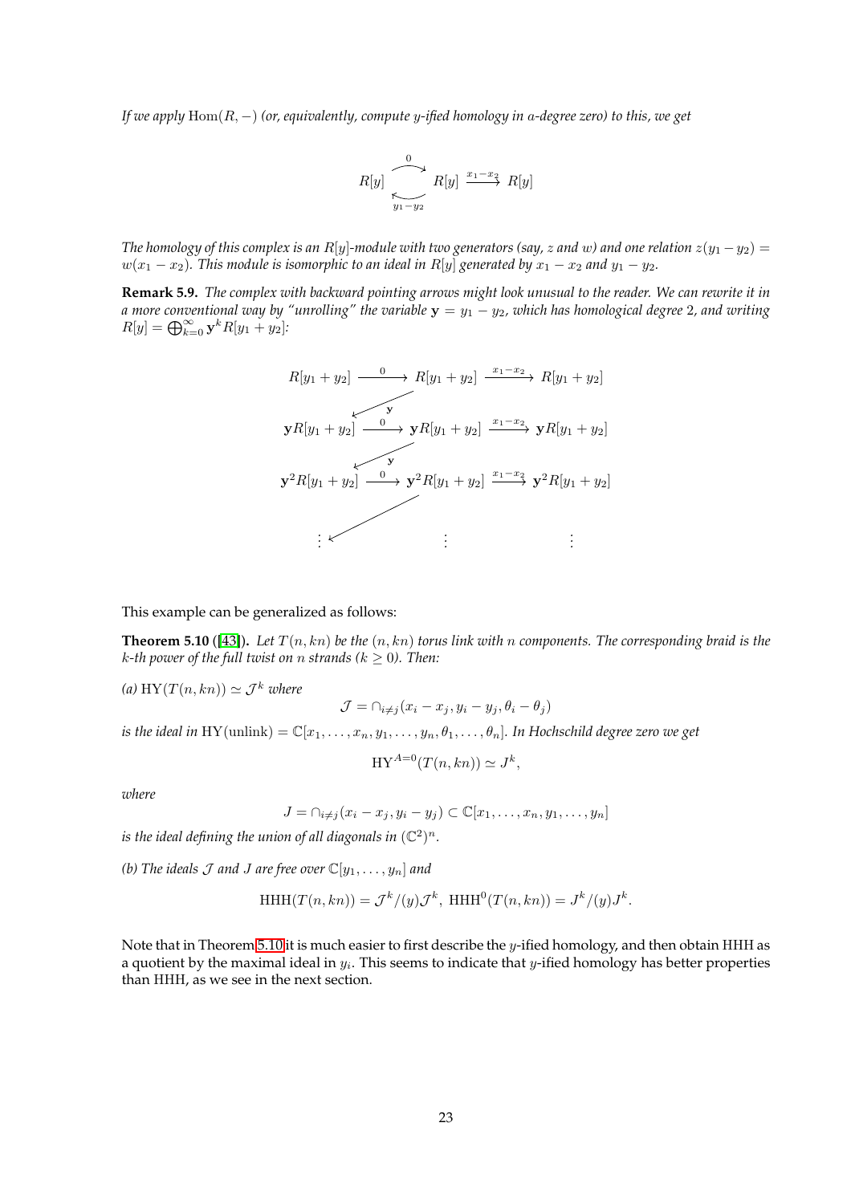*If we apply $\mathrm{Hom}(R, -)$ (or, equivalently, compute $y$-ified homology in $a$-degree zero) to this, we get*

$$R[y] \underset{y_1 - y_2}{\overset{0}{\rightleftarrows}} R[y] \xrightarrow{x_1 - x_2} R[y]$$

*The homology of this complex is an $R[y]$-module with two generators (say, $z$ and $w$) and one relation $z(y_1 - y_2) = w(x_1 - x_2)$. This module is isomorphic to an ideal in $R[y]$ generated by $x_1 - x_2$ and $y_1 - y_2$.*

**Remark 5.9.** *The complex with backward pointing arrows might look unusual to the reader. We can rewrite it in a more conventional way by "unrolling" the variable $\mathbf{y} = y_1 - y_2$, which has homological degree 2, and writing $R[y] = \bigoplus_{k=0}^{\infty} \mathbf{y}^k R[y_1 + y_2]$:*

$$\begin{array}{ccccc}
R[y_1+y_2] & \xrightarrow{0} & R[y_1+y_2] & \xrightarrow{x_1-x_2} & R[y_1+y_2] \\
& \swarrow^{\mathbf{y}} & & & \\
\mathbf{y}R[y_1+y_2] & \xrightarrow{0} & \mathbf{y}R[y_1+y_2] & \xrightarrow{x_1-x_2} & \mathbf{y}R[y_1+y_2] \\
& \swarrow^{\mathbf{y}} & & & \\
\mathbf{y}^2R[y_1+y_2] & \xrightarrow{0} & \mathbf{y}^2R[y_1+y_2] & \xrightarrow{x_1-x_2} & \mathbf{y}^2R[y_1+y_2] \\
& \swarrow & & & \\
\vdots & & \vdots & & \vdots
\end{array}$$

This example can be generalized as follows:

**Theorem 5.10** ([43]). *Let $T(n, kn)$ be the $(n, kn)$ torus link with $n$ components. The corresponding braid is the $k$-th power of the full twist on $n$ strands ($k \geq 0$). Then:*

*(a) $\mathrm{HY}(T(n, kn)) \simeq \mathcal{J}^k$ where*

$$\mathcal{J} = \cap_{i \neq j}(x_i - x_j, y_i - y_j, \theta_i - \theta_j)$$

*is the ideal in $\mathrm{HY}(\text{unlink}) = \mathbb{C}[x_1, \ldots, x_n, y_1, \ldots, y_n, \theta_1, \ldots, \theta_n]$. In Hochschild degree zero we get*

$$\mathrm{HY}^{A=0}(T(n, kn)) \simeq J^k,$$

*where*

$$J = \cap_{i \neq j}(x_i - x_j, y_i - y_j) \subset \mathbb{C}[x_1, \ldots, x_n, y_1, \ldots, y_n]$$

*is the ideal defining the union of all diagonals in $(\mathbb{C}^2)^n$.*

*(b) The ideals $\mathcal{J}$ and $J$ are free over $\mathbb{C}[y_1, \ldots, y_n]$ and*

$$\mathrm{HHH}(T(n, kn)) = \mathcal{J}^k / (y)\mathcal{J}^k, \ \mathrm{HHH}^0(T(n, kn)) = J^k / (y) J^k.$$

Note that in Theorem 5.10 it is much easier to first describe the $y$-ified homology, and then obtain HHH as a quotient by the maximal ideal in $y_i$. This seems to indicate that $y$-ified homology has better properties than HHH, as we see in the next section.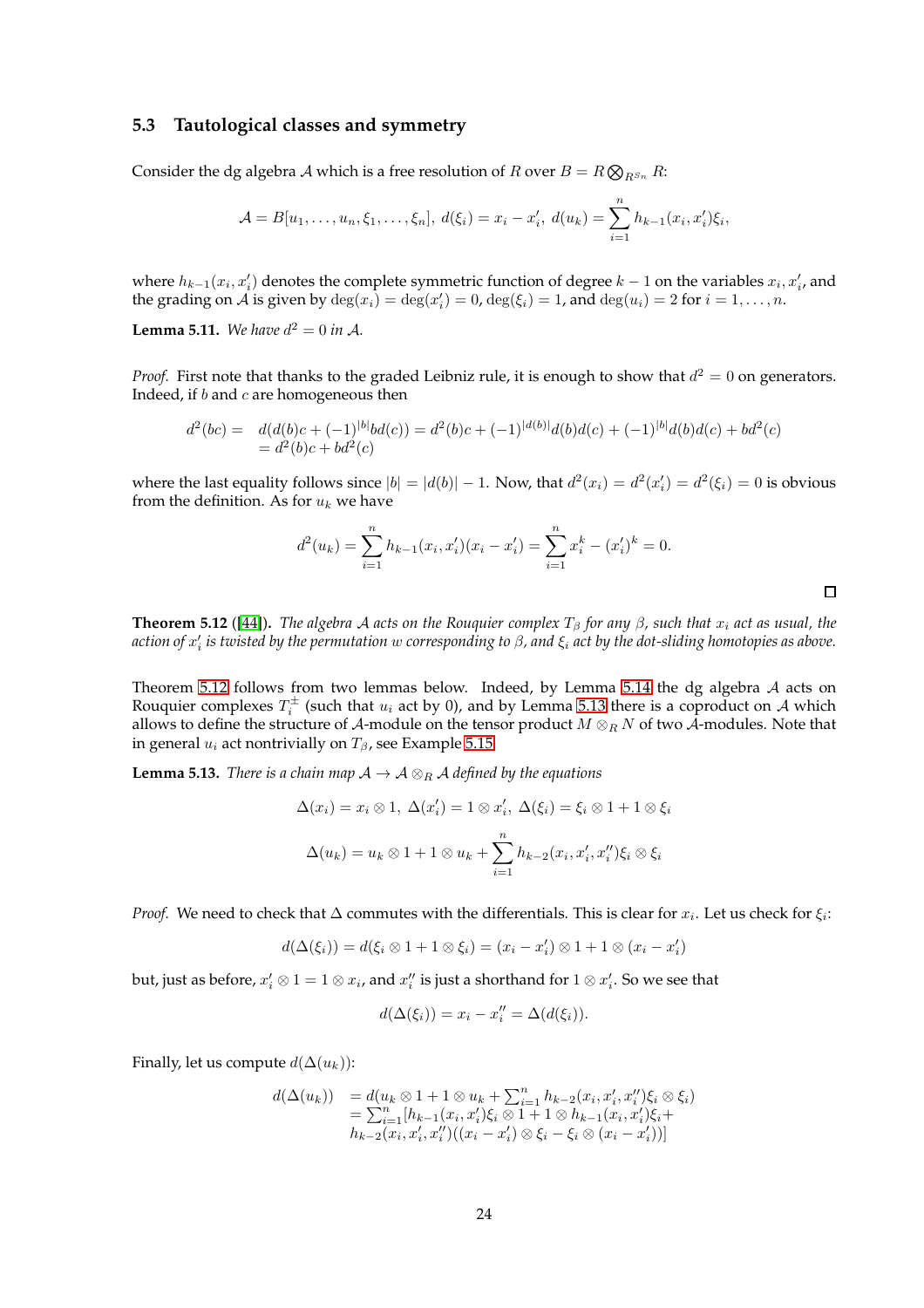### 5.3 Tautological classes and symmetry

Consider the dg algebra $\mathcal{A}$ which is a free resolution of $R$ over $B = R \bigotimes_{R^{S_n}} R$:

$$\mathcal{A} = B[u_1, \ldots, u_n, \xi_1, \ldots, \xi_n],\ d(\xi_i) = x_i - x'_i,\ d(u_k) = \sum_{i=1}^{n} h_{k-1}(x_i, x'_i)\xi_i,$$

where $h_{k-1}(x_i, x'_i)$ denotes the complete symmetric function of degree $k-1$ on the variables $x_i, x'_i$, and the grading on $\mathcal{A}$ is given by $\deg(x_i) = \deg(x'_i) = 0$, $\deg(\xi_i) = 1$, and $\deg(u_i) = 2$ for $i = 1, \ldots, n$.

**Lemma 5.11.** *We have $d^2 = 0$ in $\mathcal{A}$.*

*Proof.* First note that thanks to the graded Leibniz rule, it is enough to show that $d^2 = 0$ on generators. Indeed, if $b$ and $c$ are homogeneous then

$$\begin{aligned} d^2(bc) = \ & d(d(b)c + (-1)^{|b|}bd(c)) = d^2(b)c + (-1)^{|d(b)|}d(b)d(c) + (-1)^{|b|}d(b)d(c) + bd^2(c) \\ & = d^2(b)c + bd^2(c) \end{aligned}$$

where the last equality follows since $|b| = |d(b)| - 1$. Now, that $d^2(x_i) = d^2(x'_i) = d^2(\xi_i) = 0$ is obvious from the definition. As for $u_k$ we have

$$d^2(u_k) = \sum_{i=1}^{n} h_{k-1}(x_i, x'_i)(x_i - x'_i) = \sum_{i=1}^{n} x_i^k - (x'_i)^k = 0.$$

$\square$

**Theorem 5.12** ([44])**.** *The algebra $\mathcal{A}$ acts on the Rouquier complex $T_\beta$ for any $\beta$, such that $x_i$ act as usual, the action of $x'_i$ is twisted by the permutation $w$ corresponding to $\beta$, and $\xi_i$ act by the dot-sliding homotopies as above.*

Theorem 5.12 follows from two lemmas below. Indeed, by Lemma 5.14 the dg algebra $\mathcal{A}$ acts on Rouquier complexes $T_i^{\pm}$ (such that $u_i$ act by 0), and by Lemma 5.13 there is a coproduct on $\mathcal{A}$ which allows to define the structure of $\mathcal{A}$-module on the tensor product $M \otimes_R N$ of two $\mathcal{A}$-modules. Note that in general $u_i$ act nontrivially on $T_\beta$, see Example 5.15.

**Lemma 5.13.** *There is a chain map $\mathcal{A} \to \mathcal{A} \otimes_R \mathcal{A}$ defined by the equations*

$$\Delta(x_i) = x_i \otimes 1,\ \Delta(x'_i) = 1 \otimes x'_i,\ \Delta(\xi_i) = \xi_i \otimes 1 + 1 \otimes \xi_i$$

$$\Delta(u_k) = u_k \otimes 1 + 1 \otimes u_k + \sum_{i=1}^{n} h_{k-2}(x_i, x'_i, x''_i)\xi_i \otimes \xi_i$$

*Proof.* We need to check that $\Delta$ commutes with the differentials. This is clear for $x_i$. Let us check for $\xi_i$:

$$d(\Delta(\xi_i)) = d(\xi_i \otimes 1 + 1 \otimes \xi_i) = (x_i - x'_i) \otimes 1 + 1 \otimes (x_i - x'_i)$$

but, just as before, $x'_i \otimes 1 = 1 \otimes x_i$, and $x''_i$ is just a shorthand for $1 \otimes x'_i$. So we see that

$$d(\Delta(\xi_i)) = x_i - x''_i = \Delta(d(\xi_i)).$$

Finally, let us compute $d(\Delta(u_k))$:

$$\begin{aligned} d(\Delta(u_k)) \ & = d(u_k \otimes 1 + 1 \otimes u_k + \textstyle\sum_{i=1}^{n} h_{k-2}(x_i, x'_i, x''_i)\xi_i \otimes \xi_i) \\ & = \textstyle\sum_{i=1}^{n} [h_{k-1}(x_i, x'_i)\xi_i \otimes 1 + 1 \otimes h_{k-1}(x_i, x'_i)\xi_i + \\ & h_{k-2}(x_i, x'_i, x''_i)((x_i - x'_i) \otimes \xi_i - \xi_i \otimes (x_i - x'_i))] \end{aligned}$$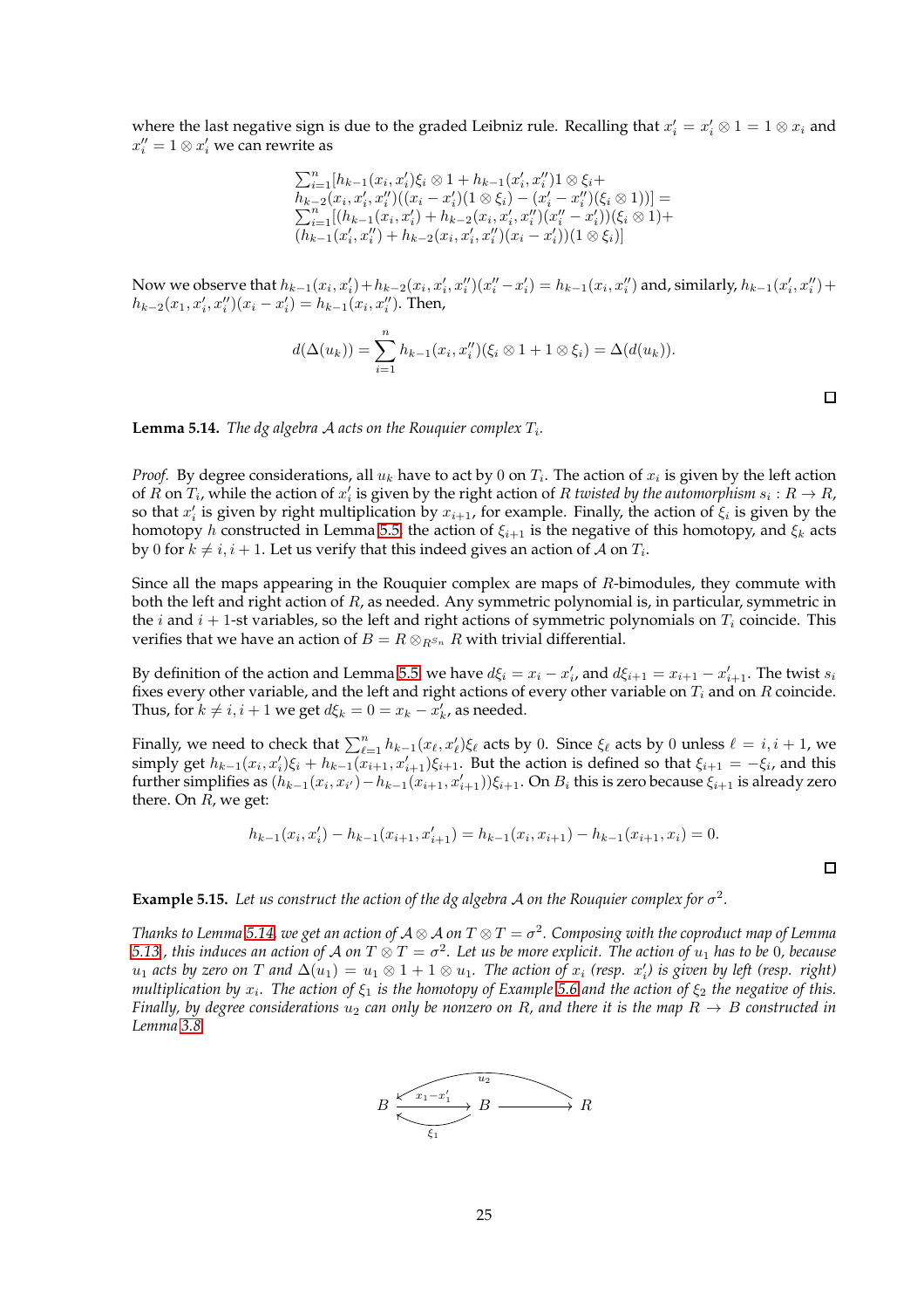where the last negative sign is due to the graded Leibniz rule. Recalling that $x'_i = x'_i \otimes 1 = 1 \otimes x_i$ and $x''_i = 1 \otimes x'_i$ we can rewrite as

$$\begin{array}{l}
\sum_{i=1}^n [h_{k-1}(x_i, x'_i)\xi_i \otimes 1 + h_{k-1}(x'_i, x''_i) 1 \otimes \xi_i + \\
h_{k-2}(x_i, x'_i, x''_i)((x_i - x'_i)(1 \otimes \xi_i) - (x'_i - x''_i)(\xi_i \otimes 1))] = \\
\sum_{i=1}^n [(h_{k-1}(x_i, x'_i) + h_{k-2}(x_i, x'_i, x''_i)(x''_i - x'_i))(\xi_i \otimes 1) + \\
(h_{k-1}(x'_i, x''_i) + h_{k-2}(x_i, x'_i, x''_i)(x_i - x'_i))(1 \otimes \xi_i)]
\end{array}$$

Now we observe that $h_{k-1}(x_i, x'_i) + h_{k-2}(x_i, x'_i, x''_i)(x''_i - x'_i) = h_{k-1}(x_i, x''_i)$ and, similarly, $h_{k-1}(x'_i, x''_i) + h_{k-2}(x_1, x'_i, x''_i)(x_i - x'_i) = h_{k-1}(x_i, x''_i)$. Then,

$$d(\Delta(u_k)) = \sum_{i=1}^n h_{k-1}(x_i, x''_i)(\xi_i \otimes 1 + 1 \otimes \xi_i) = \Delta(d(u_k)).$$

□

**Lemma 5.14.** *The dg algebra $\mathcal{A}$ acts on the Rouquier complex $T_i$.*

*Proof.* By degree considerations, all $u_k$ have to act by 0 on $T_i$. The action of $x_i$ is given by the left action of $R$ on $T_i$, while the action of $x'_i$ is given by the right action of $R$ *twisted by the automorphism* $s_i : R \to R$, so that $x'_i$ is given by right multiplication by $x_{i+1}$, for example. Finally, the action of $\xi_i$ is given by the homotopy $h$ constructed in Lemma 5.5, the action of $\xi_{i+1}$ is the negative of this homotopy, and $\xi_k$ acts by 0 for $k \neq i, i+1$. Let us verify that this indeed gives an action of $\mathcal{A}$ on $T_i$.

Since all the maps appearing in the Rouquier complex are maps of $R$-bimodules, they commute with both the left and right action of $R$, as needed. Any symmetric polynomial is, in particular, symmetric in the $i$ and $i+1$-st variables, so the left and right actions of symmetric polynomials on $T_i$ coincide. This verifies that we have an action of $B = R \otimes_{R^{S_n}} R$ with trivial differential.

By definition of the action and Lemma 5.5, we have $d\xi_i = x_i - x'_i$, and $d\xi_{i+1} = x_{i+1} - x'_{i+1}$. The twist $s_i$ fixes every other variable, and the left and right actions of every other variable on $T_i$ and on $R$ coincide. Thus, for $k \neq i, i+1$ we get $d\xi_k = 0 = x_k - x'_k$, as needed.

Finally, we need to check that $\sum_{\ell=1}^n h_{k-1}(x_\ell, x'_\ell)\xi_\ell$ acts by 0. Since $\xi_\ell$ acts by 0 unless $\ell = i, i+1$, we simply get $h_{k-1}(x_i, x'_i)\xi_i + h_{k-1}(x_{i+1}, x'_{i+1})\xi_{i+1}$. But the action is defined so that $\xi_{i+1} = -\xi_i$, and this further simplifies as $(h_{k-1}(x_i, x_{i'}) - h_{k-1}(x_{i+1}, x'_{i+1}))\xi_{i+1}$. On $B_i$ this is zero because $\xi_{i+1}$ is already zero there. On $R$, we get:

$$h_{k-1}(x_i, x'_i) - h_{k-1}(x_{i+1}, x'_{i+1}) = h_{k-1}(x_i, x_{i+1}) - h_{k-1}(x_{i+1}, x_i) = 0.$$

□

**Example 5.15.** *Let us construct the action of the dg algebra $\mathcal{A}$ on the Rouquier complex for $\sigma^2$.*

*Thanks to Lemma 5.14, we get an action of $\mathcal{A} \otimes \mathcal{A}$ on $T \otimes T = \sigma^2$. Composing with the coproduct map of Lemma 5.13, this induces an action of $\mathcal{A}$ on $T \otimes T = \sigma^2$. Let us be more explicit. The action of $u_1$ has to be 0, because $u_1$ acts by zero on $T$ and $\Delta(u_1) = u_1 \otimes 1 + 1 \otimes u_1$. The action of $x_i$ (resp. $x'_i$) is given by left (resp. right) multiplication by $x_i$. The action of $\xi_1$ is the homotopy of Example 5.6 and the action of $\xi_2$ the negative of this. Finally, by degree considerations $u_2$ can only be nonzero on $R$, and there it is the map $R \to B$ constructed in Lemma 3.8.*

$$B \underset{\xi_1}{\overset{x_1 - x'_1}{\rightleftarrows}} B \longrightarrow R, \qquad u_2 : R \to B$$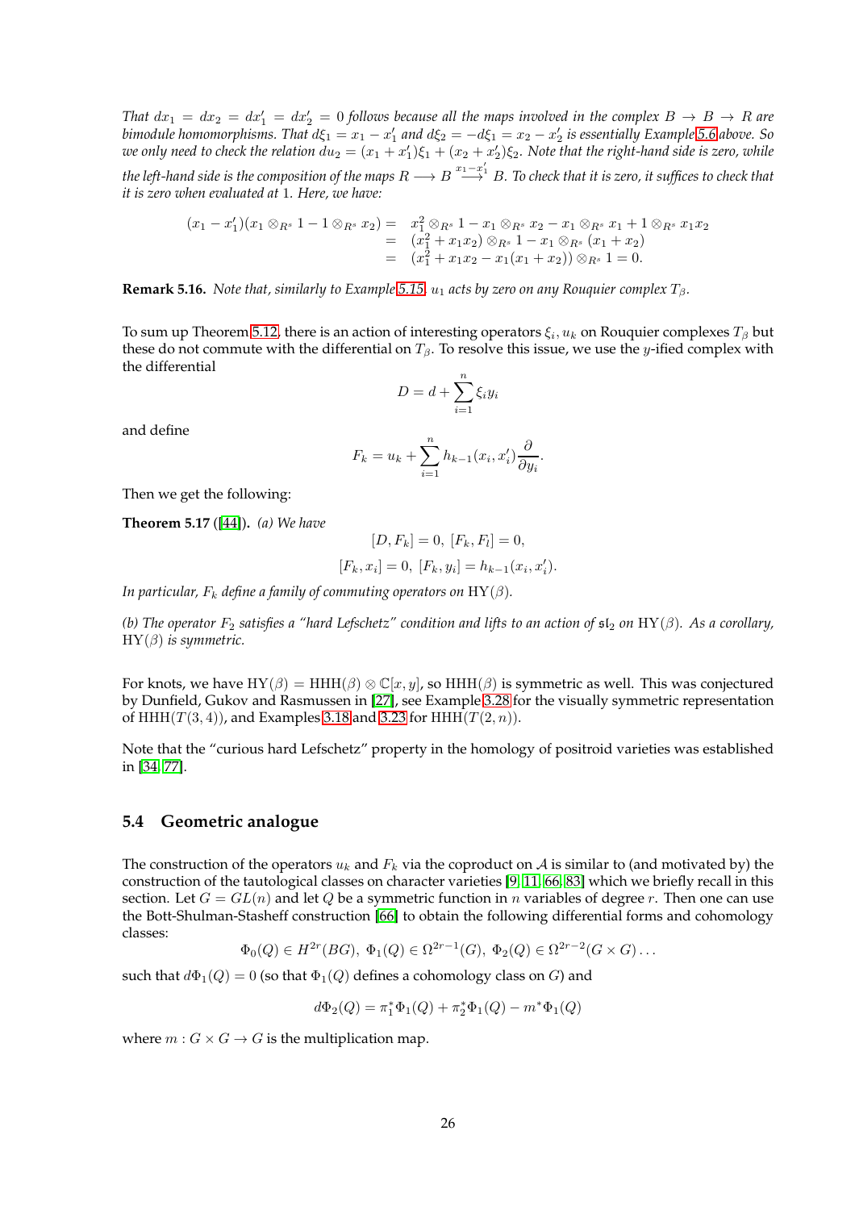*That $dx_1 = dx_2 = dx'_1 = dx'_2 = 0$ follows because all the maps involved in the complex $B \to B \to R$ are bimodule homomorphisms. That $d\xi_1 = x_1 - x'_1$ and $d\xi_2 = -d\xi_1 = x_2 - x'_2$ is essentially Example 5.6 above. So we only need to check the relation $du_2 = (x_1 + x'_1)\xi_1 + (x_2 + x'_2)\xi_2$. Note that the right-hand side is zero, while the left-hand side is the composition of the maps $R \longrightarrow B \stackrel{x_1 - x'_1}{\longrightarrow} B$. To check that it is zero, it suffices to check that it is zero when evaluated at 1. Here, we have:*

$$
\begin{aligned}
(x_1 - x'_1)(x_1 \otimes_{R^s} 1 - 1 \otimes_{R^s} x_2) &= x_1^2 \otimes_{R^s} 1 - x_1 \otimes_{R^s} x_2 - x_1 \otimes_{R^s} x_1 + 1 \otimes_{R^s} x_1 x_2 \\
&= (x_1^2 + x_1 x_2) \otimes_{R^s} 1 - x_1 \otimes_{R^s} (x_1 + x_2) \\
&= (x_1^2 + x_1 x_2 - x_1(x_1 + x_2)) \otimes_{R^s} 1 = 0.
\end{aligned}
$$

**Remark 5.16.** *Note that, similarly to Example 5.15, $u_1$ acts by zero on any Rouquier complex $T_\beta$.*

To sum up Theorem 5.12, there is an action of interesting operators $\xi_i, u_k$ on Rouquier complexes $T_\beta$ but these do not commute with the differential on $T_\beta$. To resolve this issue, we use the $y$-ified complex with the differential

$$D = d + \sum_{i=1}^{n} \xi_i y_i$$

and define

$$F_k = u_k + \sum_{i=1}^{n} h_{k-1}(x_i, x'_i)\frac{\partial}{\partial y_i}.$$

Then we get the following:

**Theorem 5.17** ([44])**.** *(a) We have*

$$[D, F_k] = 0,\ [F_k, F_l] = 0,$$

$$[F_k, x_i] = 0,\ [F_k, y_i] = h_{k-1}(x_i, x'_i).$$

*In particular, $F_k$ define a family of commuting operators on $\mathrm{HY}(\beta)$.*

*(b) The operator $F_2$ satisfies a "hard Lefschetz" condition and lifts to an action of $\mathfrak{sl}_2$ on $\mathrm{HY}(\beta)$. As a corollary, $\mathrm{HY}(\beta)$ is symmetric.*

For knots, we have $\mathrm{HY}(\beta) = \mathrm{HHH}(\beta) \otimes \mathbb{C}[x, y]$, so $\mathrm{HHH}(\beta)$ is symmetric as well. This was conjectured by Dunfield, Gukov and Rasmussen in [27], see Example 3.28 for the visually symmetric representation of $\mathrm{HHH}(T(3, 4))$, and Examples 3.18 and 3.23 for $\mathrm{HHH}(T(2, n))$.

Note that the "curious hard Lefschetz" property in the homology of positroid varieties was established in [34, 77].

## 5.4 Geometric analogue

The construction of the operators $u_k$ and $F_k$ via the coproduct on $\mathcal{A}$ is similar to (and motivated by) the construction of the tautological classes on character varieties [9, 11, 66, 83] which we briefly recall in this section. Let $G = GL(n)$ and let $Q$ be a symmetric function in $n$ variables of degree $r$. Then one can use the Bott-Shulman-Stasheff construction [66] to obtain the following differential forms and cohomology classes:

$$\Phi_0(Q) \in H^{2r}(BG),\ \Phi_1(Q) \in \Omega^{2r-1}(G),\ \Phi_2(Q) \in \Omega^{2r-2}(G \times G) \ldots$$

such that $d\Phi_1(Q) = 0$ (so that $\Phi_1(Q)$ defines a cohomology class on $G$) and

$$d\Phi_2(Q) = \pi_1^*\Phi_1(Q) + \pi_2^*\Phi_1(Q) - m^*\Phi_1(Q)$$

where $m : G \times G \to G$ is the multiplication map.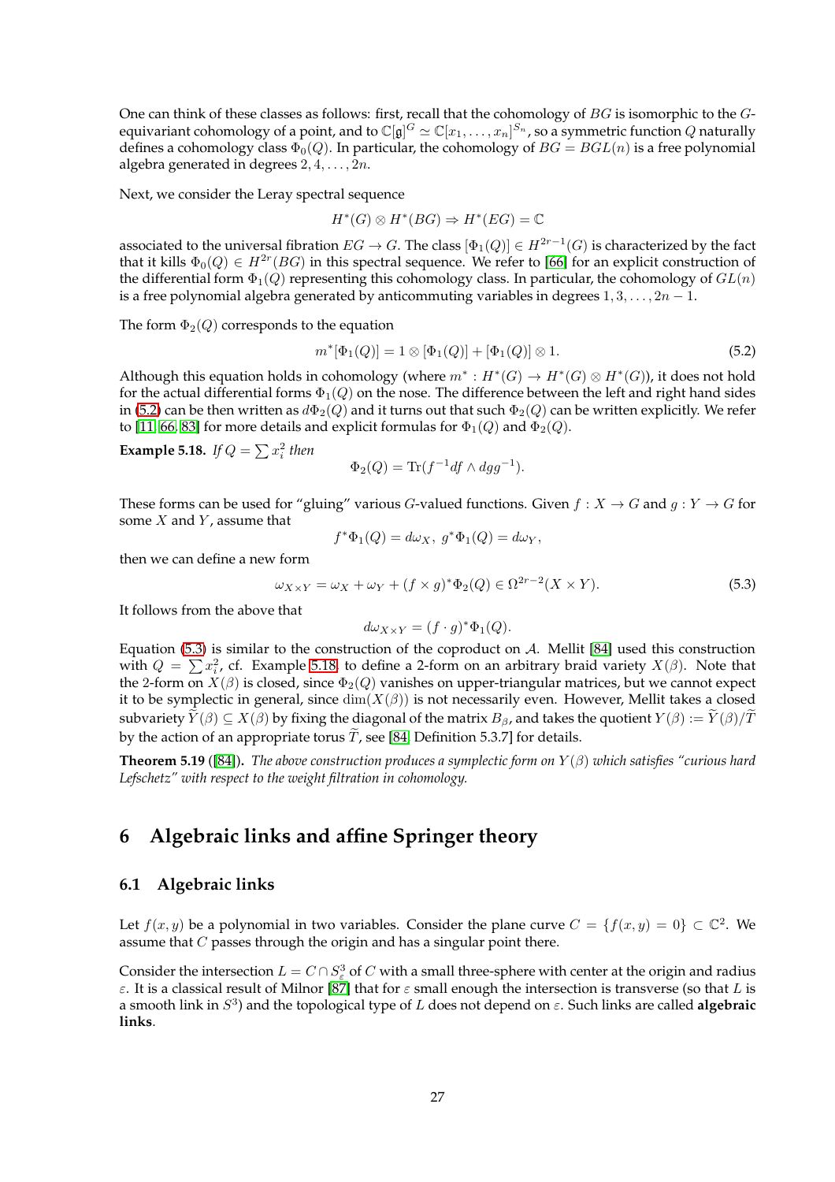One can think of these classes as follows: first, recall that the cohomology of $BG$ is isomorphic to the $G$-equivariant cohomology of a point, and to $\mathbb{C}[\mathfrak{g}]^G \simeq \mathbb{C}[x_1, \ldots, x_n]^{S_n}$, so a symmetric function $Q$ naturally defines a cohomology class $\Phi_0(Q)$. In particular, the cohomology of $BG = BGL(n)$ is a free polynomial algebra generated in degrees $2, 4, \ldots, 2n$.

Next, we consider the Leray spectral sequence

$$H^*(G) \otimes H^*(BG) \Rightarrow H^*(EG) = \mathbb{C}$$

associated to the universal fibration $EG \to G$. The class $[\Phi_1(Q)] \in H^{2r-1}(G)$ is characterized by the fact that it kills $\Phi_0(Q) \in H^{2r}(BG)$ in this spectral sequence. We refer to [66] for an explicit construction of the differential form $\Phi_1(Q)$ representing this cohomology class. In particular, the cohomology of $GL(n)$ is a free polynomial algebra generated by anticommuting variables in degrees $1, 3, \ldots, 2n-1$.

The form $\Phi_2(Q)$ corresponds to the equation

$$m^*[\Phi_1(Q)] = 1 \otimes [\Phi_1(Q)] + [\Phi_1(Q)] \otimes 1. \tag{5.2}$$

Although this equation holds in cohomology (where $m^* : H^*(G) \to H^*(G) \otimes H^*(G)$), it does not hold for the actual differential forms $\Phi_1(Q)$ on the nose. The difference between the left and right hand sides in (5.2) can be then written as $d\Phi_2(Q)$ and it turns out that such $\Phi_2(Q)$ can be written explicitly. We refer to [11, 66, 83] for more details and explicit formulas for $\Phi_1(Q)$ and $\Phi_2(Q)$.

**Example 5.18.** *If* $Q = \sum x_i^2$ *then*

$$\Phi_2(Q) = \mathrm{Tr}(f^{-1}df \wedge dgg^{-1}).$$

These forms can be used for "gluing" various $G$-valued functions. Given $f : X \to G$ and $g : Y \to G$ for some $X$ and $Y$, assume that

$$f^*\Phi_1(Q) = d\omega_X,\ g^*\Phi_1(Q) = d\omega_Y,$$

then we can define a new form

$$\omega_{X\times Y} = \omega_X + \omega_Y + (f \times g)^*\Phi_2(Q) \in \Omega^{2r-2}(X \times Y). \tag{5.3}$$

It follows from the above that

$$d\omega_{X\times Y} = (f \cdot g)^*\Phi_1(Q).$$

Equation (5.3) is similar to the construction of the coproduct on $\mathcal{A}$. Mellit [84] used this construction with $Q = \sum x_i^2$, cf. Example 5.18, to define a 2-form on an arbitrary braid variety $X(\beta)$. Note that the 2-form on $X(\beta)$ is closed, since $\Phi_2(Q)$ vanishes on upper-triangular matrices, but we cannot expect it to be symplectic in general, since $\dim(X(\beta))$ is not necessarily even. However, Mellit takes a closed subvariety $\widetilde{Y}(\beta) \subseteq X(\beta)$ by fixing the diagonal of the matrix $B_\beta$, and takes the quotient $Y(\beta) := \widetilde{Y}(\beta)/\widetilde{T}$ by the action of an appropriate torus $\widetilde{T}$, see [84, Definition 5.3.7] for details.

**Theorem 5.19** ([84])**.** *The above construction produces a symplectic form on* $Y(\beta)$ *which satisfies "curious hard Lefschetz" with respect to the weight filtration in cohomology.*

# 6 Algebraic links and affine Springer theory

## 6.1 Algebraic links

Let $f(x, y)$ be a polynomial in two variables. Consider the plane curve $C = \{f(x, y) = 0\} \subset \mathbb{C}^2$. We assume that $C$ passes through the origin and has a singular point there.

Consider the intersection $L = C \cap S^3_\varepsilon$ of $C$ with a small three-sphere with center at the origin and radius $\varepsilon$. It is a classical result of Milnor [87] that for $\varepsilon$ small enough the intersection is transverse (so that $L$ is a smooth link in $S^3$) and the topological type of $L$ does not depend on $\varepsilon$. Such links are called **algebraic links**.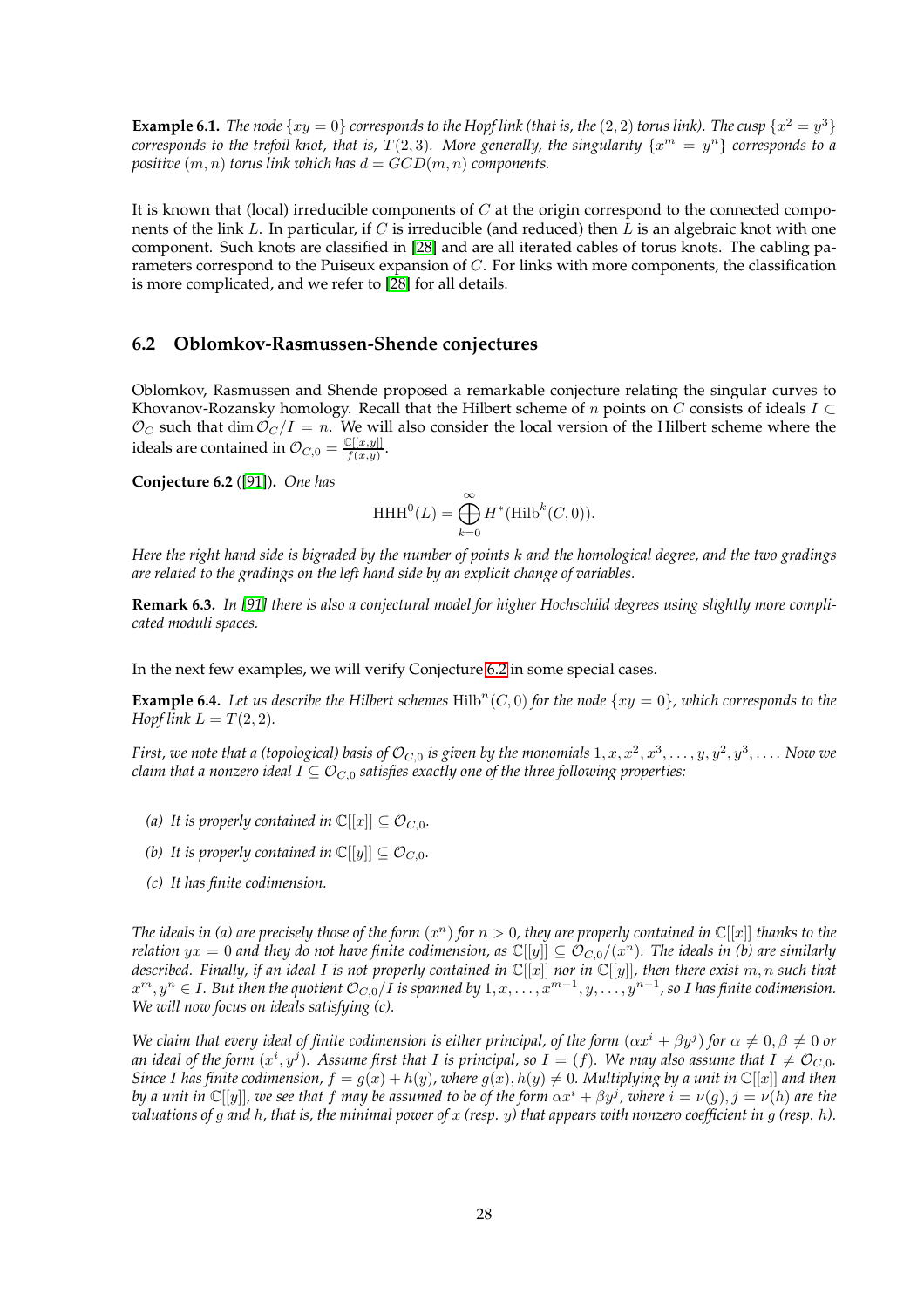**Example 6.1.** *The node $\{xy = 0\}$ corresponds to the Hopf link (that is, the $(2,2)$ torus link). The cusp $\{x^2 = y^3\}$ corresponds to the trefoil knot, that is, $T(2,3)$. More generally, the singularity $\{x^m = y^n\}$ corresponds to a positive $(m,n)$ torus link which has $d = GCD(m,n)$ components.*

It is known that (local) irreducible components of $C$ at the origin correspond to the connected components of the link $L$. In particular, if $C$ is irreducible (and reduced) then $L$ is an algebraic knot with one component. Such knots are classified in [28] and are all iterated cables of torus knots. The cabling parameters correspond to the Puiseux expansion of $C$. For links with more components, the classification is more complicated, and we refer to [28] for all details.

## 6.2 Oblomkov-Rasmussen-Shende conjectures

Oblomkov, Rasmussen and Shende proposed a remarkable conjecture relating the singular curves to Khovanov-Rozansky homology. Recall that the Hilbert scheme of $n$ points on $C$ consists of ideals $I \subset \mathcal{O}_C$ such that $\dim \mathcal{O}_C/I = n$. We will also consider the local version of the Hilbert scheme where the ideals are contained in $\mathcal{O}_{C,0} = \frac{\mathbb{C}[[x,y]]}{f(x,y)}$.

**Conjecture 6.2** ([91])**.** *One has*

$$\mathrm{HHH}^0(L) = \bigoplus_{k=0}^{\infty} H^*(\mathrm{Hilb}^k(C,0)).$$

*Here the right hand side is bigraded by the number of points $k$ and the homological degree, and the two gradings are related to the gradings on the left hand side by an explicit change of variables.*

**Remark 6.3.** *In [91] there is also a conjectural model for higher Hochschild degrees using slightly more complicated moduli spaces.*

In the next few examples, we will verify Conjecture 6.2 in some special cases.

**Example 6.4.** *Let us describe the Hilbert schemes $\mathrm{Hilb}^n(C,0)$ for the node $\{xy = 0\}$, which corresponds to the Hopf link $L = T(2,2)$.*

*First, we note that a (topological) basis of $\mathcal{O}_{C,0}$ is given by the monomials $1, x, x^2, x^3, \ldots, y, y^2, y^3, \ldots$. Now we claim that a nonzero ideal $I \subseteq \mathcal{O}_{C,0}$ satisfies exactly one of the three following properties:*

- *(a) It is properly contained in $\mathbb{C}[[x]] \subseteq \mathcal{O}_{C,0}$.*
- *(b) It is properly contained in $\mathbb{C}[[y]] \subseteq \mathcal{O}_{C,0}$.*
- *(c) It has finite codimension.*

*The ideals in (a) are precisely those of the form $(x^n)$ for $n > 0$, they are properly contained in $\mathbb{C}[[x]]$ thanks to the relation $yx = 0$ and they do not have finite codimension, as $\mathbb{C}[[y]] \subseteq \mathcal{O}_{C,0}/(x^n)$. The ideals in (b) are similarly described. Finally, if an ideal $I$ is not properly contained in $\mathbb{C}[[x]]$ nor in $\mathbb{C}[[y]]$, then there exist $m, n$ such that $x^m, y^n \in I$. But then the quotient $\mathcal{O}_{C,0}/I$ is spanned by $1, x, \ldots, x^{m-1}, y, \ldots, y^{n-1}$, so $I$ has finite codimension. We will now focus on ideals satisfying (c).*

*We claim that every ideal of finite codimension is either principal, of the form $(\alpha x^i + \beta y^j)$ for $\alpha \neq 0, \beta \neq 0$ or an ideal of the form $(x^i, y^j)$. Assume first that $I$ is principal, so $I = (f)$. We may also assume that $I \neq \mathcal{O}_{C,0}$. Since $I$ has finite codimension, $f = g(x) + h(y)$, where $g(x), h(y) \neq 0$. Multiplying by a unit in $\mathbb{C}[[x]]$ and then by a unit in $\mathbb{C}[[y]]$, we see that $f$ may be assumed to be of the form $\alpha x^i + \beta y^j$, where $i = \nu(g), j = \nu(h)$ are the valuations of $g$ and $h$, that is, the minimal power of $x$ (resp. $y$) that appears with nonzero coefficient in $g$ (resp. $h$).*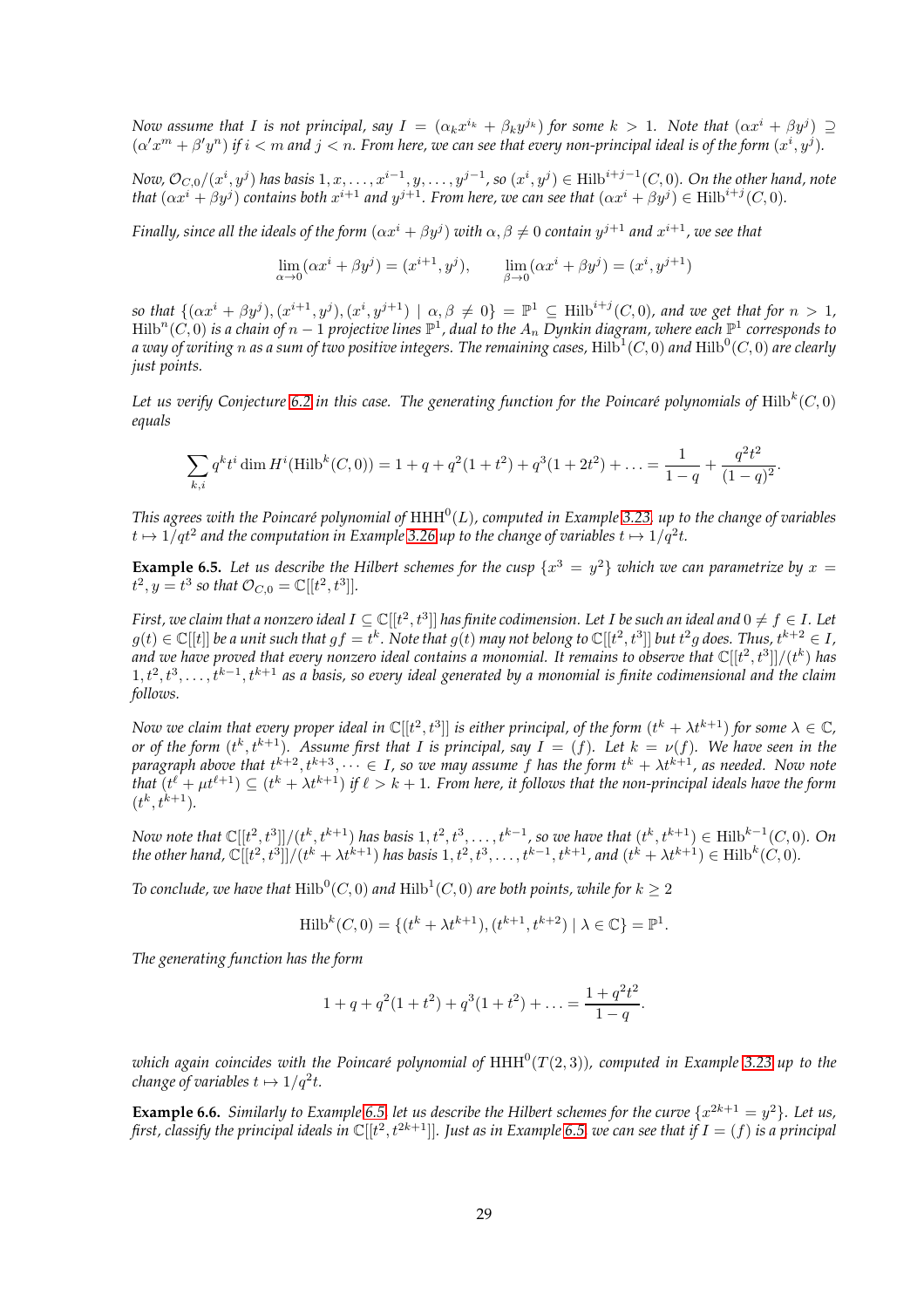*Now assume that $I$ is not principal, say $I = (\alpha_k x^{i_k} + \beta_k y^{j_k})$ for some $k > 1$. Note that $(\alpha x^i + \beta y^j) \supseteq (\alpha' x^m + \beta' y^n)$ if $i < m$ and $j < n$. From here, we can see that every non-principal ideal is of the form $(x^i, y^j)$.*

*Now, $\mathcal{O}_{C,0}/(x^i, y^j)$ has basis $1, x, \ldots, x^{i-1}, y, \ldots, y^{j-1}$, so $(x^i, y^j) \in \mathrm{Hilb}^{i+j-1}(C, 0)$. On the other hand, note that $(\alpha x^i + \beta y^j)$ contains both $x^{i+1}$ and $y^{j+1}$. From here, we can see that $(\alpha x^i + \beta y^j) \in \mathrm{Hilb}^{i+j}(C, 0)$.*

*Finally, since all the ideals of the form $(\alpha x^i + \beta y^j)$ with $\alpha, \beta \neq 0$ contain $y^{j+1}$ and $x^{i+1}$, we see that*

$$\lim_{\alpha \to 0} (\alpha x^i + \beta y^j) = (x^{i+1}, y^j), \qquad \lim_{\beta \to 0} (\alpha x^i + \beta y^j) = (x^i, y^{j+1})$$

*so that $\{(\alpha x^i + \beta y^j), (x^{i+1}, y^j), (x^i, y^{j+1}) \mid \alpha, \beta \neq 0\} = \mathbb{P}^1 \subseteq \mathrm{Hilb}^{i+j}(C, 0)$, and we get that for $n > 1$, $\mathrm{Hilb}^n(C, 0)$ is a chain of $n-1$ projective lines $\mathbb{P}^1$, dual to the $A_n$ Dynkin diagram, where each $\mathbb{P}^1$ corresponds to a way of writing $n$ as a sum of two positive integers. The remaining cases, $\mathrm{Hilb}^1(C, 0)$ and $\mathrm{Hilb}^0(C, 0)$ are clearly just points.*

*Let us verify Conjecture 6.2 in this case. The generating function for the Poincaré polynomials of $\mathrm{Hilb}^k(C, 0)$ equals*

$$\sum_{k,i} q^k t^i \dim H^i(\mathrm{Hilb}^k(C, 0)) = 1 + q + q^2(1 + t^2) + q^3(1 + 2t^2) + \ldots = \frac{1}{1-q} + \frac{q^2 t^2}{(1-q)^2}.$$

*This agrees with the Poincaré polynomial of $\mathrm{HHH}^0(L)$, computed in Example 3.23, up to the change of variables $t \mapsto 1/qt^2$ and the computation in Example 3.26 up to the change of variables $t \mapsto 1/q^2 t$.*

**Example 6.5.** *Let us describe the Hilbert schemes for the cusp $\{x^3 = y^2\}$ which we can parametrize by $x = t^2, y = t^3$ so that $\mathcal{O}_{C,0} = \mathbb{C}[[t^2, t^3]]$.*

*First, we claim that a nonzero ideal $I \subseteq \mathbb{C}[[t^2, t^3]]$ has finite codimension. Let $I$ be such an ideal and $0 \neq f \in I$. Let $g(t) \in \mathbb{C}[[t]]$ be a unit such that $gf = t^k$. Note that $g(t)$ may not belong to $\mathbb{C}[[t^2, t^3]]$ but $t^2 g$ does. Thus, $t^{k+2} \in I$, and we have proved that every nonzero ideal contains a monomial. It remains to observe that $\mathbb{C}[[t^2, t^3]]/(t^k)$ has $1, t^2, t^3, \ldots, t^{k-1}, t^{k+1}$ as a basis, so every ideal generated by a monomial is finite codimensional and the claim follows.*

*Now we claim that every proper ideal in $\mathbb{C}[[t^2, t^3]]$ is either principal, of the form $(t^k + \lambda t^{k+1})$ for some $\lambda \in \mathbb{C}$, or of the form $(t^k, t^{k+1})$. Assume first that $I$ is principal, say $I = (f)$. Let $k = \nu(f)$. We have seen in the paragraph above that $t^{k+2}, t^{k+3}, \cdots \in I$, so we may assume $f$ has the form $t^k + \lambda t^{k+1}$, as needed. Now note that $(t^\ell + \mu t^{\ell+1}) \subseteq (t^k + \lambda t^{k+1})$ if $\ell > k+1$. From here, it follows that the non-principal ideals have the form $(t^k, t^{k+1})$.*

*Now note that $\mathbb{C}[[t^2, t^3]]/(t^k, t^{k+1})$ has basis $1, t^2, t^3, \ldots, t^{k-1}$, so we have that $(t^k, t^{k+1}) \in \mathrm{Hilb}^{k-1}(C, 0)$. On the other hand, $\mathbb{C}[[t^2, t^3]]/(t^k + \lambda t^{k+1})$ has basis $1, t^2, t^3, \ldots, t^{k-1}, t^{k+1}$, and $(t^k + \lambda t^{k+1}) \in \mathrm{Hilb}^k(C, 0)$.*

*To conclude, we have that $\mathrm{Hilb}^0(C, 0)$ and $\mathrm{Hilb}^1(C, 0)$ are both points, while for $k \geq 2$*

$$\mathrm{Hilb}^k(C, 0) = \{(t^k + \lambda t^{k+1}), (t^{k+1}, t^{k+2}) \mid \lambda \in \mathbb{C}\} = \mathbb{P}^1.$$

*The generating function has the form*

$$1 + q + q^2(1 + t^2) + q^3(1 + t^2) + \ldots = \frac{1 + q^2 t^2}{1 - q}.$$

*which again coincides with the Poincaré polynomial of $\mathrm{HHH}^0(T(2, 3))$, computed in Example 3.23 up to the change of variables $t \mapsto 1/q^2 t$.*

**Example 6.6.** *Similarly to Example 6.5, let us describe the Hilbert schemes for the curve $\{x^{2k+1} = y^2\}$. Let us, first, classify the principal ideals in $\mathbb{C}[[t^2, t^{2k+1}]]$. Just as in Example 6.5, we can see that if $I = (f)$ is a principal*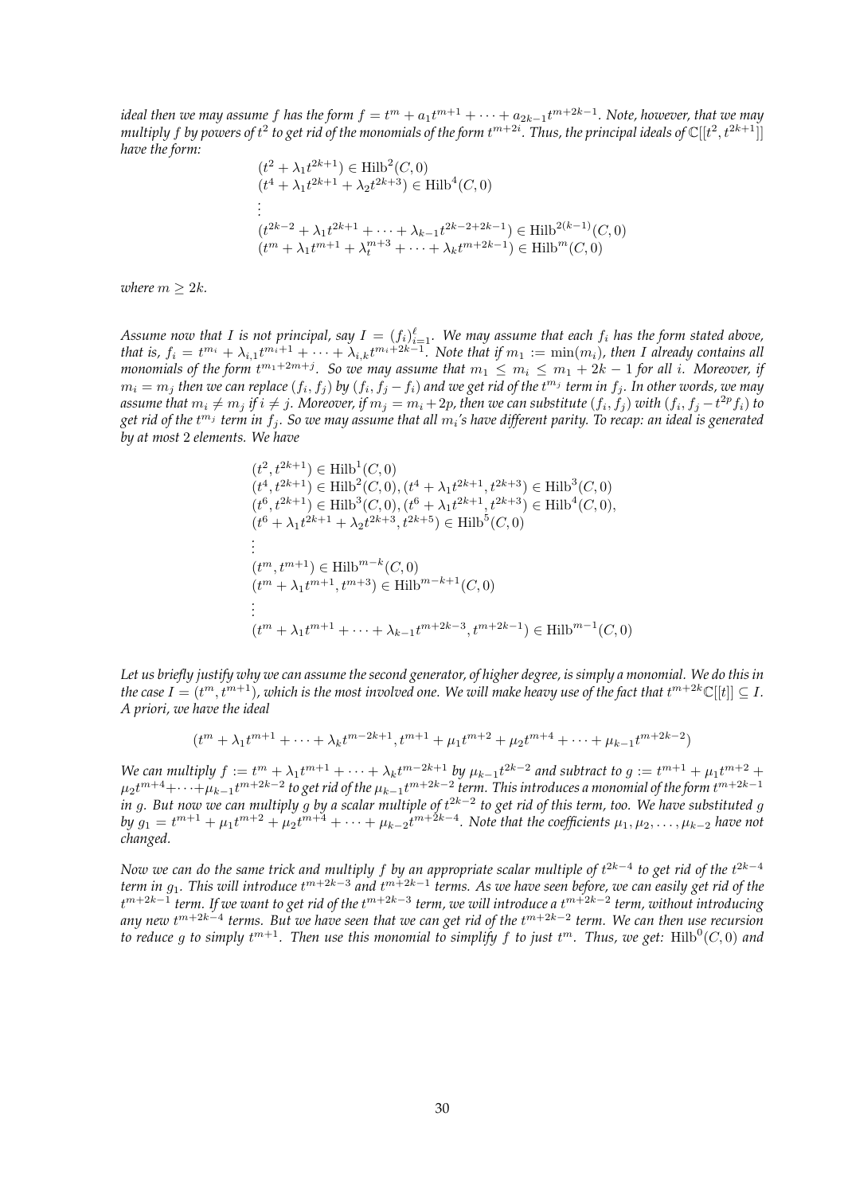*ideal then we may assume $f$ has the form $f = t^m + a_1 t^{m+1} + \cdots + a_{2k-1} t^{m+2k-1}$. Note, however, that we may multiply $f$ by powers of $t^2$ to get rid of the monomials of the form $t^{m+2i}$. Thus, the principal ideals of $\mathbb{C}[[t^2, t^{2k+1}]]$ have the form:*

$$
\begin{aligned}
&(t^2 + \lambda_1 t^{2k+1}) \in \mathrm{Hilb}^2(C, 0) \\
&(t^4 + \lambda_1 t^{2k+1} + \lambda_2 t^{2k+3}) \in \mathrm{Hilb}^4(C, 0) \\
&\vdots \\
&(t^{2k-2} + \lambda_1 t^{2k+1} + \cdots + \lambda_{k-1} t^{2k-2+2k-1}) \in \mathrm{Hilb}^{2(k-1)}(C, 0) \\
&(t^m + \lambda_1 t^{m+1} + \lambda_t^{m+3} + \cdots + \lambda_k t^{m+2k-1}) \in \mathrm{Hilb}^m(C, 0)
\end{aligned}
$$

*where $m \geq 2k$.*

*Assume now that $I$ is not principal, say $I = (f_i)_{i=1}^{\ell}$. We may assume that each $f_i$ has the form stated above, that is, $f_i = t^{m_i} + \lambda_{i,1} t^{m_i+1} + \cdots + \lambda_{i,k} t^{m_i+2k-1}$. Note that if $m_1 := \min(m_i)$, then $I$ already contains all monomials of the form $t^{m_1+2m+j}$. So we may assume that $m_1 \leq m_i \leq m_1 + 2k - 1$ for all $i$. Moreover, if $m_i = m_j$ then we can replace $(f_i, f_j)$ by $(f_i, f_j - f_i)$ and we get rid of the $t^{m_j}$ term in $f_j$. In other words, we may assume that $m_i \neq m_j$ if $i \neq j$. Moreover, if $m_j = m_i + 2p$, then we can substitute $(f_i, f_j)$ with $(f_i, f_j - t^{2p} f_i)$ to get rid of the $t^{m_j}$ term in $f_j$. So we may assume that all $m_i$'s have different parity. To recap: an ideal is generated by at most 2 elements. We have*

$$
\begin{aligned}
&(t^2, t^{2k+1}) \in \mathrm{Hilb}^1(C, 0) \\
&(t^4, t^{2k+1}) \in \mathrm{Hilb}^2(C, 0), (t^4 + \lambda_1 t^{2k+1}, t^{2k+3}) \in \mathrm{Hilb}^3(C, 0) \\
&(t^6, t^{2k+1}) \in \mathrm{Hilb}^3(C, 0), (t^6 + \lambda_1 t^{2k+1}, t^{2k+3}) \in \mathrm{Hilb}^4(C, 0), \\
&(t^6 + \lambda_1 t^{2k+1} + \lambda_2 t^{2k+3}, t^{2k+5}) \in \mathrm{Hilb}^5(C, 0) \\
&\vdots \\
&(t^m, t^{m+1}) \in \mathrm{Hilb}^{m-k}(C, 0) \\
&(t^m + \lambda_1 t^{m+1}, t^{m+3}) \in \mathrm{Hilb}^{m-k+1}(C, 0) \\
&\vdots \\
&(t^m + \lambda_1 t^{m+1} + \cdots + \lambda_{k-1} t^{m+2k-3}, t^{m+2k-1}) \in \mathrm{Hilb}^{m-1}(C, 0)
\end{aligned}
$$

*Let us briefly justify why we can assume the second generator, of higher degree, is simply a monomial. We do this in the case $I = (t^m, t^{m+1})$, which is the most involved one. We will make heavy use of the fact that $t^{m+2k}\mathbb{C}[[t]] \subseteq I$. A priori, we have the ideal*

$$
(t^m + \lambda_1 t^{m+1} + \cdots + \lambda_k t^{m-2k+1}, t^{m+1} + \mu_1 t^{m+2} + \mu_2 t^{m+4} + \cdots + \mu_{k-1} t^{m+2k-2})
$$

*We can multiply $f := t^m + \lambda_1 t^{m+1} + \cdots + \lambda_k t^{m-2k+1}$ by $\mu_{k-1} t^{2k-2}$ and subtract to $g := t^{m+1} + \mu_1 t^{m+2} + \mu_2 t^{m+4} + \cdots + \mu_{k-1} t^{m+2k-2}$ to get rid of the $\mu_{k-1} t^{m+2k-2}$ term. This introduces a monomial of the form $t^{m+2k-1}$ in $g$. But now we can multiply $g$ by a scalar multiple of $t^{2k-2}$ to get rid of this term, too. We have substituted $g$ by $g_1 = t^{m+1} + \mu_1 t^{m+2} + \mu_2 t^{m+4} + \cdots + \mu_{k-2} t^{m+2k-4}$. Note that the coefficients $\mu_1, \mu_2, \ldots, \mu_{k-2}$ have not changed.*

*Now we can do the same trick and multiply $f$ by an appropriate scalar multiple of $t^{2k-4}$ to get rid of the $t^{2k-4}$ term in $g_1$. This will introduce $t^{m+2k-3}$ and $t^{m+2k-1}$ terms. As we have seen before, we can easily get rid of the $t^{m+2k-1}$ term. If we want to get rid of the $t^{m+2k-3}$ term, we will introduce a $t^{m+2k-2}$ term, without introducing any new $t^{m+2k-4}$ terms. But we have seen that we can get rid of the $t^{m+2k-2}$ term. We can then use recursion to reduce $g$ to simply $t^{m+1}$. Then use this monomial to simplify $f$ to just $t^m$. Thus, we get: $\mathrm{Hilb}^0(C, 0)$ and*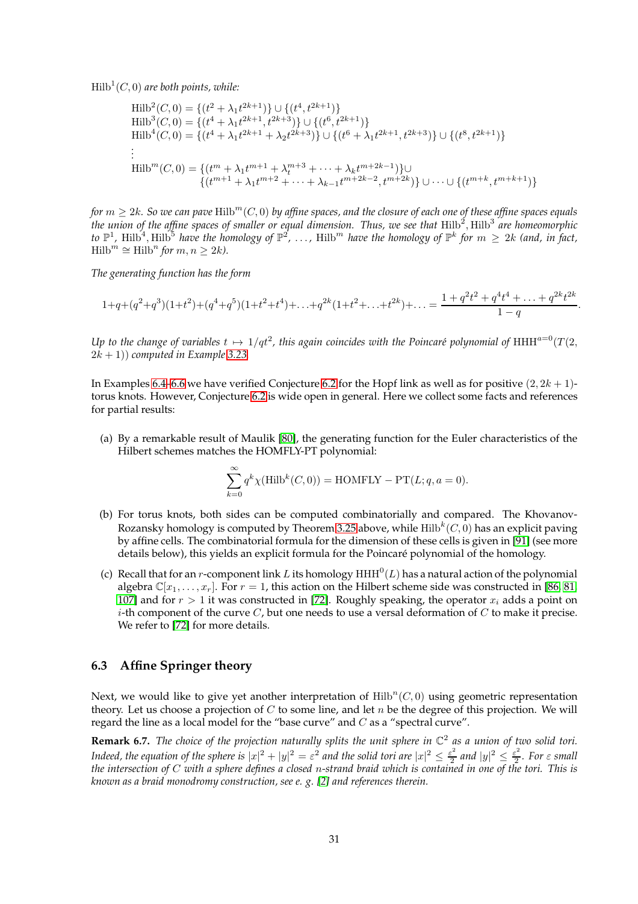$\mathrm{Hilb}^1(C,0)$ *are both points, while:*

$$
\begin{aligned}
&\mathrm{Hilb}^2(C,0) = \{(t^2 + \lambda_1 t^{2k+1})\} \cup \{(t^4, t^{2k+1})\} \\
&\mathrm{Hilb}^3(C,0) = \{(t^4 + \lambda_1 t^{2k+1}, t^{2k+3})\} \cup \{(t^6, t^{2k+1})\} \\
&\mathrm{Hilb}^4(C,0) = \{(t^4 + \lambda_1 t^{2k+1} + \lambda_2 t^{2k+3})\} \cup \{(t^6 + \lambda_1 t^{2k+1}, t^{2k+3})\} \cup \{(t^8, t^{2k+1})\} \\
&\vdots \\
&\mathrm{Hilb}^m(C,0) = \{(t^m + \lambda_1 t^{m+1} + \lambda_t^{m+3} + \cdots + \lambda_k t^{m+2k-1})\} \cup \\
&\qquad\qquad \{(t^{m+1} + \lambda_1 t^{m+2} + \cdots + \lambda_{k-1} t^{m+2k-2}, t^{m+2k})\} \cup \cdots \cup \{(t^{m+k}, t^{m+k+1})\}
\end{aligned}
$$

*for $m \geq 2k$. So we can pave $\mathrm{Hilb}^m(C,0)$ by affine spaces, and the closure of each one of these affine spaces equals the union of the affine spaces of smaller or equal dimension. Thus, we see that $\mathrm{Hilb}^2$, $\mathrm{Hilb}^3$ are homeomorphic to $\mathbb{P}^1$, $\mathrm{Hilb}^4, \mathrm{Hilb}^5$ have the homology of $\mathbb{P}^2$, ..., $\mathrm{Hilb}^m$ have the homology of $\mathbb{P}^k$ for $m \geq 2k$ (and, in fact, $\mathrm{Hilb}^m \cong \mathrm{Hilb}^n$ for $m, n \geq 2k$).*

*The generating function has the form*

$$
1+q+(q^2+q^3)(1+t^2)+(q^4+q^5)(1+t^2+t^4)+\ldots+q^{2k}(1+t^2+\ldots+t^{2k})+\ldots = \frac{1+q^2t^2+q^4t^4+\ldots+q^{2k}t^{2k}}{1-q}.
$$

*Up to the change of variables $t \mapsto 1/qt^2$, this again coincides with the Poincaré polynomial of $\mathrm{HHH}^{a=0}(T(2, 2k+1))$ computed in Example 3.23.*

In Examples 6.4–6.6 we have verified Conjecture 6.2 for the Hopf link as well as for positive $(2, 2k+1)$-torus knots. However, Conjecture 6.2 is wide open in general. Here we collect some facts and references for partial results:

(a) By a remarkable result of Maulik [80], the generating function for the Euler characteristics of the Hilbert schemes matches the HOMFLY-PT polynomial:

$$
\sum_{k=0}^{\infty} q^k \chi(\mathrm{Hilb}^k(C,0)) = \mathrm{HOMFLY-PT}(L; q, a=0).
$$

(b) For torus knots, both sides can be computed combinatorially and compared. The Khovanov-Rozansky homology is computed by Theorem 3.25 above, while $\mathrm{Hilb}^k(C,0)$ has an explicit paving by affine cells. The combinatorial formula for the dimension of these cells is given in [91] (see more details below), this yields an explicit formula for the Poincaré polynomial of the homology.

(c) Recall that for an $r$-component link $L$ its homology $\mathrm{HHH}^0(L)$ has a natural action of the polynomial algebra $\mathbb{C}[x_1, \ldots, x_r]$. For $r = 1$, this action on the Hilbert scheme side was constructed in [86, 81, 107] and for $r > 1$ it was constructed in [72]. Roughly speaking, the operator $x_i$ adds a point on $i$-th component of the curve $C$, but one needs to use a versal deformation of $C$ to make it precise. We refer to [72] for more details.

### 6.3 Affine Springer theory

Next, we would like to give yet another interpretation of $\mathrm{Hilb}^n(C,0)$ using geometric representation theory. Let us choose a projection of $C$ to some line, and let $n$ be the degree of this projection. We will regard the line as a local model for the "base curve" and $C$ as a "spectral curve".

**Remark 6.7.** *The choice of the projection naturally splits the unit sphere in $\mathbb{C}^2$ as a union of two solid tori. Indeed, the equation of the sphere is $|x|^2 + |y|^2 = \varepsilon^2$ and the solid tori are $|x|^2 \leq \frac{\varepsilon^2}{2}$ and $|y|^2 \leq \frac{\varepsilon^2}{2}$. For $\varepsilon$ small the intersection of $C$ with a sphere defines a closed $n$-strand braid which is contained in one of the tori. This is known as a braid monodromy construction, see e. g. [2] and references therein.*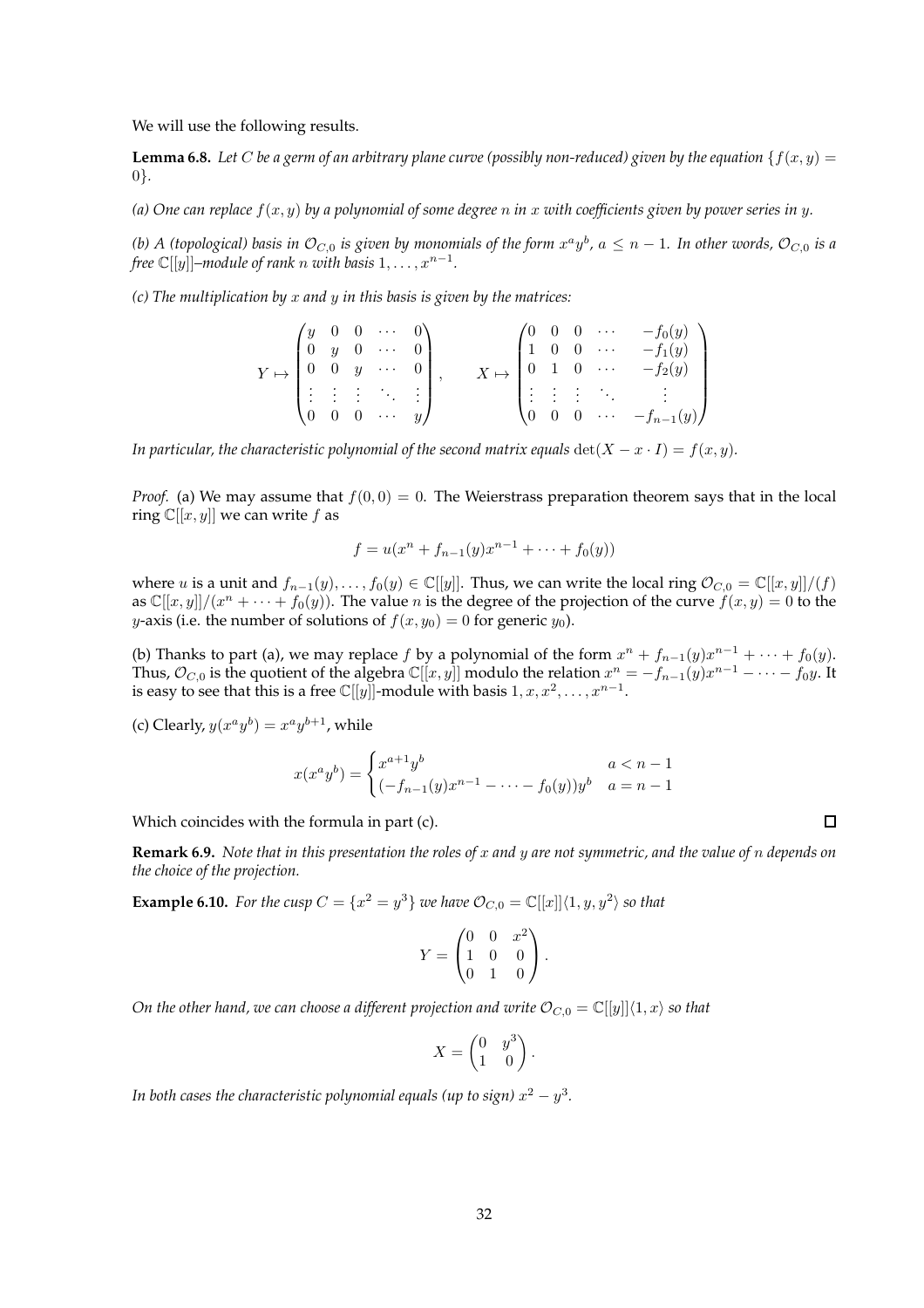We will use the following results.

**Lemma 6.8.** *Let $C$ be a germ of an arbitrary plane curve (possibly non-reduced) given by the equation $\{f(x,y) = 0\}$.*

*(a) One can replace $f(x,y)$ by a polynomial of some degree $n$ in $x$ with coefficients given by power series in $y$.*

*(b) A (topological) basis in $\mathcal{O}_{C,0}$ is given by monomials of the form $x^a y^b$, $a \le n-1$. In other words, $\mathcal{O}_{C,0}$ is a free $\mathbb{C}[[y]]$–module of rank $n$ with basis $1, \ldots, x^{n-1}$.*

*(c) The multiplication by $x$ and $y$ in this basis is given by the matrices:*

$$Y \mapsto \begin{pmatrix} y & 0 & 0 & \cdots & 0 \\ 0 & y & 0 & \cdots & 0 \\ 0 & 0 & y & \cdots & 0 \\ \vdots & \vdots & \vdots & \ddots & \vdots \\ 0 & 0 & 0 & \cdots & y \end{pmatrix}, \qquad X \mapsto \begin{pmatrix} 0 & 0 & 0 & \cdots & -f_0(y) \\ 1 & 0 & 0 & \cdots & -f_1(y) \\ 0 & 1 & 0 & \cdots & -f_2(y) \\ \vdots & \vdots & \vdots & \ddots & \vdots \\ 0 & 0 & 0 & \cdots & -f_{n-1}(y) \end{pmatrix}$$

*In particular, the characteristic polynomial of the second matrix equals $\det(X - x \cdot I) = f(x,y)$.*

*Proof.* (a) We may assume that $f(0,0) = 0$. The Weierstrass preparation theorem says that in the local ring $\mathbb{C}[[x,y]]$ we can write $f$ as

$$f = u(x^n + f_{n-1}(y)x^{n-1} + \cdots + f_0(y))$$

where $u$ is a unit and $f_{n-1}(y), \ldots, f_0(y) \in \mathbb{C}[[y]]$. Thus, we can write the local ring $\mathcal{O}_{C,0} = \mathbb{C}[[x,y]]/(f)$ as $\mathbb{C}[[x,y]]/(x^n + \cdots + f_0(y))$. The value $n$ is the degree of the projection of the curve $f(x,y) = 0$ to the $y$-axis (i.e. the number of solutions of $f(x, y_0) = 0$ for generic $y_0$).

(b) Thanks to part (a), we may replace $f$ by a polynomial of the form $x^n + f_{n-1}(y)x^{n-1} + \cdots + f_0(y)$. Thus, $\mathcal{O}_{C,0}$ is the quotient of the algebra $\mathbb{C}[[x,y]]$ modulo the relation $x^n = -f_{n-1}(y)x^{n-1} - \cdots - f_0 y$. It is easy to see that this is a free $\mathbb{C}[[y]]$-module with basis $1, x, x^2, \ldots, x^{n-1}$.

(c) Clearly, $y(x^a y^b) = x^a y^{b+1}$, while

$$x(x^a y^b) = \begin{cases} x^{a+1} y^b & a < n-1 \\ (-f_{n-1}(y)x^{n-1} - \cdots - f_0(y))y^b & a = n-1 \end{cases}$$

Which coincides with the formula in part (c). ∎

**Remark 6.9.** *Note that in this presentation the roles of $x$ and $y$ are not symmetric, and the value of $n$ depends on the choice of the projection.*

**Example 6.10.** *For the cusp $C = \{x^2 = y^3\}$ we have $\mathcal{O}_{C,0} = \mathbb{C}[[x]]\langle 1, y, y^2 \rangle$ so that*

$$Y = \begin{pmatrix} 0 & 0 & x^2 \\ 1 & 0 & 0 \\ 0 & 1 & 0 \end{pmatrix}.$$

*On the other hand, we can choose a different projection and write $\mathcal{O}_{C,0} = \mathbb{C}[[y]]\langle 1, x \rangle$ so that*

$$X = \begin{pmatrix} 0 & y^3 \\ 1 & 0 \end{pmatrix}.$$

*In both cases the characteristic polynomial equals (up to sign) $x^2 - y^3$.*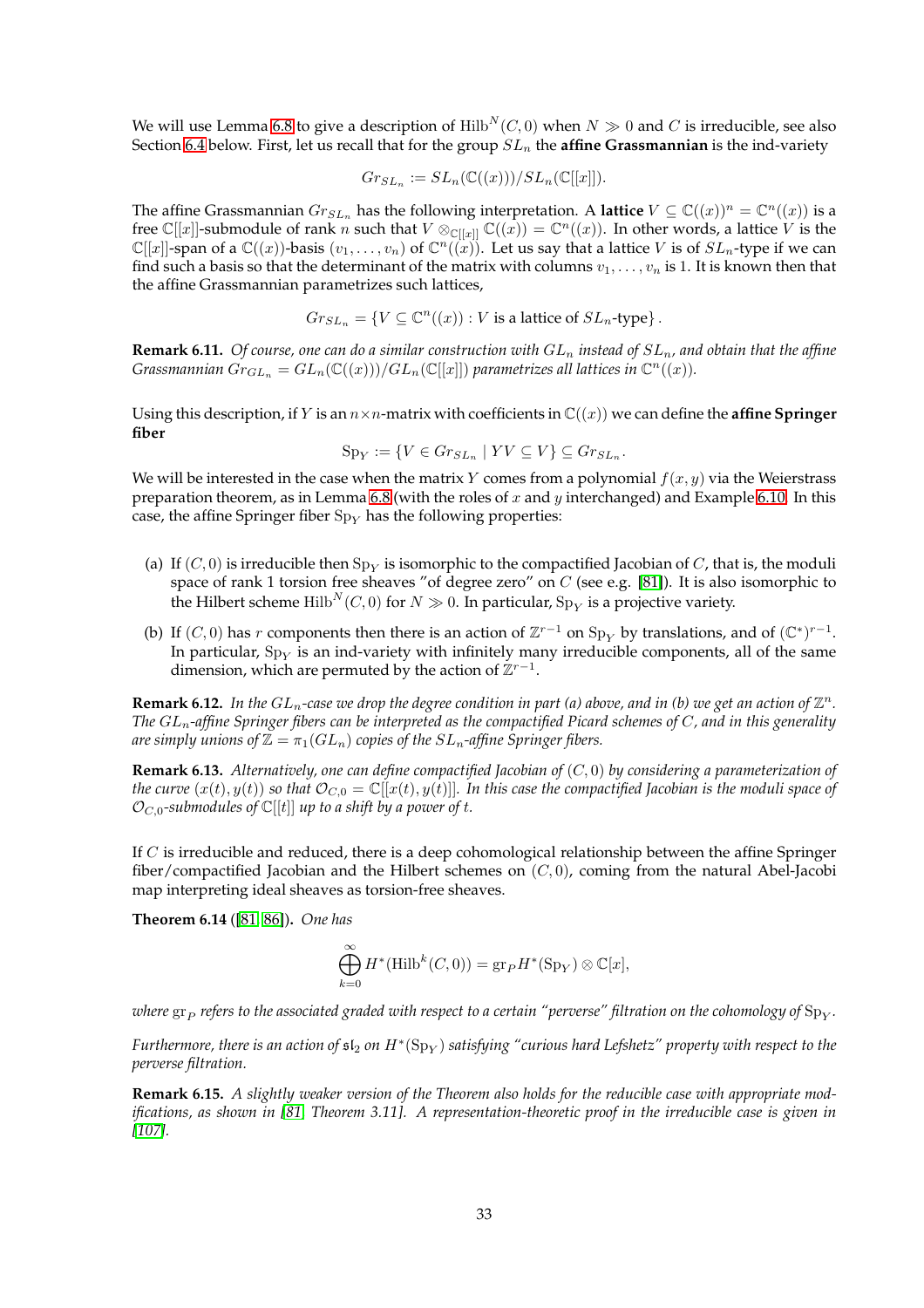We will use Lemma 6.8 to give a description of $\mathrm{Hilb}^N(C,0)$ when $N \gg 0$ and $C$ is irreducible, see also Section 6.4 below. First, let us recall that for the group $SL_n$ the **affine Grassmannian** is the ind-variety

$$Gr_{SL_n} := SL_n(\mathbb{C}((x)))/SL_n(\mathbb{C}[[x]]).$$

The affine Grassmannian $Gr_{SL_n}$ has the following interpretation. A **lattice** $V \subseteq \mathbb{C}((x))^n = \mathbb{C}^n((x))$ is a free $\mathbb{C}[[x]]$-submodule of rank $n$ such that $V \otimes_{\mathbb{C}[[x]]} \mathbb{C}((x)) = \mathbb{C}^n((x))$. In other words, a lattice $V$ is the $\mathbb{C}[[x]]$-span of a $\mathbb{C}((x))$-basis $(v_1, \dots, v_n)$ of $\mathbb{C}^n((x))$. Let us say that a lattice $V$ is of $SL_n$-type if we can find such a basis so that the determinant of the matrix with columns $v_1, \dots, v_n$ is 1. It is known then that the affine Grassmannian parametrizes such lattices,

$$Gr_{SL_n} = \{V \subseteq \mathbb{C}^n((x)) : V \text{ is a lattice of } SL_n\text{-type}\}.$$

**Remark 6.11.** *Of course, one can do a similar construction with $GL_n$ instead of $SL_n$, and obtain that the affine Grassmannian $Gr_{GL_n} = GL_n(\mathbb{C}((x)))/GL_n(\mathbb{C}[[x]])$ parametrizes all lattices in $\mathbb{C}^n((x))$.*

Using this description, if $Y$ is an $n\times n$-matrix with coefficients in $\mathbb{C}((x))$ we can define the **affine Springer fiber**

$$\mathrm{Sp}_Y := \{V \in Gr_{SL_n} \mid YV \subseteq V\} \subseteq Gr_{SL_n}.$$

We will be interested in the case when the matrix $Y$ comes from a polynomial $f(x,y)$ via the Weierstrass preparation theorem, as in Lemma 6.8 (with the roles of $x$ and $y$ interchanged) and Example 6.10. In this case, the affine Springer fiber $\mathrm{Sp}_Y$ has the following properties:

(a) If $(C,0)$ is irreducible then $\mathrm{Sp}_Y$ is isomorphic to the compactified Jacobian of $C$, that is, the moduli space of rank 1 torsion free sheaves "of degree zero" on $C$ (see e.g. [81]). It is also isomorphic to the Hilbert scheme $\mathrm{Hilb}^N(C,0)$ for $N \gg 0$. In particular, $\mathrm{Sp}_Y$ is a projective variety.

(b) If $(C,0)$ has $r$ components then there is an action of $\mathbb{Z}^{r-1}$ on $\mathrm{Sp}_Y$ by translations, and of $(\mathbb{C}^*)^{r-1}$. In particular, $\mathrm{Sp}_Y$ is an ind-variety with infinitely many irreducible components, all of the same dimension, which are permuted by the action of $\mathbb{Z}^{r-1}$.

**Remark 6.12.** *In the $GL_n$-case we drop the degree condition in part (a) above, and in (b) we get an action of $\mathbb{Z}^n$. The $GL_n$-affine Springer fibers can be interpreted as the compactified Picard schemes of $C$, and in this generality are simply unions of $\mathbb{Z} = \pi_1(GL_n)$ copies of the $SL_n$-affine Springer fibers.*

**Remark 6.13.** *Alternatively, one can define compactified Jacobian of $(C,0)$ by considering a parameterization of the curve $(x(t), y(t))$ so that $\mathcal{O}_{C,0} = \mathbb{C}[[x(t), y(t)]]$. In this case the compactified Jacobian is the moduli space of $\mathcal{O}_{C,0}$-submodules of $\mathbb{C}[[t]]$ up to a shift by a power of $t$.*

If $C$ is irreducible and reduced, there is a deep cohomological relationship between the affine Springer fiber/compactified Jacobian and the Hilbert schemes on $(C,0)$, coming from the natural Abel-Jacobi map interpreting ideal sheaves as torsion-free sheaves.

**Theorem 6.14** ([81, 86])**.** *One has*

$$\bigoplus_{k=0}^{\infty} H^*(\mathrm{Hilb}^k(C,0)) = \mathrm{gr}_P H^*(\mathrm{Sp}_Y) \otimes \mathbb{C}[x],$$

*where $\mathrm{gr}_P$ refers to the associated graded with respect to a certain "perverse" filtration on the cohomology of $\mathrm{Sp}_Y$.*

*Furthermore, there is an action of $\mathfrak{sl}_2$ on $H^*(\mathrm{Sp}_Y)$ satisfying "curious hard Lefshetz" property with respect to the perverse filtration.*

**Remark 6.15.** *A slightly weaker version of the Theorem also holds for the reducible case with appropriate modifications, as shown in [81, Theorem 3.11]. A representation-theoretic proof in the irreducible case is given in [107].*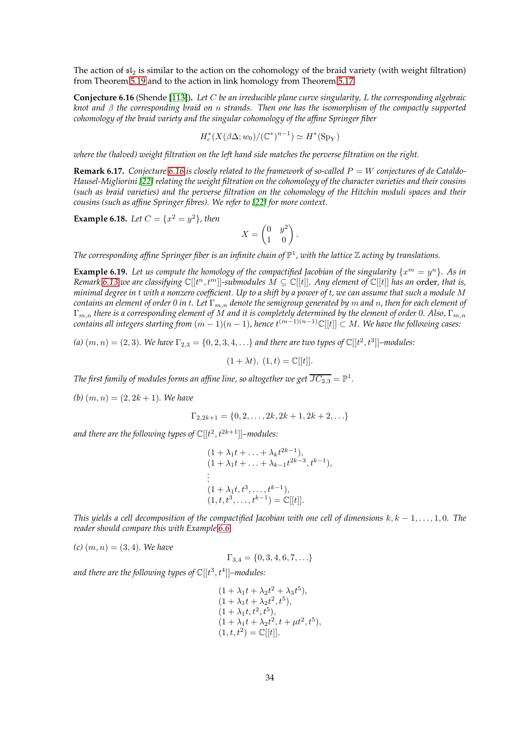The action of $\mathfrak{sl}_2$ is similar to the action on the cohomology of the braid variety (with weight filtration) from Theorem 5.19 and to the action in link homology from Theorem 5.17.

**Conjecture 6.16** (Shende [113]). *Let $C$ be an irreducible plane curve singularity, $L$ the corresponding algebraic knot and $\beta$ the corresponding braid on $n$ strands. Then one has the isomorphism of the compactly supported cohomology of the braid variety and the singular cohomology of the affine Springer fiber*

$$H^*_c(X(\beta\Delta; w_0)/(\mathbb{C}^*)^{n-1}) \simeq H^*(\mathrm{Sp}_Y)$$

*where the (halved) weight filtration on the left hand side matches the perverse filtration on the right.*

**Remark 6.17.** *Conjecture 6.16 is closely related to the framework of so-called $P = W$ conjectures of de Cataldo-Hausel-Migliorini [22] relating the weight filtration on the cohomology of the character varieties and their cousins (such as braid varieties) and the perverse filtration on the cohomology of the Hitchin moduli spaces and their cousins (such as affine Springer fibres). We refer to [22] for more context.*

**Example 6.18.** *Let $C = \{x^2 = y^2\}$, then*

$$X = \begin{pmatrix} 0 & y^2 \\ 1 & 0 \end{pmatrix}.$$

*The corresponding affine Springer fiber is an infinite chain of $\mathbb{P}^1$, with the lattice $\mathbb{Z}$ acting by translations.*

**Example 6.19.** *Let us compute the homology of the compactified Jacobian of the singularity $\{x^m = y^n\}$. As in Remark 6.13 we are classifying $\mathbb{C}[[t^n, t^m]]$-submodules $M \subseteq \mathbb{C}[[t]]$. Any element of $\mathbb{C}[[t]]$ has an* order*, that is, minimal degree in $t$ with a nonzero coefficient. Up to a shift by a power of $t$, we can assume that such a module $M$ contains an element of order 0 in $t$. Let $\Gamma_{m,n}$ denote the semigroup generated by $m$ and $n$, then for each element of $\Gamma_{m,n}$ there is a corresponding element of $M$ and it is completely determined by the element of order 0. Also, $\Gamma_{m,n}$ contains all integers starting from $(m-1)(n-1)$, hence $t^{(m-1)(n-1)}\mathbb{C}[[t]] \subset M$. We have the following cases:*

*(a) $(m, n) = (2, 3)$. We have $\Gamma_{2,3} = \{0, 2, 3, 4, \ldots\}$ and there are two types of $\mathbb{C}[[t^2, t^3]]$–modules:*

$$(1 + \lambda t),\ (1, t) = \mathbb{C}[[t]].$$

*The first family of modules forms an affine line, so altogether we get $\overline{JC_{2,3}} = \mathbb{P}^1$.*

*(b) $(m, n) = (2, 2k + 1)$. We have*

$$\Gamma_{2,2k+1} = \{0, 2, \ldots, 2k, 2k + 1, 2k + 2, \ldots\}$$

*and there are the following types of $\mathbb{C}[[t^2, t^{2k+1}]]$–modules:*

$$\begin{aligned}
&(1 + \lambda_1 t + \ldots + \lambda_k t^{2k-1}),\\
&(1 + \lambda_1 t + \ldots + \lambda_{k-1} t^{2k-3}, t^{k-1}),\\
&\vdots\\
&(1 + \lambda_1 t, t^3, \ldots, t^{k-1}),\\
&(1, t, t^3, \ldots, t^{k-1}) = \mathbb{C}[[t]].
\end{aligned}$$

*This yields a cell decomposition of the compactified Jacobian with one cell of dimensions $k, k-1, \ldots, 1, 0$. The reader should compare this with Example 6.6.*

*(c) $(m, n) = (3, 4)$. We have*

$$\Gamma_{3,4} = \{0, 3, 4, 6, 7, \ldots\}$$

*and there are the following types of $\mathbb{C}[[t^3, t^4]]$–modules:*

$$\begin{aligned}
&(1 + \lambda_1 t + \lambda_2 t^2 + \lambda_3 t^5),\\
&(1 + \lambda_1 t + \lambda_2 t^2, t^5),\\
&(1 + \lambda_1 t, t^2, t^5),\\
&(1 + \lambda_1 t + \lambda_2 t^2, t + \mu t^2, t^5),\\
&(1, t, t^2) = \mathbb{C}[[t]].
\end{aligned}$$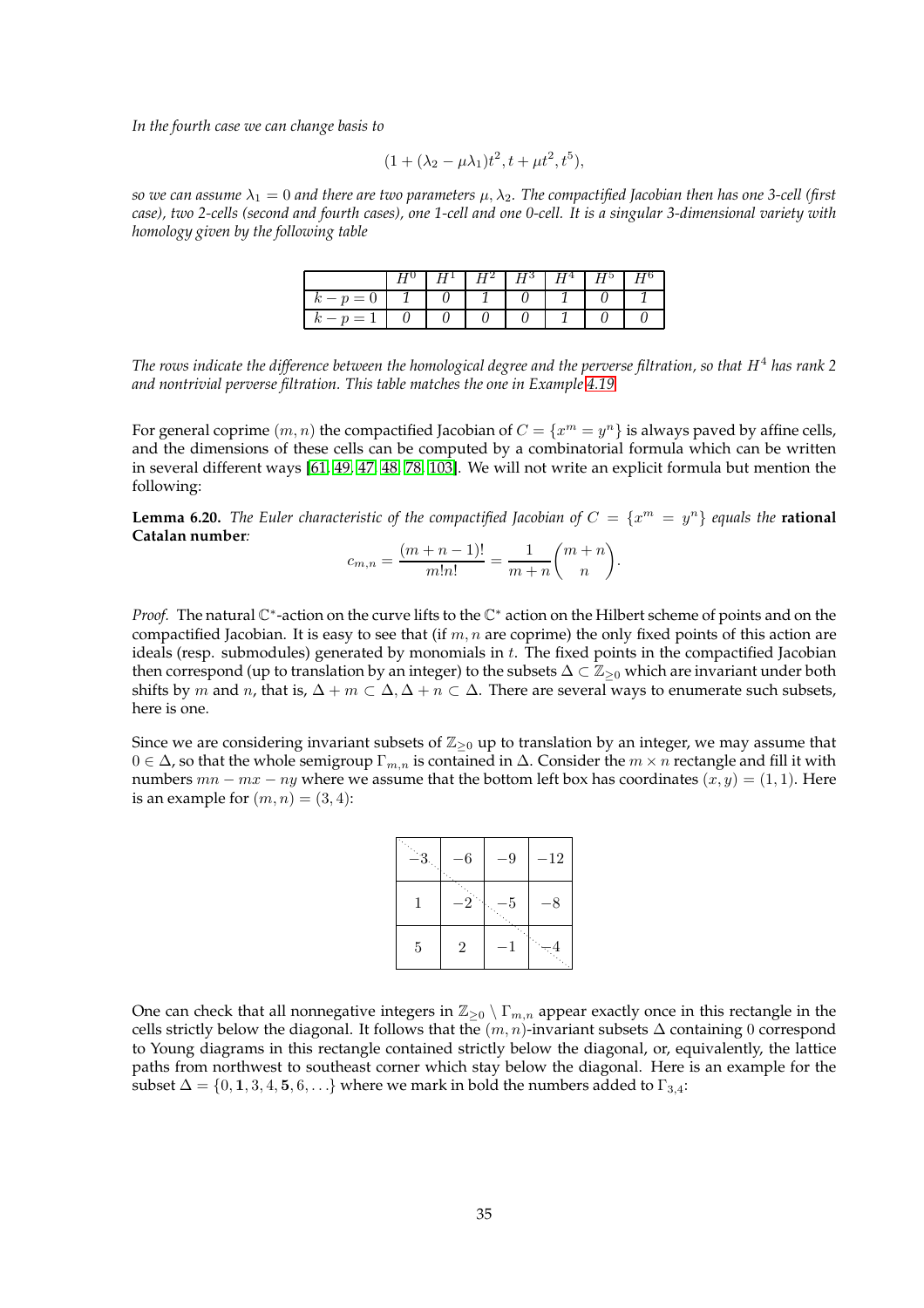*In the fourth case we can change basis to*

$$(1 + (\lambda_2 - \mu\lambda_1)t^2, t + \mu t^2, t^5),$$

*so we can assume $\lambda_1 = 0$ and there are two parameters $\mu, \lambda_2$. The compactified Jacobian then has one 3-cell (first case), two 2-cells (second and fourth cases), one 1-cell and one 0-cell. It is a singular 3-dimensional variety with homology given by the following table*

| | $H^0$ | $H^1$ | $H^2$ | $H^3$ | $H^4$ | $H^5$ | $H^6$ |
|---|---|---|---|---|---|---|---|
| $k-p=0$ | 1 | 0 | 1 | 0 | 1 | 0 | 1 |
| $k-p=1$ | 0 | 0 | 0 | 0 | 1 | 0 | 0 |

*The rows indicate the difference between the homological degree and the perverse filtration, so that $H^4$ has rank 2 and nontrivial perverse filtration. This table matches the one in Example 4.19.*

For general coprime $(m, n)$ the compactified Jacobian of $C = \{x^m = y^n\}$ is always paved by affine cells, and the dimensions of these cells can be computed by a combinatorial formula which can be written in several different ways [61, 49, 47, 48, 78, 103]. We will not write an explicit formula but mention the following:

**Lemma 6.20.** *The Euler characteristic of the compactified Jacobian of $C = \{x^m = y^n\}$ equals the* **rational Catalan number***:*

$$c_{m,n} = \frac{(m+n-1)!}{m!n!} = \frac{1}{m+n}\binom{m+n}{n}.$$

*Proof.* The natural $\mathbb{C}^*$-action on the curve lifts to the $\mathbb{C}^*$ action on the Hilbert scheme of points and on the compactified Jacobian. It is easy to see that (if $m, n$ are coprime) the only fixed points of this action are ideals (resp. submodules) generated by monomials in $t$. The fixed points in the compactified Jacobian then correspond (up to translation by an integer) to the subsets $\Delta \subset \mathbb{Z}_{\geq 0}$ which are invariant under both shifts by $m$ and $n$, that is, $\Delta + m \subset \Delta, \Delta + n \subset \Delta$. There are several ways to enumerate such subsets, here is one.

Since we are considering invariant subsets of $\mathbb{Z}_{\geq 0}$ up to translation by an integer, we may assume that $0 \in \Delta$, so that the whole semigroup $\Gamma_{m,n}$ is contained in $\Delta$. Consider the $m \times n$ rectangle and fill it with numbers $mn - mx - ny$ where we assume that the bottom left box has coordinates $(x, y) = (1, 1)$. Here is an example for $(m, n) = (3, 4)$:

| | | | |
|---|---|---|---|
| $-3$ | $-6$ | $-9$ | $-12$ |
| $1$ | $-2$ | $-5$ | $-8$ |
| $5$ | $2$ | $-1$ | $-4$ |

One can check that all nonnegative integers in $\mathbb{Z}_{\geq 0} \setminus \Gamma_{m,n}$ appear exactly once in this rectangle in the cells strictly below the diagonal. It follows that the $(m, n)$-invariant subsets $\Delta$ containing 0 correspond to Young diagrams in this rectangle contained strictly below the diagonal, or, equivalently, the lattice paths from northwest to southeast corner which stay below the diagonal. Here is an example for the subset $\Delta = \{0, \mathbf{1}, 3, 4, \mathbf{5}, 6, \ldots\}$ where we mark in bold the numbers added to $\Gamma_{3,4}$: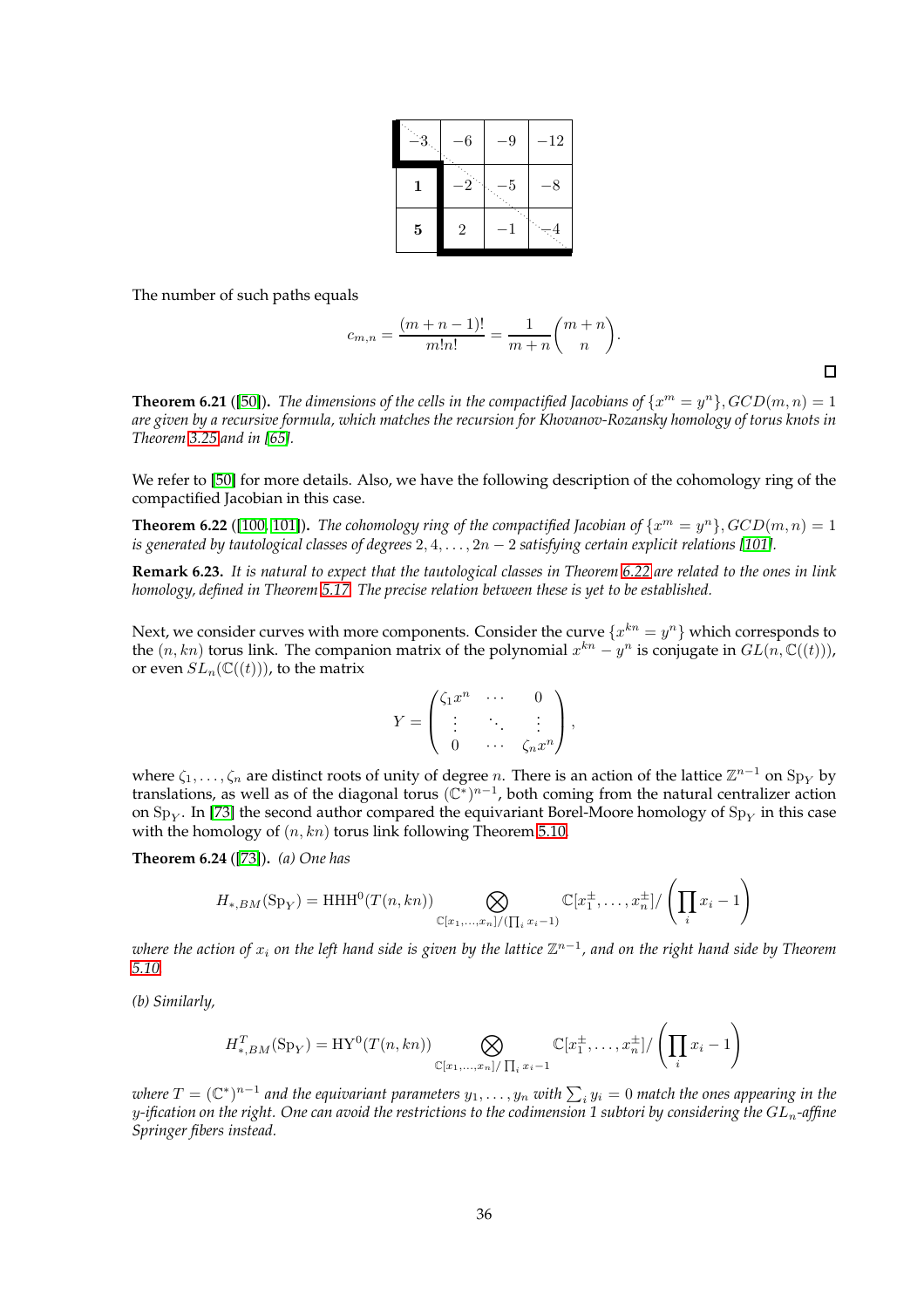| −3 | −6 | −9 | −12 |
| --- | --- | --- | --- |
| **1** | −2 | −5 | −8 |
| **5** | 2 | −1 | −4 |

The number of such paths equals

$$c_{m,n} = \frac{(m+n-1)!}{m!n!} = \frac{1}{m+n}\binom{m+n}{n}.$$

□

**Theorem 6.21** ([50]). *The dimensions of the cells in the compactified Jacobians of $\{x^m = y^n\}, GCD(m,n) = 1$ are given by a recursive formula, which matches the recursion for Khovanov-Rozansky homology of torus knots in Theorem 3.25 and in [65].*

We refer to [50] for more details. Also, we have the following description of the cohomology ring of the compactified Jacobian in this case.

**Theorem 6.22** ([100, 101]). *The cohomology ring of the compactified Jacobian of $\{x^m = y^n\}, GCD(m,n) = 1$ is generated by tautological classes of degrees $2, 4, \ldots, 2n-2$ satisfying certain explicit relations [101].*

**Remark 6.23.** *It is natural to expect that the tautological classes in Theorem 6.22 are related to the ones in link homology, defined in Theorem 5.17. The precise relation between these is yet to be established.*

Next, we consider curves with more components. Consider the curve $\{x^{kn} = y^n\}$ which corresponds to the $(n, kn)$ torus link. The companion matrix of the polynomial $x^{kn} - y^n$ is conjugate in $GL(n, \mathbb{C}((t)))$, or even $SL_n(\mathbb{C}((t)))$, to the matrix

$$Y = \begin{pmatrix} \zeta_1 x^n & \cdots & 0 \\ \vdots & \ddots & \vdots \\ 0 & \cdots & \zeta_n x^n \end{pmatrix},$$

where $\zeta_1, \ldots, \zeta_n$ are distinct roots of unity of degree $n$. There is an action of the lattice $\mathbb{Z}^{n-1}$ on $\mathrm{Sp}_Y$ by translations, as well as of the diagonal torus $(\mathbb{C}^*)^{n-1}$, both coming from the natural centralizer action on $\mathrm{Sp}_Y$. In [73] the second author compared the equivariant Borel-Moore homology of $\mathrm{Sp}_Y$ in this case with the homology of $(n, kn)$ torus link following Theorem 5.10.

**Theorem 6.24** ([73]). *(a) One has*

$$H_{*,BM}(\mathrm{Sp}_Y) = \mathrm{HHH}^0(T(n,kn)) \bigotimes_{\mathbb{C}[x_1,\ldots,x_n]/(\prod_i x_i - 1)} \mathbb{C}[x_1^{\pm}, \ldots, x_n^{\pm}]/\left(\prod_i x_i - 1\right)$$

*where the action of $x_i$ on the left hand side is given by the lattice $\mathbb{Z}^{n-1}$, and on the right hand side by Theorem 5.10.*

*(b) Similarly,*

$$H^T_{*,BM}(\mathrm{Sp}_Y) = \mathrm{HY}^0(T(n,kn)) \bigotimes_{\mathbb{C}[x_1,\ldots,x_n]/\prod_i x_i - 1} \mathbb{C}[x_1^{\pm}, \ldots, x_n^{\pm}]/\left(\prod_i x_i - 1\right)$$

*where $T = (\mathbb{C}^*)^{n-1}$ and the equivariant parameters $y_1, \ldots, y_n$ with $\sum_i y_i = 0$ match the ones appearing in the y-ification on the right. One can avoid the restrictions to the codimension 1 subtori by considering the $GL_n$-affine Springer fibers instead.*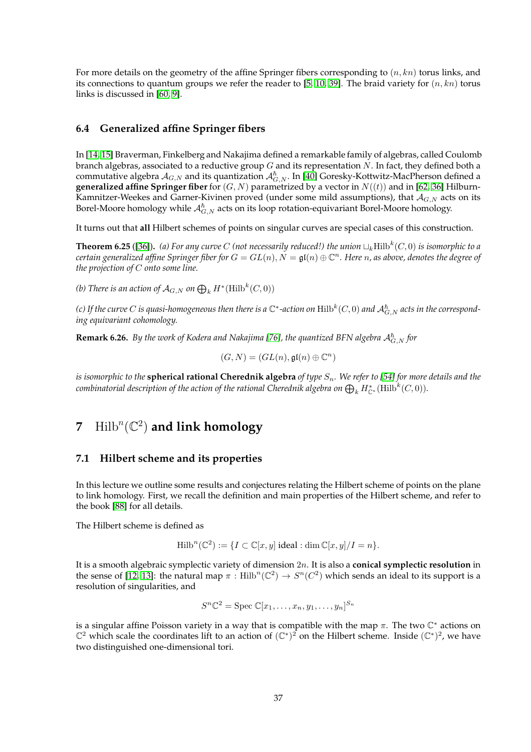For more details on the geometry of the affine Springer fibers corresponding to $(n, kn)$ torus links, and its connections to quantum groups we refer the reader to [5, 10, 39]. The braid variety for $(n, kn)$ torus links is discussed in [60, 9].

### 6.4 Generalized affine Springer fibers

In [14, 15] Braverman, Finkelberg and Nakajima defined a remarkable family of algebras, called Coulomb branch algebras, associated to a reductive group $G$ and its representation $N$. In fact, they defined both a commutative algebra $\mathcal{A}_{G,N}$ and its quantization $\mathcal{A}^{\hbar}_{G,N}$. In [40] Goresky-Kottwitz-MacPherson defined a **generalized affine Springer fiber** for $(G, N)$ parametrized by a vector in $N((t))$ and in [62, 36] Hilburn-Kamnitzer-Weekes and Garner-Kivinen proved (under some mild assumptions), that $\mathcal{A}_{G,N}$ acts on its Borel-Moore homology while $\mathcal{A}^{\hbar}_{G,N}$ acts on its loop rotation-equivariant Borel-Moore homology.

It turns out that **all** Hilbert schemes of points on singular curves are special cases of this construction.

**Theorem 6.25** ([36])**.** *(a) For any curve $C$ (not necessarily reduced!) the union $\sqcup_k \mathrm{Hilb}^k(C, 0)$ is isomorphic to a certain generalized affine Springer fiber for $G = GL(n), N = \mathfrak{gl}(n) \oplus \mathbb{C}^n$. Here $n$, as above, denotes the degree of the projection of $C$ onto some line.*

*(b) There is an action of $\mathcal{A}_{G,N}$ on $\bigoplus_k H^*(\mathrm{Hilb}^k(C, 0))$*

*(c) If the curve $C$ is quasi-homogeneous then there is a $\mathbb{C}^*$-action on $\mathrm{Hilb}^k(C, 0)$ and $\mathcal{A}^{\hbar}_{G,N}$ acts in the corresponding equivariant cohomology.*

**Remark 6.26.** *By the work of Kodera and Nakajima [76], the quantized BFN algebra $\mathcal{A}^{\hbar}_{G,N}$ for*

$$(G, N) = (GL(n), \mathfrak{gl}(n) \oplus \mathbb{C}^n)$$

*is isomorphic to the* **spherical rational Cherednik algebra** *of type $S_n$. We refer to [54] for more details and the combinatorial description of the action of the rational Cherednik algebra on $\bigoplus_k H^*_{\mathbb{C}^*}(\mathrm{Hilb}^k(C, 0))$.*

## 7 $\mathrm{Hilb}^n(\mathbb{C}^2)$ and link homology

### 7.1 Hilbert scheme and its properties

In this lecture we outline some results and conjectures relating the Hilbert scheme of points on the plane to link homology. First, we recall the definition and main properties of the Hilbert scheme, and refer to the book [88] for all details.

The Hilbert scheme is defined as

$$\mathrm{Hilb}^n(\mathbb{C}^2) := \{I \subset \mathbb{C}[x, y] \text{ ideal} : \dim \mathbb{C}[x, y]/I = n\}.$$

It is a smooth algebraic symplectic variety of dimension $2n$. It is also a **conical symplectic resolution** in the sense of [12, 13]: the natural map $\pi : \mathrm{Hilb}^n(\mathbb{C}^2) \to S^n(C^2)$ which sends an ideal to its support is a resolution of singularities, and

$$S^n\mathbb{C}^2 = \mathrm{Spec}\, \mathbb{C}[x_1, \ldots, x_n, y_1, \ldots, y_n]^{S_n}$$

is a singular affine Poisson variety in a way that is compatible with the map $\pi$. The two $\mathbb{C}^*$ actions on $\mathbb{C}^2$ which scale the coordinates lift to an action of $(\mathbb{C}^*)^2$ on the Hilbert scheme. Inside $(\mathbb{C}^*)^2$, we have two distinguished one-dimensional tori.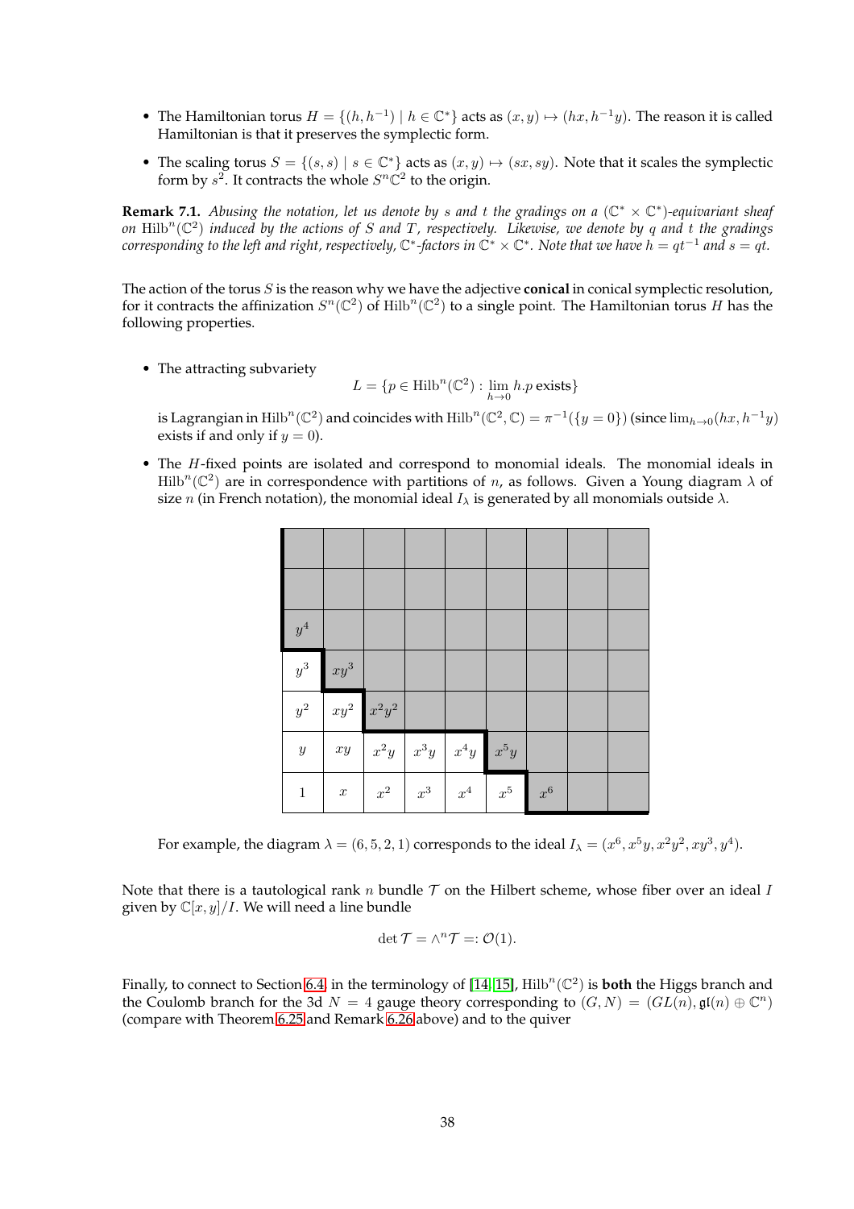- The Hamiltonian torus $H = \{(h, h^{-1}) \mid h \in \mathbb{C}^*\}$ acts as $(x, y) \mapsto (hx, h^{-1}y)$. The reason it is called Hamiltonian is that it preserves the symplectic form.
- The scaling torus $S = \{(s, s) \mid s \in \mathbb{C}^*\}$ acts as $(x, y) \mapsto (sx, sy)$. Note that it scales the symplectic form by $s^2$. It contracts the whole $S^n\mathbb{C}^2$ to the origin.

**Remark 7.1.** *Abusing the notation, let us denote by $s$ and $t$ the gradings on a $(\mathbb{C}^* \times \mathbb{C}^*)$-equivariant sheaf on $\operatorname{Hilb}^n(\mathbb{C}^2)$ induced by the actions of $S$ and $T$, respectively. Likewise, we denote by $q$ and $t$ the gradings corresponding to the left and right, respectively, $\mathbb{C}^*$-factors in $\mathbb{C}^* \times \mathbb{C}^*$. Note that we have $h = qt^{-1}$ and $s = qt$.*

The action of the torus $S$ is the reason why we have the adjective **conical** in conical symplectic resolution, for it contracts the affinization $S^n(\mathbb{C}^2)$ of $\operatorname{Hilb}^n(\mathbb{C}^2)$ to a single point. The Hamiltonian torus $H$ has the following properties.

- The attracting subvariety
$$L = \{p \in \operatorname{Hilb}^n(\mathbb{C}^2) : \lim_{h \to 0} h.p \text{ exists}\}$$
is Lagrangian in $\operatorname{Hilb}^n(\mathbb{C}^2)$ and coincides with $\operatorname{Hilb}^n(\mathbb{C}^2, \mathbb{C}) = \pi^{-1}(\{y = 0\})$ (since $\lim_{h \to 0}(hx, h^{-1}y)$ exists if and only if $y = 0$).
- The $H$-fixed points are isolated and correspond to monomial ideals. The monomial ideals in $\operatorname{Hilb}^n(\mathbb{C}^2)$ are in correspondence with partitions of $n$, as follows. Given a Young diagram $\lambda$ of size $n$ (in French notation), the monomial ideal $I_\lambda$ is generated by all monomials outside $\lambda$.

| | | | | | | | | |
|---|---|---|---|---|---|---|---|---|
| | | | | | | | | |
| | | | | | | | | |
| $y^4$ | | | | | | | | |
| $y^3$ | $xy^3$ | | | | | | | |
| $y^2$ | $xy^2$ | $x^2y^2$ | | | | | | |
| $y$ | $xy$ | $x^2y$ | $x^3y$ | $x^4y$ | $x^5y$ | | | |
| $1$ | $x$ | $x^2$ | $x^3$ | $x^4$ | $x^5$ | $x^6$ | | |

For example, the diagram $\lambda = (6, 5, 2, 1)$ corresponds to the ideal $I_\lambda = (x^6, x^5y, x^2y^2, xy^3, y^4)$.

Note that there is a tautological rank $n$ bundle $\mathcal{T}$ on the Hilbert scheme, whose fiber over an ideal $I$ given by $\mathbb{C}[x, y]/I$. We will need a line bundle

$$\det \mathcal{T} = \wedge^n \mathcal{T} =: \mathcal{O}(1).$$

Finally, to connect to Section 6.4, in the terminology of [14, 15], $\operatorname{Hilb}^n(\mathbb{C}^2)$ is **both** the Higgs branch and the Coulomb branch for the 3d $N = 4$ gauge theory corresponding to $(G, N) = (GL(n), \mathfrak{gl}(n) \oplus \mathbb{C}^n)$ (compare with Theorem 6.25 and Remark 6.26 above) and to the quiver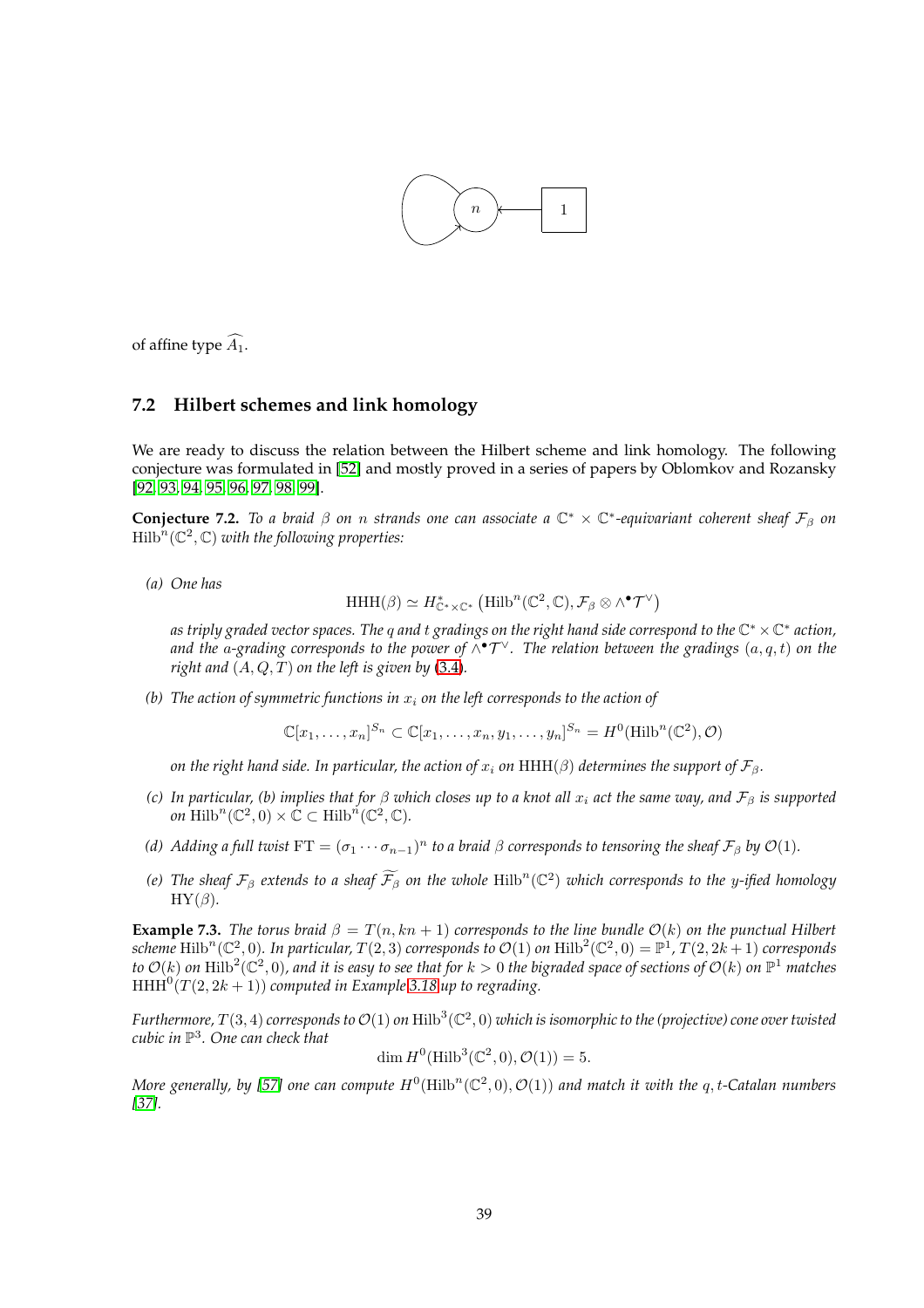of affine type $\widehat{A_1}$.

### 7.2 Hilbert schemes and link homology

We are ready to discuss the relation between the Hilbert scheme and link homology. The following conjecture was formulated in [52] and mostly proved in a series of papers by Oblomkov and Rozansky [92, 93, 94, 95, 96, 97, 98, 99].

**Conjecture 7.2.** *To a braid $\beta$ on $n$ strands one can associate a $\mathbb{C}^* \times \mathbb{C}^*$-equivariant coherent sheaf $\mathcal{F}_\beta$ on $\mathrm{Hilb}^n(\mathbb{C}^2, \mathbb{C})$ with the following properties:*

*(a) One has*

$$\mathrm{HHH}(\beta) \simeq H^*_{\mathbb{C}^* \times \mathbb{C}^*}\left(\mathrm{Hilb}^n(\mathbb{C}^2, \mathbb{C}), \mathcal{F}_\beta \otimes \wedge^\bullet \mathcal{T}^\vee\right)$$

*as triply graded vector spaces. The $q$ and $t$ gradings on the right hand side correspond to the $\mathbb{C}^* \times \mathbb{C}^*$ action, and the $a$-grading corresponds to the power of $\wedge^\bullet \mathcal{T}^\vee$. The relation between the gradings $(a, q, t)$ on the right and $(A, Q, T)$ on the left is given by (3.4).*

*(b) The action of symmetric functions in $x_i$ on the left corresponds to the action of*

$$\mathbb{C}[x_1, \ldots, x_n]^{S_n} \subset \mathbb{C}[x_1, \ldots, x_n, y_1, \ldots, y_n]^{S_n} = H^0(\mathrm{Hilb}^n(\mathbb{C}^2), \mathcal{O})$$

*on the right hand side. In particular, the action of $x_i$ on $\mathrm{HHH}(\beta)$ determines the support of $\mathcal{F}_\beta$.*

*(c) In particular, (b) implies that for $\beta$ which closes up to a knot all $x_i$ act the same way, and $\mathcal{F}_\beta$ is supported on $\mathrm{Hilb}^n(\mathbb{C}^2, 0) \times \mathbb{C} \subset \mathrm{Hilb}^n(\mathbb{C}^2, \mathbb{C})$.*

*(d) Adding a full twist $\mathrm{FT} = (\sigma_1 \cdots \sigma_{n-1})^n$ to a braid $\beta$ corresponds to tensoring the sheaf $\mathcal{F}_\beta$ by $\mathcal{O}(1)$.*

*(e) The sheaf $\mathcal{F}_\beta$ extends to a sheaf $\widetilde{\mathcal{F}_\beta}$ on the whole $\mathrm{Hilb}^n(\mathbb{C}^2)$ which corresponds to the $y$-ified homology $\mathrm{HY}(\beta)$.*

**Example 7.3.** *The torus braid $\beta = T(n, kn+1)$ corresponds to the line bundle $\mathcal{O}(k)$ on the punctual Hilbert scheme $\mathrm{Hilb}^n(\mathbb{C}^2, 0)$. In particular, $T(2,3)$ corresponds to $\mathcal{O}(1)$ on $\mathrm{Hilb}^2(\mathbb{C}^2, 0) = \mathbb{P}^1$, $T(2, 2k+1)$ corresponds to $\mathcal{O}(k)$ on $\mathrm{Hilb}^2(\mathbb{C}^2, 0)$, and it is easy to see that for $k > 0$ the bigraded space of sections of $\mathcal{O}(k)$ on $\mathbb{P}^1$ matches $\mathrm{HHH}^0(T(2, 2k+1))$ computed in Example 3.18 up to regrading.*

*Furthermore, $T(3,4)$ corresponds to $\mathcal{O}(1)$ on $\mathrm{Hilb}^3(\mathbb{C}^2, 0)$ which is isomorphic to the (projective) cone over twisted cubic in $\mathbb{P}^3$. One can check that*

$$\dim H^0(\mathrm{Hilb}^3(\mathbb{C}^2, 0), \mathcal{O}(1)) = 5.$$

*More generally, by [57] one can compute $H^0(\mathrm{Hilb}^n(\mathbb{C}^2, 0), \mathcal{O}(1))$ and match it with the $q,t$-Catalan numbers [37].*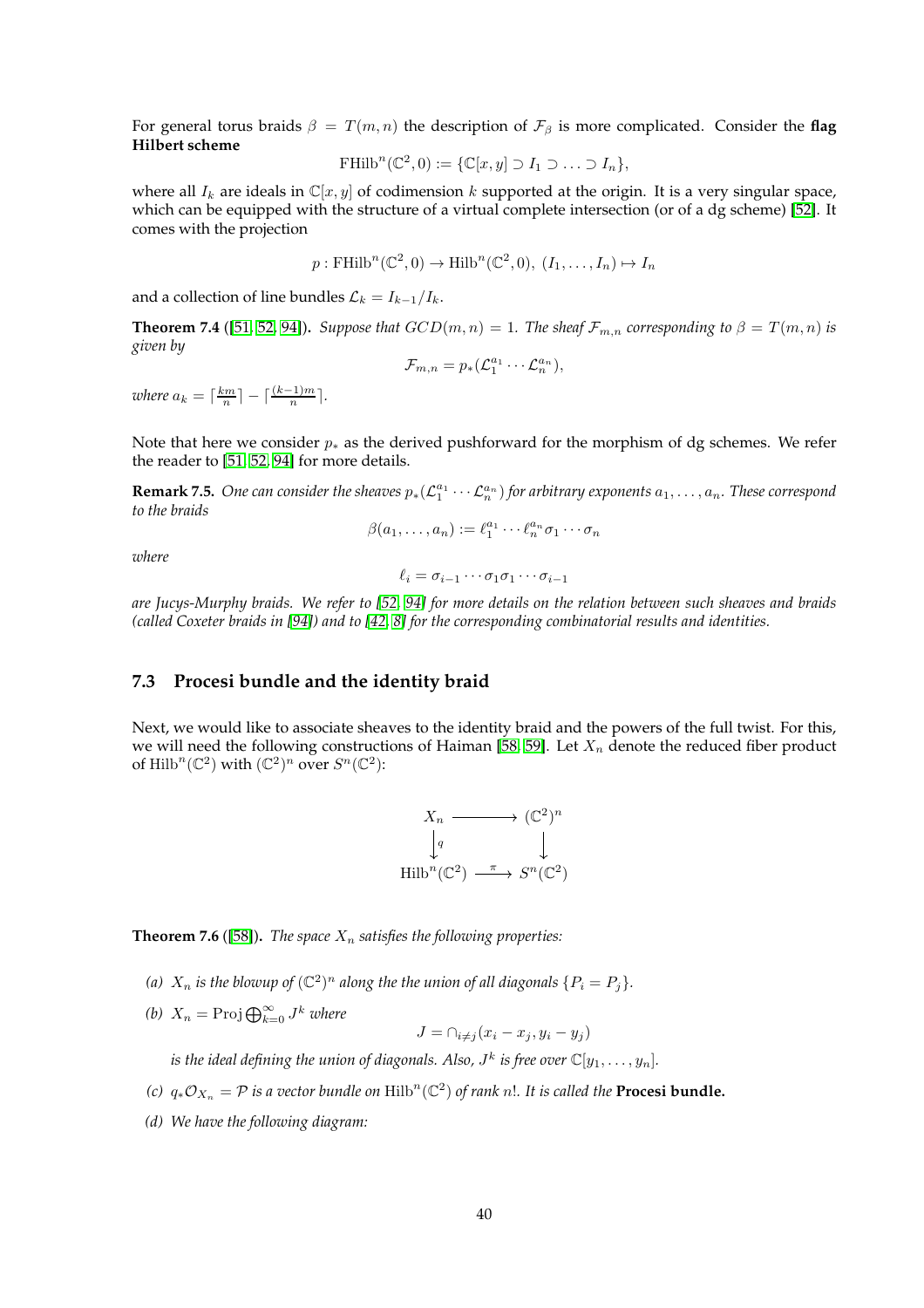For general torus braids $\beta = T(m,n)$ the description of $\mathcal{F}_\beta$ is more complicated. Consider the **flag Hilbert scheme**

$$\mathrm{FHilb}^n(\mathbb{C}^2,0) := \{\mathbb{C}[x,y] \supset I_1 \supset \ldots \supset I_n\},$$

where all $I_k$ are ideals in $\mathbb{C}[x,y]$ of codimension $k$ supported at the origin. It is a very singular space, which can be equipped with the structure of a virtual complete intersection (or of a dg scheme) [52]. It comes with the projection

$$p : \mathrm{FHilb}^n(\mathbb{C}^2,0) \to \mathrm{Hilb}^n(\mathbb{C}^2,0),\ (I_1,\ldots,I_n) \mapsto I_n$$

and a collection of line bundles $\mathcal{L}_k = I_{k-1}/I_k$.

**Theorem 7.4** ([51, 52, 94]). *Suppose that $GCD(m,n) = 1$. The sheaf $\mathcal{F}_{m,n}$ corresponding to $\beta = T(m,n)$ is given by*

$$\mathcal{F}_{m,n} = p_*(\mathcal{L}_1^{a_1}\cdots\mathcal{L}_n^{a_n}),$$

*where $a_k = \lceil \frac{km}{n} \rceil - \lceil \frac{(k-1)m}{n} \rceil$.*

Note that here we consider $p_*$ as the derived pushforward for the morphism of dg schemes. We refer the reader to [51, 52, 94] for more details.

**Remark 7.5.** *One can consider the sheaves $p_*(\mathcal{L}_1^{a_1}\cdots\mathcal{L}_n^{a_n})$ for arbitrary exponents $a_1,\ldots,a_n$. These correspond to the braids*

$$\beta(a_1,\ldots,a_n) := \ell_1^{a_1}\cdots\ell_n^{a_n}\sigma_1\cdots\sigma_n$$

*where*

$$\ell_i = \sigma_{i-1}\cdots\sigma_1\sigma_1\cdots\sigma_{i-1}$$

*are Jucys-Murphy braids. We refer to [52, 94] for more details on the relation between such sheaves and braids (called Coxeter braids in [94]) and to [42, 8] for the corresponding combinatorial results and identities.*

### 7.3 Procesi bundle and the identity braid

Next, we would like to associate sheaves to the identity braid and the powers of the full twist. For this, we will need the following constructions of Haiman [58, 59]. Let $X_n$ denote the reduced fiber product of $\mathrm{Hilb}^n(\mathbb{C}^2)$ with $(\mathbb{C}^2)^n$ over $S^n(\mathbb{C}^2)$:

$$\begin{array}{ccc} X_n & \longrightarrow & (\mathbb{C}^2)^n \\ \big\downarrow q & & \big\downarrow \\ \mathrm{Hilb}^n(\mathbb{C}^2) & \xrightarrow{\ \pi\ } & S^n(\mathbb{C}^2) \end{array}$$

**Theorem 7.6** ([58]). *The space $X_n$ satisfies the following properties:*

*(a) $X_n$ is the blowup of $(\mathbb{C}^2)^n$ along the the union of all diagonals $\{P_i = P_j\}$.*

*(b) $X_n = \mathrm{Proj}\bigoplus_{k=0}^{\infty} J^k$ where*

$$J = \cap_{i\neq j}(x_i - x_j, y_i - y_j)$$

*is the ideal defining the union of diagonals. Also, $J^k$ is free over $\mathbb{C}[y_1,\ldots,y_n]$.*

*(c) $q_*\mathcal{O}_{X_n} = \mathcal{P}$ is a vector bundle on $\mathrm{Hilb}^n(\mathbb{C}^2)$ of rank $n!$. It is called the* **Procesi bundle.**

*(d) We have the following diagram:*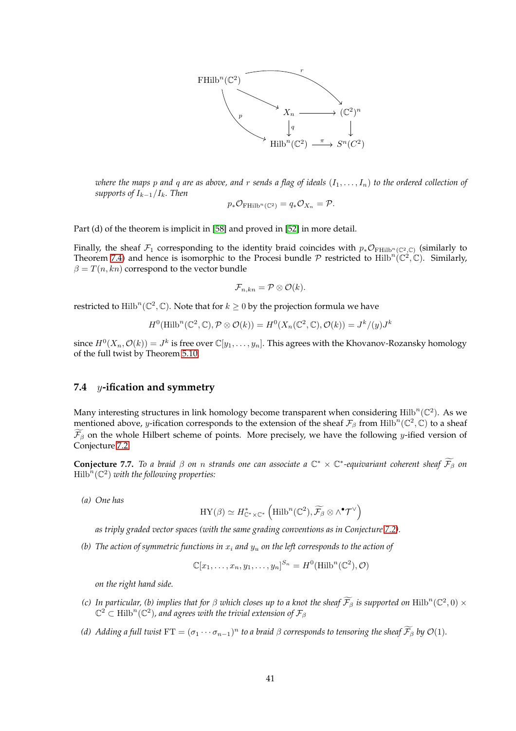$$
\begin{array}{ccccc}
\mathrm{FHilb}^n(\mathbb{C}^2) & & \xrightarrow{\quad r \quad} & & (\mathbb{C}^2)^n \\
& \searrow & & & \\
& & X_n & \longrightarrow & (\mathbb{C}^2)^n \\
& p \searrow & \downarrow q & & \downarrow \\
& & \mathrm{Hilb}^n(\mathbb{C}^2) & \xrightarrow{\pi} & S^n(C^2)
\end{array}
$$

*where the maps $p$ and $q$ are as above, and $r$ sends a flag of ideals $(I_1, \ldots, I_n)$ to the ordered collection of supports of $I_{k-1}/I_k$. Then*

$$
p_*\mathcal{O}_{\mathrm{FHilb}^n(\mathbb{C}^2)} = q_*\mathcal{O}_{X_n} = \mathcal{P}.
$$

Part (d) of the theorem is implicit in [58] and proved in [52] in more detail.

Finally, the sheaf $\mathcal{F}_1$ corresponding to the identity braid coincides with $p_*\mathcal{O}_{\mathrm{FHilb}^n(\mathbb{C}^2,\mathbb{C})}$ (similarly to Theorem 7.4) and hence is isomorphic to the Procesi bundle $\mathcal{P}$ restricted to $\mathrm{Hilb}^n(\mathbb{C}^2, \mathbb{C})$. Similarly, $\beta = T(n, kn)$ correspond to the vector bundle

$$
\mathcal{F}_{n,kn} = \mathcal{P} \otimes \mathcal{O}(k).
$$

restricted to $\mathrm{Hilb}^n(\mathbb{C}^2, \mathbb{C})$. Note that for $k \geq 0$ by the projection formula we have

$$
H^0(\mathrm{Hilb}^n(\mathbb{C}^2, \mathbb{C}), \mathcal{P} \otimes \mathcal{O}(k)) = H^0(X_n(\mathbb{C}^2, \mathbb{C}), \mathcal{O}(k)) = J^k/(y)J^k
$$

since $H^0(X_n, \mathcal{O}(k)) = J^k$ is free over $\mathbb{C}[y_1, \ldots, y_n]$. This agrees with the Khovanov-Rozansky homology of the full twist by Theorem 5.10.

### 7.4 $y$-ification and symmetry

Many interesting structures in link homology become transparent when considering $\mathrm{Hilb}^n(\mathbb{C}^2)$. As we mentioned above, $y$-ification corresponds to the extension of the sheaf $\mathcal{F}_\beta$ from $\mathrm{Hilb}^n(\mathbb{C}^2, \mathbb{C})$ to a sheaf $\widetilde{\mathcal{F}_\beta}$ on the whole Hilbert scheme of points. More precisely, we have the following $y$-ified version of Conjecture 7.2.

**Conjecture 7.7.** *To a braid $\beta$ on $n$ strands one can associate a $\mathbb{C}^* \times \mathbb{C}^*$-equivariant coherent sheaf $\widetilde{\mathcal{F}_\beta}$ on $\mathrm{Hilb}^n(\mathbb{C}^2)$ with the following properties:*

*(a) One has*

$$
\mathrm{HY}(\beta) \simeq H^*_{\mathbb{C}^* \times \mathbb{C}^*}\left(\mathrm{Hilb}^n(\mathbb{C}^2), \widetilde{\mathcal{F}_\beta} \otimes \wedge^\bullet \mathcal{T}^\vee\right)
$$

*as triply graded vector spaces (with the same grading conventions as in Conjecture 7.2).*

*(b) The action of symmetric functions in $x_i$ and $y_u$ on the left corresponds to the action of*

$$
\mathbb{C}[x_1, \ldots, x_n, y_1, \ldots, y_n]^{S_n} = H^0(\mathrm{Hilb}^n(\mathbb{C}^2), \mathcal{O})
$$

*on the right hand side.*

*(c) In particular, (b) implies that for $\beta$ which closes up to a knot the sheaf $\widetilde{\mathcal{F}_\beta}$ is supported on $\mathrm{Hilb}^n(\mathbb{C}^2, 0) \times \mathbb{C}^2 \subset \mathrm{Hilb}^n(\mathbb{C}^2)$, and agrees with the trivial extension of $\mathcal{F}_\beta$*

*(d) Adding a full twist $\mathrm{FT} = (\sigma_1 \cdots \sigma_{n-1})^n$ to a braid $\beta$ corresponds to tensoring the sheaf $\widetilde{\mathcal{F}_\beta}$ by $\mathcal{O}(1)$.*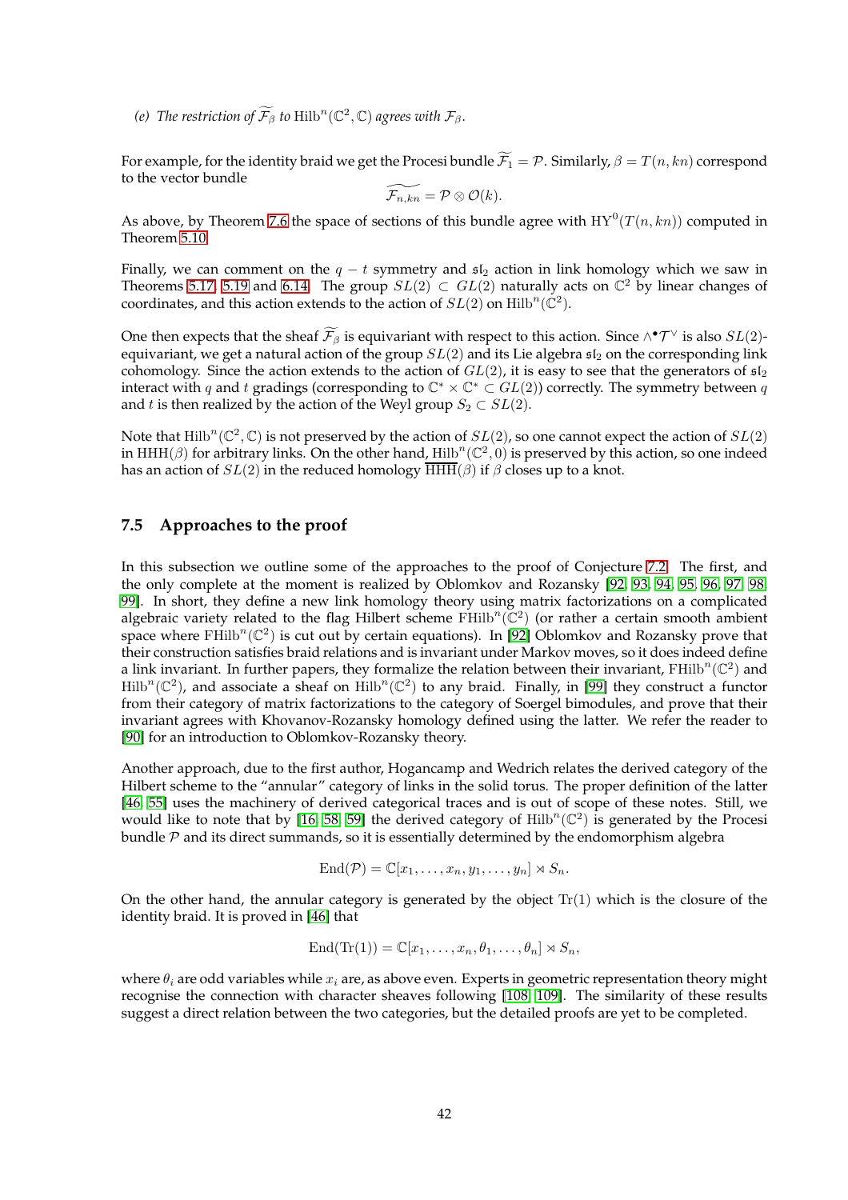*(e) The restriction of $\widetilde{\mathcal{F}_\beta}$ to $\mathrm{Hilb}^n(\mathbb{C}^2, \mathbb{C})$ agrees with $\mathcal{F}_\beta$.*

For example, for the identity braid we get the Procesi bundle $\widetilde{\mathcal{F}_1} = \mathcal{P}$. Similarly, $\beta = T(n, kn)$ correspond to the vector bundle

$$\widetilde{\mathcal{F}_{n,kn}} = \mathcal{P} \otimes \mathcal{O}(k).$$

As above, by Theorem 7.6 the space of sections of this bundle agree with $\mathrm{HY}^0(T(n, kn))$ computed in Theorem 5.10.

Finally, we can comment on the $q - t$ symmetry and $\mathfrak{sl}_2$ action in link homology which we saw in Theorems 5.17, 5.19 and 6.14. The group $SL(2) \subset GL(2)$ naturally acts on $\mathbb{C}^2$ by linear changes of coordinates, and this action extends to the action of $SL(2)$ on $\mathrm{Hilb}^n(\mathbb{C}^2)$.

One then expects that the sheaf $\widetilde{\mathcal{F}_\beta}$ is equivariant with respect to this action. Since $\wedge^\bullet \mathcal{T}^\vee$ is also $SL(2)$-equivariant, we get a natural action of the group $SL(2)$ and its Lie algebra $\mathfrak{sl}_2$ on the corresponding link cohomology. Since the action extends to the action of $GL(2)$, it is easy to see that the generators of $\mathfrak{sl}_2$ interact with $q$ and $t$ gradings (corresponding to $\mathbb{C}^* \times \mathbb{C}^* \subset GL(2)$) correctly. The symmetry between $q$ and $t$ is then realized by the action of the Weyl group $S_2 \subset SL(2)$.

Note that $\mathrm{Hilb}^n(\mathbb{C}^2, \mathbb{C})$ is not preserved by the action of $SL(2)$, so one cannot expect the action of $SL(2)$ in $\mathrm{HHH}(\beta)$ for arbitrary links. On the other hand, $\mathrm{Hilb}^n(\mathbb{C}^2, 0)$ is preserved by this action, so one indeed has an action of $SL(2)$ in the reduced homology $\overline{\mathrm{HHH}}(\beta)$ if $\beta$ closes up to a knot.

### 7.5 Approaches to the proof

In this subsection we outline some of the approaches to the proof of Conjecture 7.2. The first, and the only complete at the moment is realized by Oblomkov and Rozansky [92, 93, 94, 95, 96, 97, 98, 99]. In short, they define a new link homology theory using matrix factorizations on a complicated algebraic variety related to the flag Hilbert scheme $\mathrm{FHilb}^n(\mathbb{C}^2)$ (or rather a certain smooth ambient space where $\mathrm{FHilb}^n(\mathbb{C}^2)$ is cut out by certain equations). In [92] Oblomkov and Rozansky prove that their construction satisfies braid relations and is invariant under Markov moves, so it does indeed define a link invariant. In further papers, they formalize the relation between their invariant, $\mathrm{FHilb}^n(\mathbb{C}^2)$ and $\mathrm{Hilb}^n(\mathbb{C}^2)$, and associate a sheaf on $\mathrm{Hilb}^n(\mathbb{C}^2)$ to any braid. Finally, in [99] they construct a functor from their category of matrix factorizations to the category of Soergel bimodules, and prove that their invariant agrees with Khovanov-Rozansky homology defined using the latter. We refer the reader to [90] for an introduction to Oblomkov-Rozansky theory.

Another approach, due to the first author, Hogancamp and Wedrich relates the derived category of the Hilbert scheme to the "annular" category of links in the solid torus. The proper definition of the latter [46, 55] uses the machinery of derived categorical traces and is out of scope of these notes. Still, we would like to note that by [16, 58, 59] the derived category of $\mathrm{Hilb}^n(\mathbb{C}^2)$ is generated by the Procesi bundle $\mathcal{P}$ and its direct summands, so it is essentially determined by the endomorphism algebra

$$\mathrm{End}(\mathcal{P}) = \mathbb{C}[x_1, \ldots, x_n, y_1, \ldots, y_n] \rtimes S_n.$$

On the other hand, the annular category is generated by the object $\mathrm{Tr}(1)$ which is the closure of the identity braid. It is proved in [46] that

$$\mathrm{End}(\mathrm{Tr}(1)) = \mathbb{C}[x_1, \ldots, x_n, \theta_1, \ldots, \theta_n] \rtimes S_n,$$

where $\theta_i$ are odd variables while $x_i$ are, as above even. Experts in geometric representation theory might recognise the connection with character sheaves following [108, 109]. The similarity of these results suggest a direct relation between the two categories, but the detailed proofs are yet to be completed.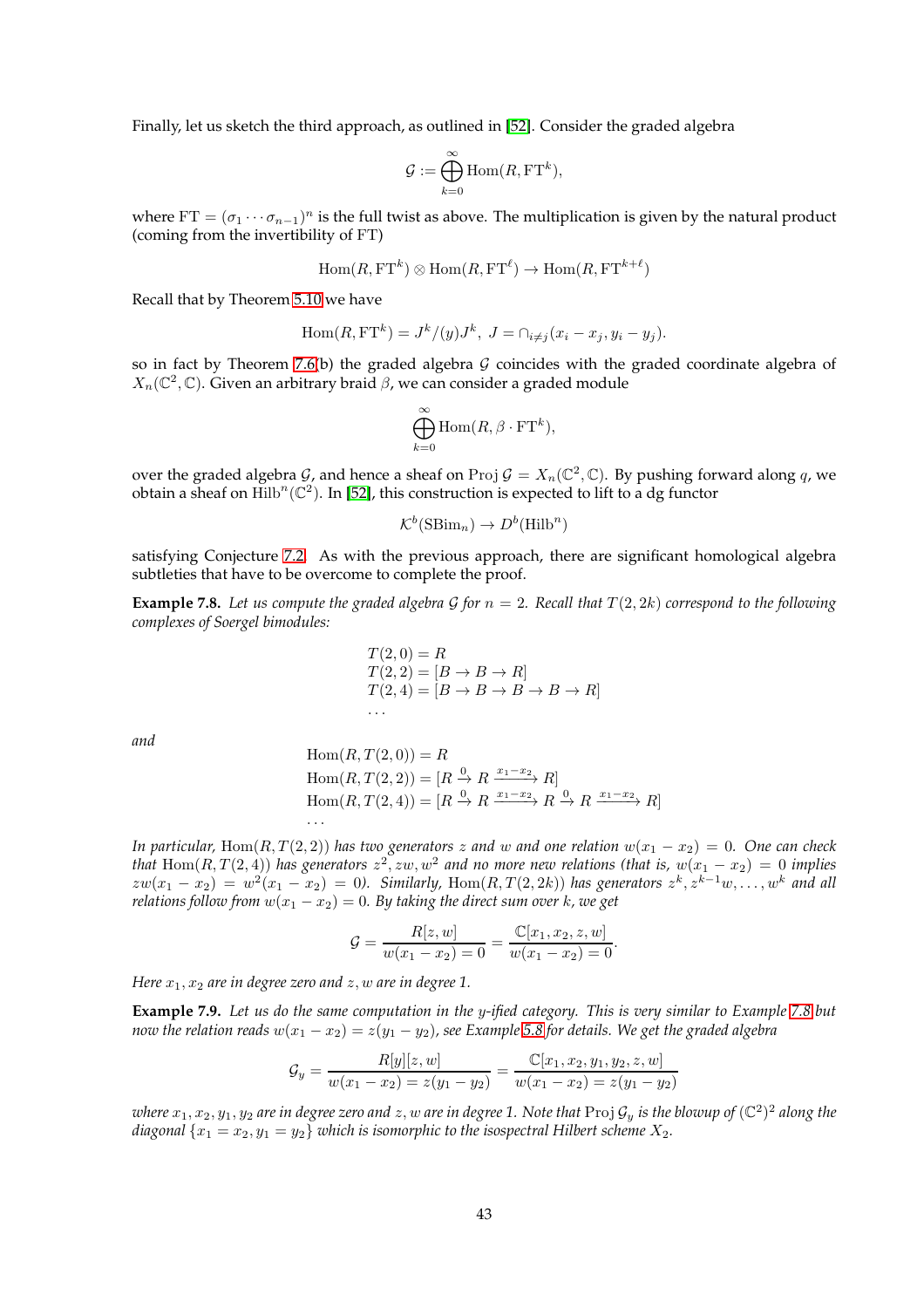Finally, let us sketch the third approach, as outlined in [52]. Consider the graded algebra

$$\mathcal{G} := \bigoplus_{k=0}^{\infty} \mathrm{Hom}(R, \mathrm{FT}^k),$$

where $\mathrm{FT} = (\sigma_1 \cdots \sigma_{n-1})^n$ is the full twist as above. The multiplication is given by the natural product (coming from the invertibility of FT)

$$\mathrm{Hom}(R, \mathrm{FT}^k) \otimes \mathrm{Hom}(R, \mathrm{FT}^\ell) \to \mathrm{Hom}(R, \mathrm{FT}^{k+\ell})$$

Recall that by Theorem 5.10 we have

$$\mathrm{Hom}(R, \mathrm{FT}^k) = J^k/(y)J^k, \ J = \cap_{i \neq j}(x_i - x_j, y_i - y_j).$$

so in fact by Theorem 7.6(b) the graded algebra $\mathcal{G}$ coincides with the graded coordinate algebra of $X_n(\mathbb{C}^2, \mathbb{C})$. Given an arbitrary braid $\beta$, we can consider a graded module

$$\bigoplus_{k=0}^{\infty} \mathrm{Hom}(R, \beta \cdot \mathrm{FT}^k),$$

over the graded algebra $\mathcal{G}$, and hence a sheaf on $\mathrm{Proj}\, \mathcal{G} = X_n(\mathbb{C}^2, \mathbb{C})$. By pushing forward along $q$, we obtain a sheaf on $\mathrm{Hilb}^n(\mathbb{C}^2)$. In [52], this construction is expected to lift to a dg functor

$$\mathcal{K}^b(\mathrm{SBim}_n) \to D^b(\mathrm{Hilb}^n)$$

satisfying Conjecture 7.2. As with the previous approach, there are significant homological algebra subtleties that have to be overcome to complete the proof.

**Example 7.8.** *Let us compute the graded algebra $\mathcal{G}$ for $n = 2$. Recall that $T(2, 2k)$ correspond to the following complexes of Soergel bimodules:*

$$\begin{aligned}
&T(2,0) = R\\
&T(2,2) = [B \to B \to R]\\
&T(2,4) = [B \to B \to B \to B \to R]\\
&\ldots
\end{aligned}$$

*and*

$$\begin{aligned}
&\mathrm{Hom}(R, T(2,0)) = R\\
&\mathrm{Hom}(R, T(2,2)) = [R \xrightarrow{0} R \xrightarrow{x_1 - x_2} R]\\
&\mathrm{Hom}(R, T(2,4)) = [R \xrightarrow{0} R \xrightarrow{x_1 - x_2} R \xrightarrow{0} R \xrightarrow{x_1 - x_2} R]\\
&\ldots
\end{aligned}$$

*In particular, $\mathrm{Hom}(R, T(2,2))$ has two generators $z$ and $w$ and one relation $w(x_1 - x_2) = 0$. One can check that $\mathrm{Hom}(R, T(2,4))$ has generators $z^2, zw, w^2$ and no more new relations (that is, $w(x_1 - x_2) = 0$ implies $zw(x_1 - x_2) = w^2(x_1 - x_2) = 0$). Similarly, $\mathrm{Hom}(R, T(2,2k))$ has generators $z^k, z^{k-1}w, \ldots, w^k$ and all relations follow from $w(x_1 - x_2) = 0$. By taking the direct sum over $k$, we get*

$$\mathcal{G} = \frac{R[z,w]}{w(x_1 - x_2) = 0} = \frac{\mathbb{C}[x_1, x_2, z, w]}{w(x_1 - x_2) = 0}.$$

*Here $x_1, x_2$ are in degree zero and $z, w$ are in degree 1.*

**Example 7.9.** *Let us do the same computation in the $y$-ified category. This is very similar to Example 7.8 but now the relation reads $w(x_1 - x_2) = z(y_1 - y_2)$, see Example 5.8 for details. We get the graded algebra*

$$\mathcal{G}_y = \frac{R[y][z,w]}{w(x_1 - x_2) = z(y_1 - y_2)} = \frac{\mathbb{C}[x_1, x_2, y_1, y_2, z, w]}{w(x_1 - x_2) = z(y_1 - y_2)}$$

*where $x_1, x_2, y_1, y_2$ are in degree zero and $z, w$ are in degree 1. Note that $\mathrm{Proj}\, \mathcal{G}_y$ is the blowup of $(\mathbb{C}^2)^2$ along the diagonal $\{x_1 = x_2, y_1 = y_2\}$ which is isomorphic to the isospectral Hilbert scheme $X_2$.*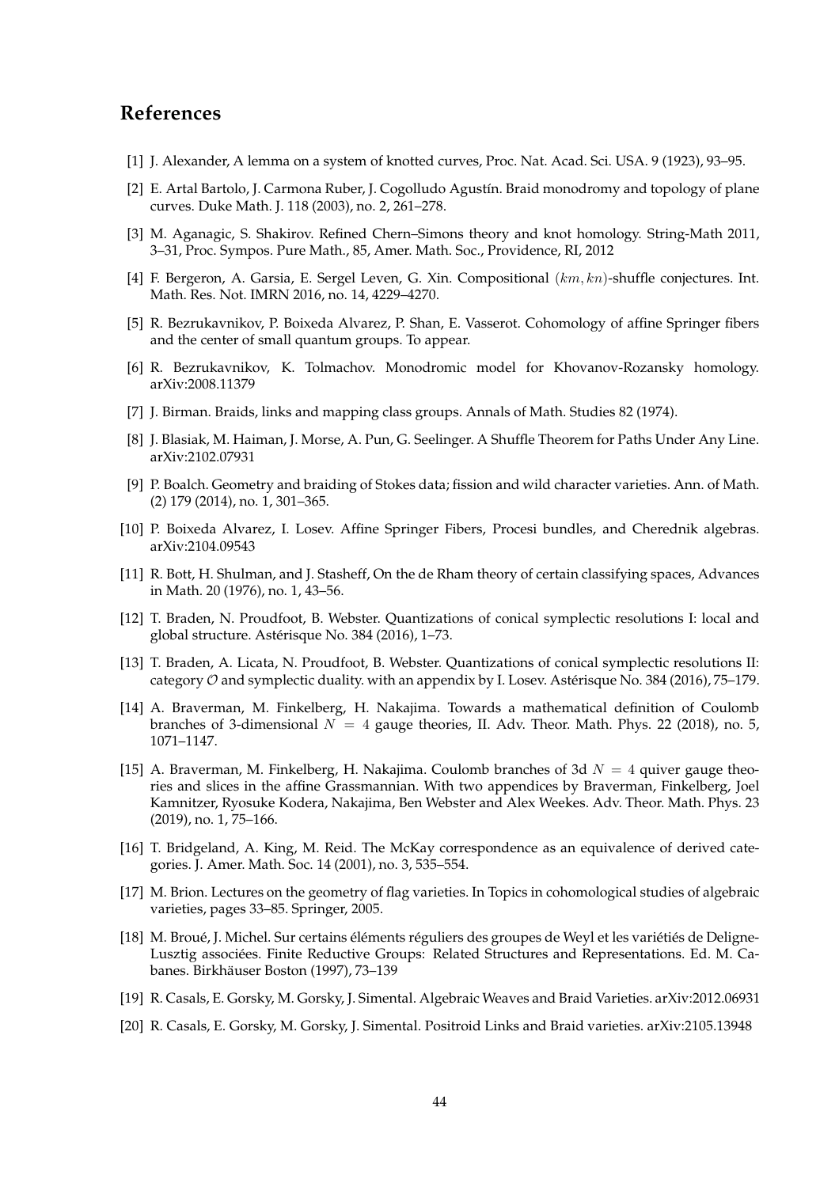## References

[1] J. Alexander, A lemma on a system of knotted curves, Proc. Nat. Acad. Sci. USA. 9 (1923), 93–95.

[2] E. Artal Bartolo, J. Carmona Ruber, J. Cogolludo Agustín. Braid monodromy and topology of plane curves. Duke Math. J. 118 (2003), no. 2, 261–278.

[3] M. Aganagic, S. Shakirov. Refined Chern–Simons theory and knot homology. String-Math 2011, 3–31, Proc. Sympos. Pure Math., 85, Amer. Math. Soc., Providence, RI, 2012

[4] F. Bergeron, A. Garsia, E. Sergel Leven, G. Xin. Compositional $(km, kn)$-shuffle conjectures. Int. Math. Res. Not. IMRN 2016, no. 14, 4229–4270.

[5] R. Bezrukavnikov, P. Boixeda Alvarez, P. Shan, E. Vasserot. Cohomology of affine Springer fibers and the center of small quantum groups. To appear.

[6] R. Bezrukavnikov, K. Tolmachov. Monodromic model for Khovanov-Rozansky homology. arXiv:2008.11379

[7] J. Birman. Braids, links and mapping class groups. Annals of Math. Studies 82 (1974).

[8] J. Blasiak, M. Haiman, J. Morse, A. Pun, G. Seelinger. A Shuffle Theorem for Paths Under Any Line. arXiv:2102.07931

[9] P. Boalch. Geometry and braiding of Stokes data; fission and wild character varieties. Ann. of Math. (2) 179 (2014), no. 1, 301–365.

[10] P. Boixeda Alvarez, I. Losev. Affine Springer Fibers, Procesi bundles, and Cherednik algebras. arXiv:2104.09543

[11] R. Bott, H. Shulman, and J. Stasheff, On the de Rham theory of certain classifying spaces, Advances in Math. 20 (1976), no. 1, 43–56.

[12] T. Braden, N. Proudfoot, B. Webster. Quantizations of conical symplectic resolutions I: local and global structure. Astérisque No. 384 (2016), 1–73.

[13] T. Braden, A. Licata, N. Proudfoot, B. Webster. Quantizations of conical symplectic resolutions II: category $\mathcal{O}$ and symplectic duality. with an appendix by I. Losev. Astérisque No. 384 (2016), 75–179.

[14] A. Braverman, M. Finkelberg, H. Nakajima. Towards a mathematical definition of Coulomb branches of 3-dimensional $N = 4$ gauge theories, II. Adv. Theor. Math. Phys. 22 (2018), no. 5, 1071–1147.

[15] A. Braverman, M. Finkelberg, H. Nakajima. Coulomb branches of 3d $N = 4$ quiver gauge theories and slices in the affine Grassmannian. With two appendices by Braverman, Finkelberg, Joel Kamnitzer, Ryosuke Kodera, Nakajima, Ben Webster and Alex Weekes. Adv. Theor. Math. Phys. 23 (2019), no. 1, 75–166.

[16] T. Bridgeland, A. King, M. Reid. The McKay correspondence as an equivalence of derived categories. J. Amer. Math. Soc. 14 (2001), no. 3, 535–554.

[17] M. Brion. Lectures on the geometry of flag varieties. In Topics in cohomological studies of algebraic varieties, pages 33–85. Springer, 2005.

[18] M. Broué, J. Michel. Sur certains éléments réguliers des groupes de Weyl et les variétiés de Deligne-Lusztig associées. Finite Reductive Groups: Related Structures and Representations. Ed. M. Cabanes. Birkhäuser Boston (1997), 73–139

[19] R. Casals, E. Gorsky, M. Gorsky, J. Simental. Algebraic Weaves and Braid Varieties. arXiv:2012.06931

[20] R. Casals, E. Gorsky, M. Gorsky, J. Simental. Positroid Links and Braid varieties. arXiv:2105.13948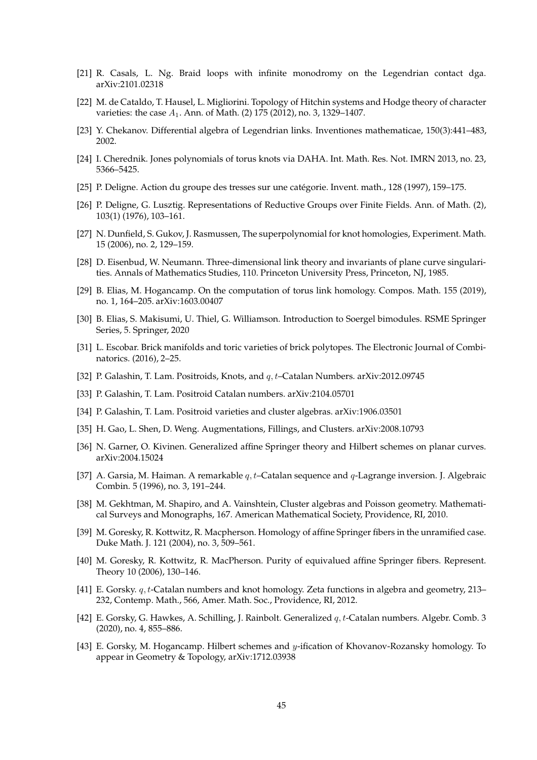[21] R. Casals, L. Ng. Braid loops with infinite monodromy on the Legendrian contact dga. arXiv:2101.02318

[22] M. de Cataldo, T. Hausel, L. Migliorini. Topology of Hitchin systems and Hodge theory of character varieties: the case $A_1$. Ann. of Math. (2) 175 (2012), no. 3, 1329–1407.

[23] Y. Chekanov. Differential algebra of Legendrian links. Inventiones mathematicae, 150(3):441–483, 2002.

[24] I. Cherednik. Jones polynomials of torus knots via DAHA. Int. Math. Res. Not. IMRN 2013, no. 23, 5366–5425.

[25] P. Deligne. Action du groupe des tresses sur une catégorie. Invent. math., 128 (1997), 159–175.

[26] P. Deligne, G. Lusztig. Representations of Reductive Groups over Finite Fields. Ann. of Math. (2), 103(1) (1976), 103–161.

[27] N. Dunfield, S. Gukov, J. Rasmussen, The superpolynomial for knot homologies, Experiment. Math. 15 (2006), no. 2, 129–159.

[28] D. Eisenbud, W. Neumann. Three-dimensional link theory and invariants of plane curve singularities. Annals of Mathematics Studies, 110. Princeton University Press, Princeton, NJ, 1985.

[29] B. Elias, M. Hogancamp. On the computation of torus link homology. Compos. Math. 155 (2019), no. 1, 164–205. arXiv:1603.00407

[30] B. Elias, S. Makisumi, U. Thiel, G. Williamson. Introduction to Soergel bimodules. RSME Springer Series, 5. Springer, 2020

[31] L. Escobar. Brick manifolds and toric varieties of brick polytopes. The Electronic Journal of Combinatorics. (2016), 2–25.

[32] P. Galashin, T. Lam. Positroids, Knots, and $q,t$–Catalan Numbers. arXiv:2012.09745

[33] P. Galashin, T. Lam. Positroid Catalan numbers. arXiv:2104.05701

[34] P. Galashin, T. Lam. Positroid varieties and cluster algebras. arXiv:1906.03501

[35] H. Gao, L. Shen, D. Weng. Augmentations, Fillings, and Clusters. arXiv:2008.10793

[36] N. Garner, O. Kivinen. Generalized affine Springer theory and Hilbert schemes on planar curves. arXiv:2004.15024

[37] A. Garsia, M. Haiman. A remarkable $q,t$–Catalan sequence and $q$-Lagrange inversion. J. Algebraic Combin. 5 (1996), no. 3, 191–244.

[38] M. Gekhtman, M. Shapiro, and A. Vainshtein, Cluster algebras and Poisson geometry. Mathematical Surveys and Monographs, 167. American Mathematical Society, Providence, RI, 2010.

[39] M. Goresky, R. Kottwitz, R. Macpherson. Homology of affine Springer fibers in the unramified case. Duke Math. J. 121 (2004), no. 3, 509–561.

[40] M. Goresky, R. Kottwitz, R. MacPherson. Purity of equivalued affine Springer fibers. Represent. Theory 10 (2006), 130–146.

[41] E. Gorsky. $q,t$-Catalan numbers and knot homology. Zeta functions in algebra and geometry, 213–232, Contemp. Math., 566, Amer. Math. Soc., Providence, RI, 2012.

[42] E. Gorsky, G. Hawkes, A. Schilling, J. Rainbolt. Generalized $q,t$-Catalan numbers. Algebr. Comb. 3 (2020), no. 4, 855–886.

[43] E. Gorsky, M. Hogancamp. Hilbert schemes and $y$-ification of Khovanov-Rozansky homology. To appear in Geometry & Topology, arXiv:1712.03938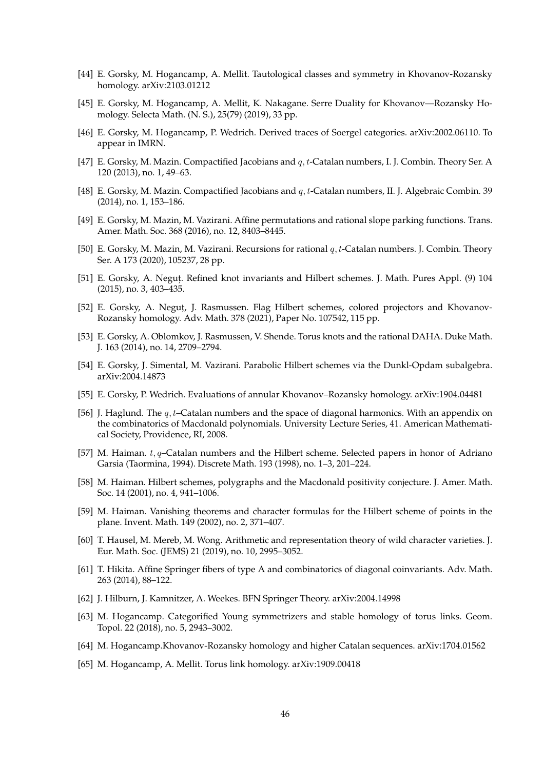[44] E. Gorsky, M. Hogancamp, A. Mellit. Tautological classes and symmetry in Khovanov-Rozansky homology. arXiv:2103.01212

[45] E. Gorsky, M. Hogancamp, A. Mellit, K. Nakagane. Serre Duality for Khovanov—Rozansky Homology. Selecta Math. (N. S.), 25(79) (2019), 33 pp.

[46] E. Gorsky, M. Hogancamp, P. Wedrich. Derived traces of Soergel categories. arXiv:2002.06110. To appear in IMRN.

[47] E. Gorsky, M. Mazin. Compactified Jacobians and $q, t$-Catalan numbers, I. J. Combin. Theory Ser. A 120 (2013), no. 1, 49–63.

[48] E. Gorsky, M. Mazin. Compactified Jacobians and $q, t$-Catalan numbers, II. J. Algebraic Combin. 39 (2014), no. 1, 153–186.

[49] E. Gorsky, M. Mazin, M. Vazirani. Affine permutations and rational slope parking functions. Trans. Amer. Math. Soc. 368 (2016), no. 12, 8403–8445.

[50] E. Gorsky, M. Mazin, M. Vazirani. Recursions for rational $q, t$-Catalan numbers. J. Combin. Theory Ser. A 173 (2020), 105237, 28 pp.

[51] E. Gorsky, A. Neguț. Refined knot invariants and Hilbert schemes. J. Math. Pures Appl. (9) 104 (2015), no. 3, 403–435.

[52] E. Gorsky, A. Neguț, J. Rasmussen. Flag Hilbert schemes, colored projectors and Khovanov-Rozansky homology. Adv. Math. 378 (2021), Paper No. 107542, 115 pp.

[53] E. Gorsky, A. Oblomkov, J. Rasmussen, V. Shende. Torus knots and the rational DAHA. Duke Math. J. 163 (2014), no. 14, 2709–2794.

[54] E. Gorsky, J. Simental, M. Vazirani. Parabolic Hilbert schemes via the Dunkl-Opdam subalgebra. arXiv:2004.14873

[55] E. Gorsky, P. Wedrich. Evaluations of annular Khovanov–Rozansky homology. arXiv:1904.04481

[56] J. Haglund. The $q, t$–Catalan numbers and the space of diagonal harmonics. With an appendix on the combinatorics of Macdonald polynomials. University Lecture Series, 41. American Mathematical Society, Providence, RI, 2008.

[57] M. Haiman. $t, q$–Catalan numbers and the Hilbert scheme. Selected papers in honor of Adriano Garsia (Taormina, 1994). Discrete Math. 193 (1998), no. 1–3, 201–224.

[58] M. Haiman. Hilbert schemes, polygraphs and the Macdonald positivity conjecture. J. Amer. Math. Soc. 14 (2001), no. 4, 941–1006.

[59] M. Haiman. Vanishing theorems and character formulas for the Hilbert scheme of points in the plane. Invent. Math. 149 (2002), no. 2, 371–407.

[60] T. Hausel, M. Mereb, M. Wong. Arithmetic and representation theory of wild character varieties. J. Eur. Math. Soc. (JEMS) 21 (2019), no. 10, 2995–3052.

[61] T. Hikita. Affine Springer fibers of type A and combinatorics of diagonal coinvariants. Adv. Math. 263 (2014), 88–122.

[62] J. Hilburn, J. Kamnitzer, A. Weekes. BFN Springer Theory. arXiv:2004.14998

[63] M. Hogancamp. Categorified Young symmetrizers and stable homology of torus links. Geom. Topol. 22 (2018), no. 5, 2943–3002.

[64] M. Hogancamp.Khovanov-Rozansky homology and higher Catalan sequences. arXiv:1704.01562

[65] M. Hogancamp, A. Mellit. Torus link homology. arXiv:1909.00418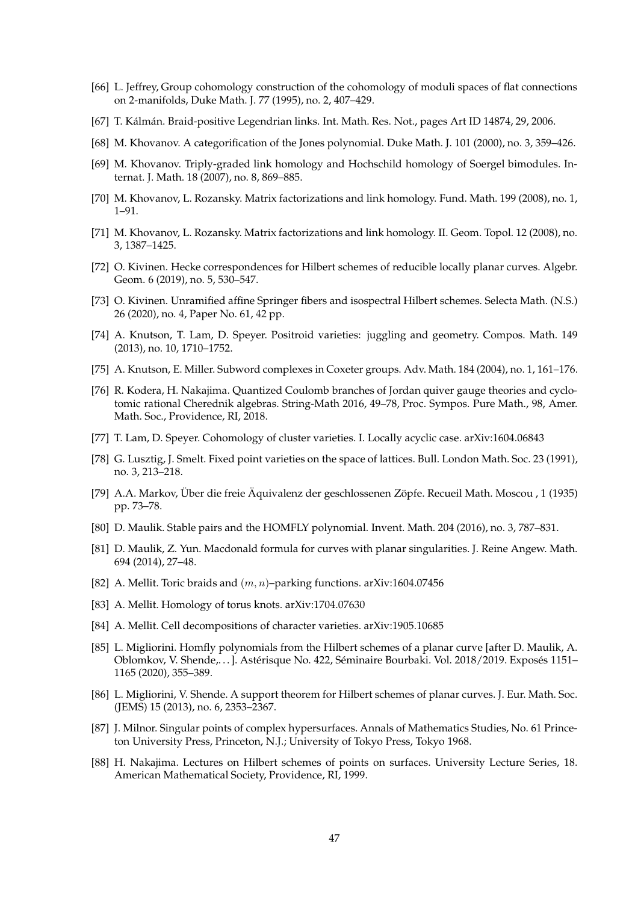[66] L. Jeffrey, Group cohomology construction of the cohomology of moduli spaces of flat connections on 2-manifolds, Duke Math. J. 77 (1995), no. 2, 407–429.

[67] T. Kálmán. Braid-positive Legendrian links. Int. Math. Res. Not., pages Art ID 14874, 29, 2006.

[68] M. Khovanov. A categorification of the Jones polynomial. Duke Math. J. 101 (2000), no. 3, 359–426.

[69] M. Khovanov. Triply-graded link homology and Hochschild homology of Soergel bimodules. Internat. J. Math. 18 (2007), no. 8, 869–885.

[70] M. Khovanov, L. Rozansky. Matrix factorizations and link homology. Fund. Math. 199 (2008), no. 1, 1–91.

[71] M. Khovanov, L. Rozansky. Matrix factorizations and link homology. II. Geom. Topol. 12 (2008), no. 3, 1387–1425.

[72] O. Kivinen. Hecke correspondences for Hilbert schemes of reducible locally planar curves. Algebr. Geom. 6 (2019), no. 5, 530–547.

[73] O. Kivinen. Unramified affine Springer fibers and isospectral Hilbert schemes. Selecta Math. (N.S.) 26 (2020), no. 4, Paper No. 61, 42 pp.

[74] A. Knutson, T. Lam, D. Speyer. Positroid varieties: juggling and geometry. Compos. Math. 149 (2013), no. 10, 1710–1752.

[75] A. Knutson, E. Miller. Subword complexes in Coxeter groups. Adv. Math. 184 (2004), no. 1, 161–176.

[76] R. Kodera, H. Nakajima. Quantized Coulomb branches of Jordan quiver gauge theories and cyclotomic rational Cherednik algebras. String-Math 2016, 49–78, Proc. Sympos. Pure Math., 98, Amer. Math. Soc., Providence, RI, 2018.

[77] T. Lam, D. Speyer. Cohomology of cluster varieties. I. Locally acyclic case. arXiv:1604.06843

[78] G. Lusztig, J. Smelt. Fixed point varieties on the space of lattices. Bull. London Math. Soc. 23 (1991), no. 3, 213–218.

[79] A.A. Markov, Über die freie Äquivalenz der geschlossenen Zöpfe. Recueil Math. Moscou , 1 (1935) pp. 73–78.

[80] D. Maulik. Stable pairs and the HOMFLY polynomial. Invent. Math. 204 (2016), no. 3, 787–831.

[81] D. Maulik, Z. Yun. Macdonald formula for curves with planar singularities. J. Reine Angew. Math. 694 (2014), 27–48.

[82] A. Mellit. Toric braids and $(m, n)$–parking functions. arXiv:1604.07456

[83] A. Mellit. Homology of torus knots. arXiv:1704.07630

[84] A. Mellit. Cell decompositions of character varieties. arXiv:1905.10685

[85] L. Migliorini. Homfly polynomials from the Hilbert schemes of a planar curve [after D. Maulik, A. Oblomkov, V. Shende,. . . ]. Astérisque No. 422, Séminaire Bourbaki. Vol. 2018/2019. Exposés 1151–1165 (2020), 355–389.

[86] L. Migliorini, V. Shende. A support theorem for Hilbert schemes of planar curves. J. Eur. Math. Soc. (JEMS) 15 (2013), no. 6, 2353–2367.

[87] J. Milnor. Singular points of complex hypersurfaces. Annals of Mathematics Studies, No. 61 Princeton University Press, Princeton, N.J.; University of Tokyo Press, Tokyo 1968.

[88] H. Nakajima. Lectures on Hilbert schemes of points on surfaces. University Lecture Series, 18. American Mathematical Society, Providence, RI, 1999.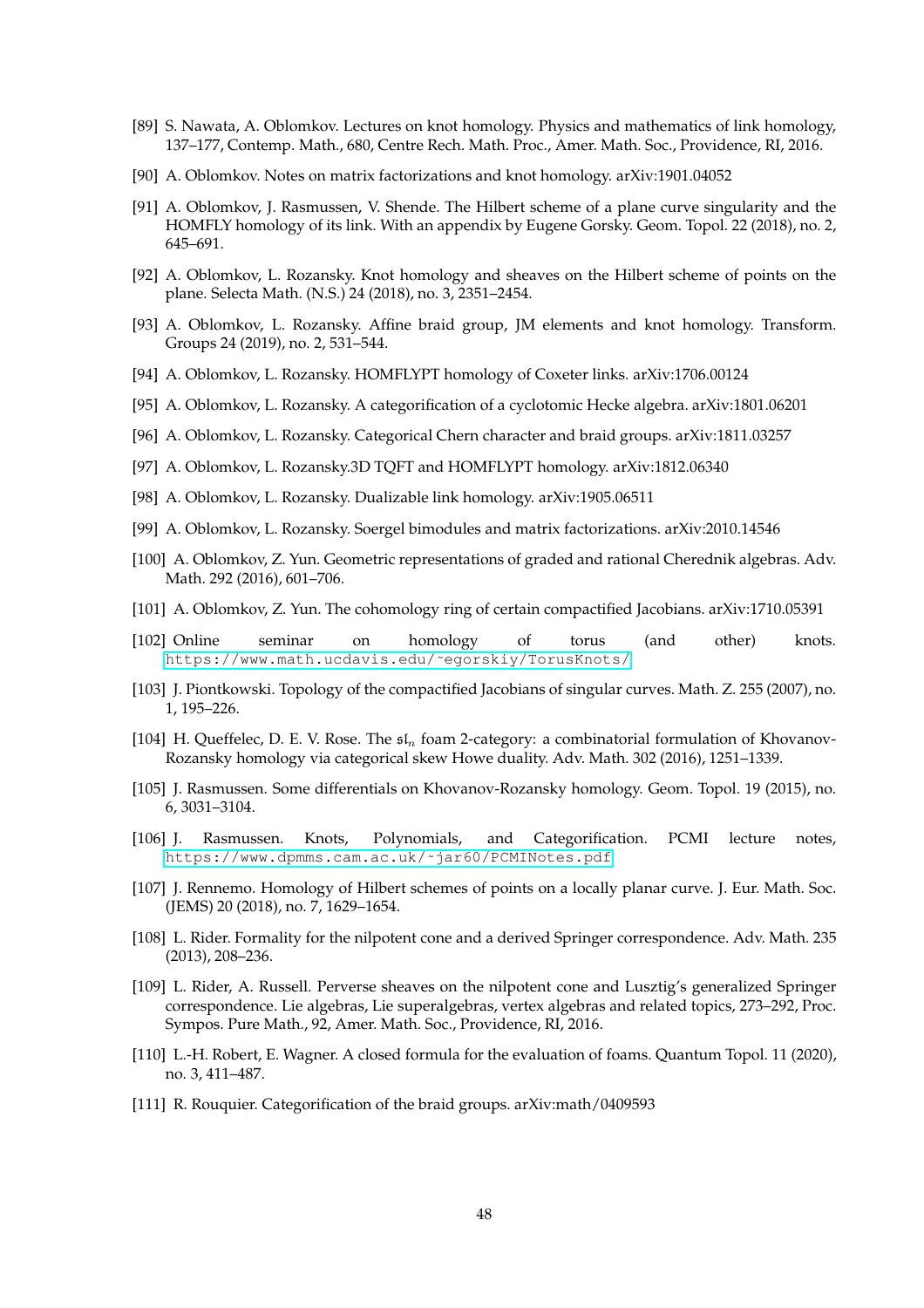[89] S. Nawata, A. Oblomkov. Lectures on knot homology. Physics and mathematics of link homology, 137–177, Contemp. Math., 680, Centre Rech. Math. Proc., Amer. Math. Soc., Providence, RI, 2016.

[90] A. Oblomkov. Notes on matrix factorizations and knot homology. arXiv:1901.04052

[91] A. Oblomkov, J. Rasmussen, V. Shende. The Hilbert scheme of a plane curve singularity and the HOMFLY homology of its link. With an appendix by Eugene Gorsky. Geom. Topol. 22 (2018), no. 2, 645–691.

[92] A. Oblomkov, L. Rozansky. Knot homology and sheaves on the Hilbert scheme of points on the plane. Selecta Math. (N.S.) 24 (2018), no. 3, 2351–2454.

[93] A. Oblomkov, L. Rozansky. Affine braid group, JM elements and knot homology. Transform. Groups 24 (2019), no. 2, 531–544.

[94] A. Oblomkov, L. Rozansky. HOMFLYPT homology of Coxeter links. arXiv:1706.00124

[95] A. Oblomkov, L. Rozansky. A categorification of a cyclotomic Hecke algebra. arXiv:1801.06201

[96] A. Oblomkov, L. Rozansky. Categorical Chern character and braid groups. arXiv:1811.03257

[97] A. Oblomkov, L. Rozansky.3D TQFT and HOMFLYPT homology. arXiv:1812.06340

[98] A. Oblomkov, L. Rozansky. Dualizable link homology. arXiv:1905.06511

[99] A. Oblomkov, L. Rozansky. Soergel bimodules and matrix factorizations. arXiv:2010.14546

[100] A. Oblomkov, Z. Yun. Geometric representations of graded and rational Cherednik algebras. Adv. Math. 292 (2016), 601–706.

[101] A. Oblomkov, Z. Yun. The cohomology ring of certain compactified Jacobians. arXiv:1710.05391

[102] Online seminar on homology of torus (and other) knots. https://www.math.ucdavis.edu/~egorskiy/TorusKnots/

[103] J. Piontkowski. Topology of the compactified Jacobians of singular curves. Math. Z. 255 (2007), no. 1, 195–226.

[104] H. Queffelec, D. E. V. Rose. The $\mathfrak{sl}_n$ foam 2-category: a combinatorial formulation of Khovanov-Rozansky homology via categorical skew Howe duality. Adv. Math. 302 (2016), 1251–1339.

[105] J. Rasmussen. Some differentials on Khovanov-Rozansky homology. Geom. Topol. 19 (2015), no. 6, 3031–3104.

[106] J. Rasmussen. Knots, Polynomials, and Categorification. PCMI lecture notes, https://www.dpmms.cam.ac.uk/~jar60/PCMINotes.pdf

[107] J. Rennemo. Homology of Hilbert schemes of points on a locally planar curve. J. Eur. Math. Soc. (JEMS) 20 (2018), no. 7, 1629–1654.

[108] L. Rider. Formality for the nilpotent cone and a derived Springer correspondence. Adv. Math. 235 (2013), 208–236.

[109] L. Rider, A. Russell. Perverse sheaves on the nilpotent cone and Lusztig's generalized Springer correspondence. Lie algebras, Lie superalgebras, vertex algebras and related topics, 273–292, Proc. Sympos. Pure Math., 92, Amer. Math. Soc., Providence, RI, 2016.

[110] L.-H. Robert, E. Wagner. A closed formula for the evaluation of foams. Quantum Topol. 11 (2020), no. 3, 411–487.

[111] R. Rouquier. Categorification of the braid groups. arXiv:math/0409593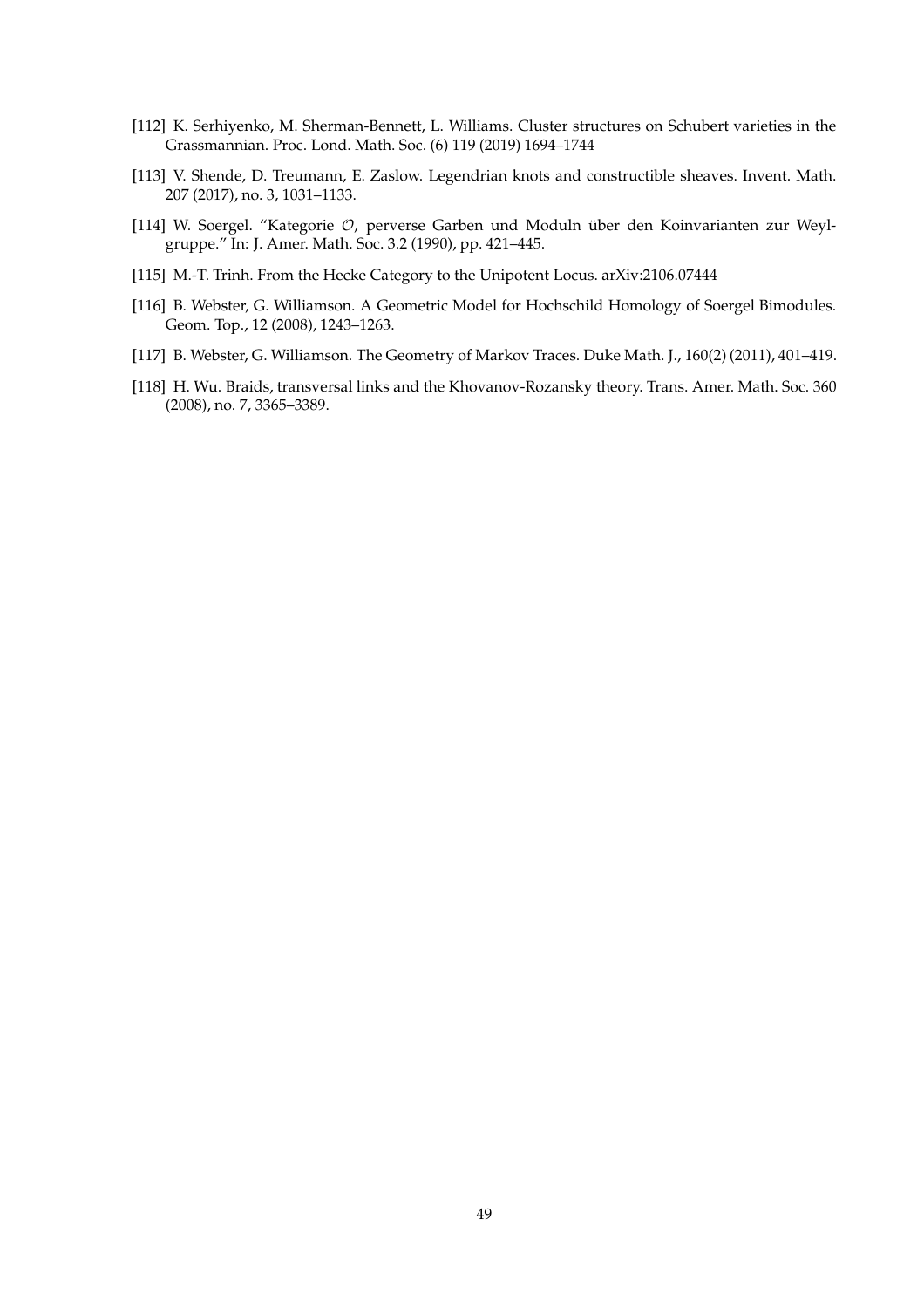[112] K. Serhiyenko, M. Sherman-Bennett, L. Williams. Cluster structures on Schubert varieties in the Grassmannian. Proc. Lond. Math. Soc. (6) 119 (2019) 1694–1744

[113] V. Shende, D. Treumann, E. Zaslow. Legendrian knots and constructible sheaves. Invent. Math. 207 (2017), no. 3, 1031–1133.

[114] W. Soergel. "Kategorie $\mathcal{O}$, perverse Garben und Moduln über den Koinvarianten zur Weylgruppe." In: J. Amer. Math. Soc. 3.2 (1990), pp. 421–445.

[115] M.-T. Trinh. From the Hecke Category to the Unipotent Locus. arXiv:2106.07444

[116] B. Webster, G. Williamson. A Geometric Model for Hochschild Homology of Soergel Bimodules. Geom. Top., 12 (2008), 1243–1263.

[117] B. Webster, G. Williamson. The Geometry of Markov Traces. Duke Math. J., 160(2) (2011), 401–419.

[118] H. Wu. Braids, transversal links and the Khovanov-Rozansky theory. Trans. Amer. Math. Soc. 360 (2008), no. 7, 3365–3389.